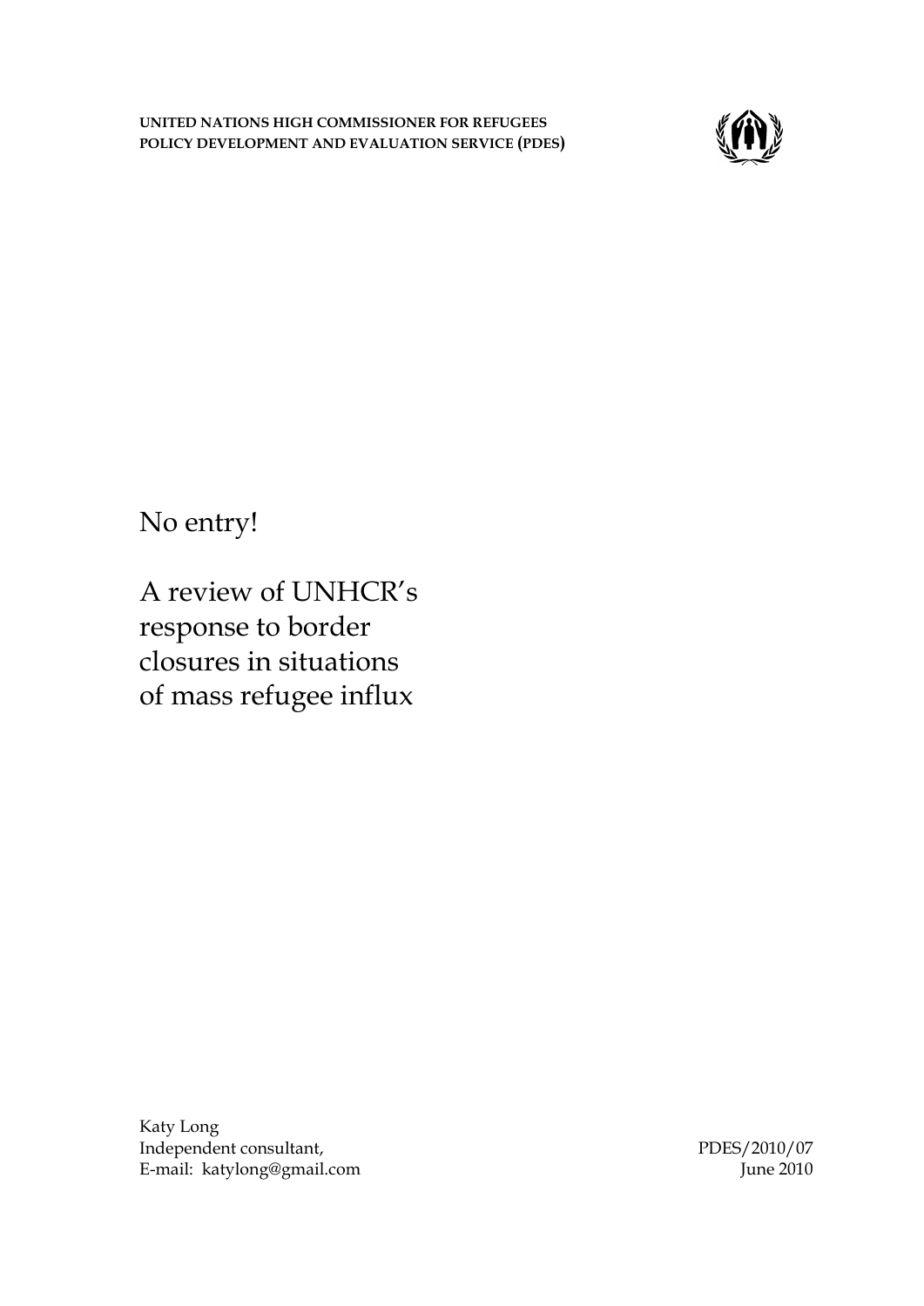**UNITED NATIONS HIGH COMMISSIONER FOR REFUGEES**
**POLICY DEVELOPMENT AND EVALUATION SERVICE (PDES)**

# No entry!

# A review of UNHCR's response to border closures in situations of mass refugee influx

Katy Long
Independent consultant,
E-mail: katylong@gmail.com

PDES/2010/07
June 2010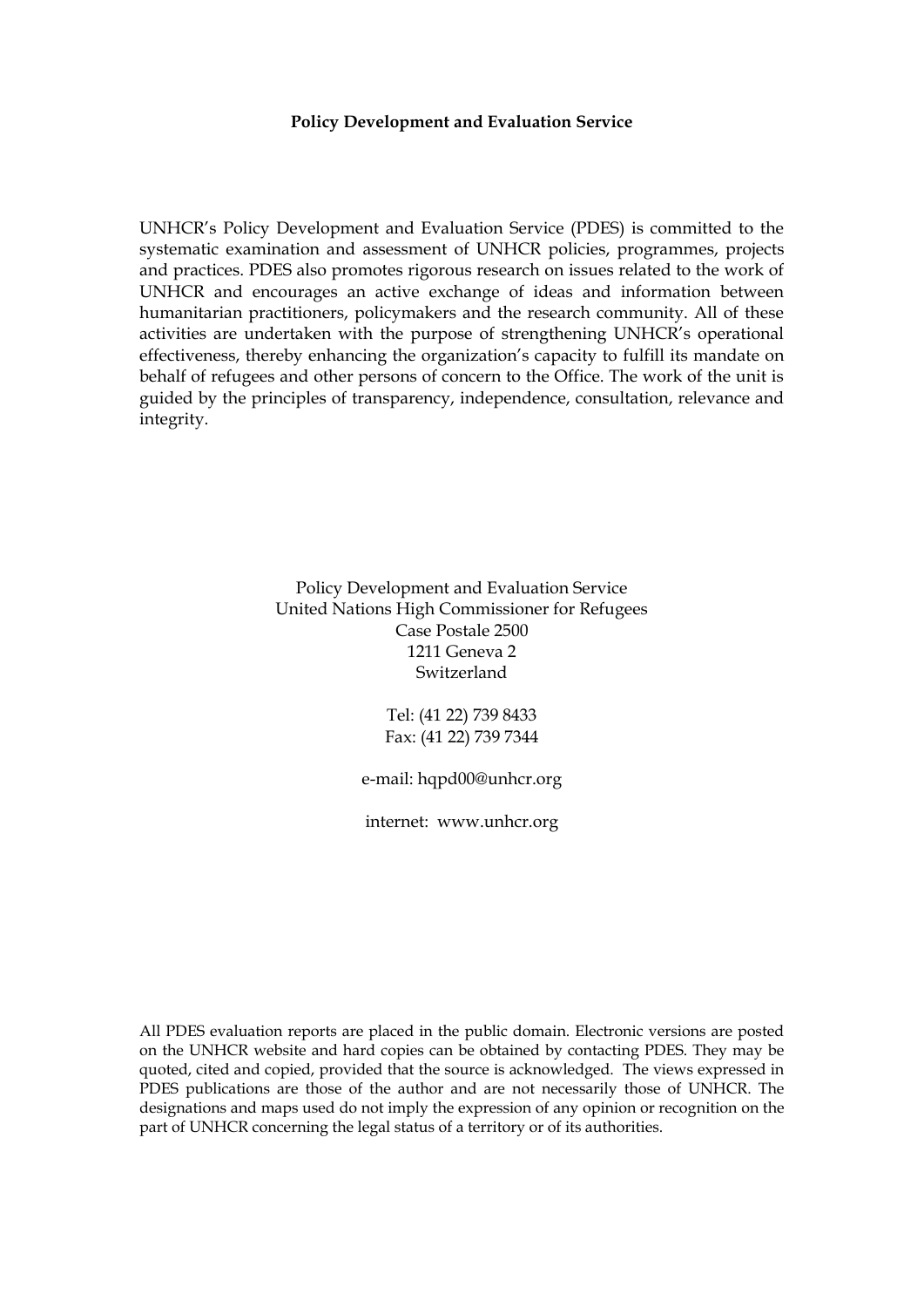**Policy Development and Evaluation Service**

UNHCR's Policy Development and Evaluation Service (PDES) is committed to the systematic examination and assessment of UNHCR policies, programmes, projects and practices. PDES also promotes rigorous research on issues related to the work of UNHCR and encourages an active exchange of ideas and information between humanitarian practitioners, policymakers and the research community. All of these activities are undertaken with the purpose of strengthening UNHCR's operational effectiveness, thereby enhancing the organization's capacity to fulfill its mandate on behalf of refugees and other persons of concern to the Office. The work of the unit is guided by the principles of transparency, independence, consultation, relevance and integrity.

Policy Development and Evaluation Service
United Nations High Commissioner for Refugees
Case Postale 2500
1211 Geneva 2
Switzerland

Tel: (41 22) 739 8433
Fax: (41 22) 739 7344

e-mail: hqpd00@unhcr.org

internet: www.unhcr.org

All PDES evaluation reports are placed in the public domain. Electronic versions are posted on the UNHCR website and hard copies can be obtained by contacting PDES. They may be quoted, cited and copied, provided that the source is acknowledged. The views expressed in PDES publications are those of the author and are not necessarily those of UNHCR. The designations and maps used do not imply the expression of any opinion or recognition on the part of UNHCR concerning the legal status of a territory or of its authorities.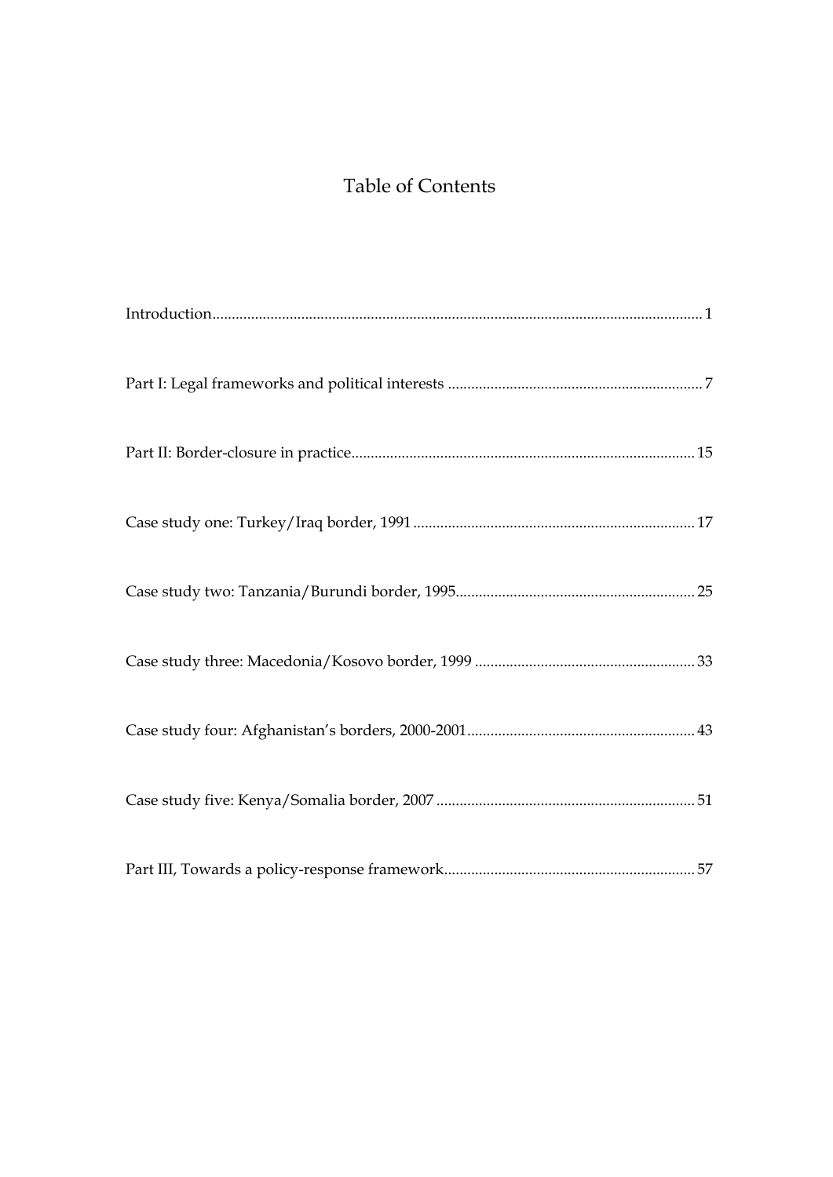# Table of Contents

Introduction.............................................................................................................................1

Part I: Legal frameworks and political interests .................................................................7

Part II: Border-closure in practice........................................................................................15

Case study one: Turkey/Iraq border, 1991.........................................................................17

Case study two: Tanzania/Burundi border, 1995..............................................................25

Case study three: Macedonia/Kosovo border, 1999.........................................................33

Case study four: Afghanistan's borders, 2000-2001...........................................................43

Case study five: Kenya/Somalia border, 2007...................................................................51

Part III, Towards a policy-response framework.................................................................57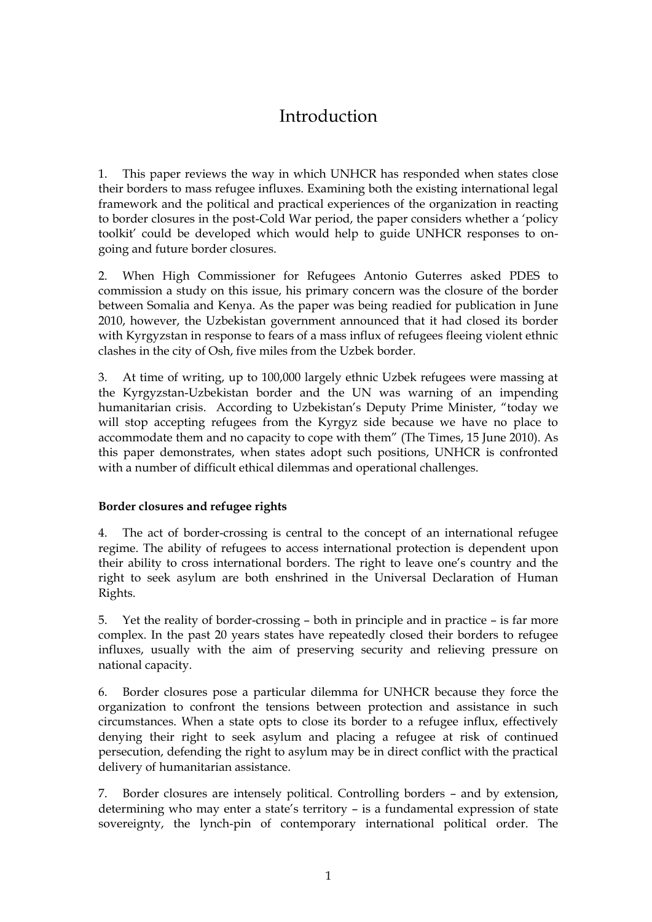# Introduction

1. This paper reviews the way in which UNHCR has responded when states close their borders to mass refugee influxes. Examining both the existing international legal framework and the political and practical experiences of the organization in reacting to border closures in the post-Cold War period, the paper considers whether a 'policy toolkit' could be developed which would help to guide UNHCR responses to on-going and future border closures.

2. When High Commissioner for Refugees Antonio Guterres asked PDES to commission a study on this issue, his primary concern was the closure of the border between Somalia and Kenya. As the paper was being readied for publication in June 2010, however, the Uzbekistan government announced that it had closed its border with Kyrgyzstan in response to fears of a mass influx of refugees fleeing violent ethnic clashes in the city of Osh, five miles from the Uzbek border.

3. At time of writing, up to 100,000 largely ethnic Uzbek refugees were massing at the Kyrgyzstan-Uzbekistan border and the UN was warning of an impending humanitarian crisis. According to Uzbekistan's Deputy Prime Minister, "today we will stop accepting refugees from the Kyrgyz side because we have no place to accommodate them and no capacity to cope with them" (The Times, 15 June 2010). As this paper demonstrates, when states adopt such positions, UNHCR is confronted with a number of difficult ethical dilemmas and operational challenges.

**Border closures and refugee rights**

4. The act of border-crossing is central to the concept of an international refugee regime. The ability of refugees to access international protection is dependent upon their ability to cross international borders. The right to leave one's country and the right to seek asylum are both enshrined in the Universal Declaration of Human Rights.

5. Yet the reality of border-crossing – both in principle and in practice – is far more complex. In the past 20 years states have repeatedly closed their borders to refugee influxes, usually with the aim of preserving security and relieving pressure on national capacity.

6. Border closures pose a particular dilemma for UNHCR because they force the organization to confront the tensions between protection and assistance in such circumstances. When a state opts to close its border to a refugee influx, effectively denying their right to seek asylum and placing a refugee at risk of continued persecution, defending the right to asylum may be in direct conflict with the practical delivery of humanitarian assistance.

7. Border closures are intensely political. Controlling borders – and by extension, determining who may enter a state's territory – is a fundamental expression of state sovereignty, the lynch-pin of contemporary international political order. The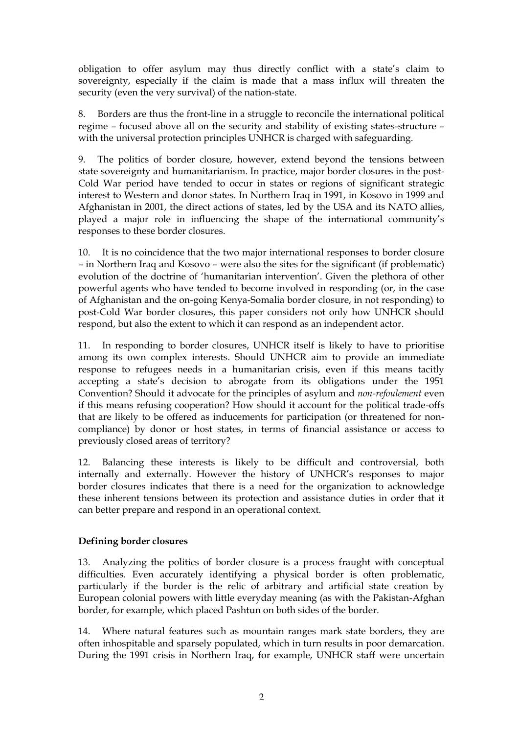obligation to offer asylum may thus directly conflict with a state's claim to sovereignty, especially if the claim is made that a mass influx will threaten the security (even the very survival) of the nation-state.

8. Borders are thus the front-line in a struggle to reconcile the international political regime – focused above all on the security and stability of existing states-structure – with the universal protection principles UNHCR is charged with safeguarding.

9. The politics of border closure, however, extend beyond the tensions between state sovereignty and humanitarianism. In practice, major border closures in the post-Cold War period have tended to occur in states or regions of significant strategic interest to Western and donor states. In Northern Iraq in 1991, in Kosovo in 1999 and Afghanistan in 2001, the direct actions of states, led by the USA and its NATO allies, played a major role in influencing the shape of the international community's responses to these border closures.

10. It is no coincidence that the two major international responses to border closure – in Northern Iraq and Kosovo – were also the sites for the significant (if problematic) evolution of the doctrine of 'humanitarian intervention'. Given the plethora of other powerful agents who have tended to become involved in responding (or, in the case of Afghanistan and the on-going Kenya-Somalia border closure, in not responding) to post-Cold War border closures, this paper considers not only how UNHCR should respond, but also the extent to which it can respond as an independent actor.

11. In responding to border closures, UNHCR itself is likely to have to prioritise among its own complex interests. Should UNHCR aim to provide an immediate response to refugees needs in a humanitarian crisis, even if this means tacitly accepting a state's decision to abrogate from its obligations under the 1951 Convention? Should it advocate for the principles of asylum and *non-refoulement* even if this means refusing cooperation? How should it account for the political trade-offs that are likely to be offered as inducements for participation (or threatened for non-compliance) by donor or host states, in terms of financial assistance or access to previously closed areas of territory?

12. Balancing these interests is likely to be difficult and controversial, both internally and externally. However the history of UNHCR's responses to major border closures indicates that there is a need for the organization to acknowledge these inherent tensions between its protection and assistance duties in order that it can better prepare and respond in an operational context.

**Defining border closures**

13. Analyzing the politics of border closure is a process fraught with conceptual difficulties. Even accurately identifying a physical border is often problematic, particularly if the border is the relic of arbitrary and artificial state creation by European colonial powers with little everyday meaning (as with the Pakistan-Afghan border, for example, which placed Pashtun on both sides of the border.

14. Where natural features such as mountain ranges mark state borders, they are often inhospitable and sparsely populated, which in turn results in poor demarcation. During the 1991 crisis in Northern Iraq, for example, UNHCR staff were uncertain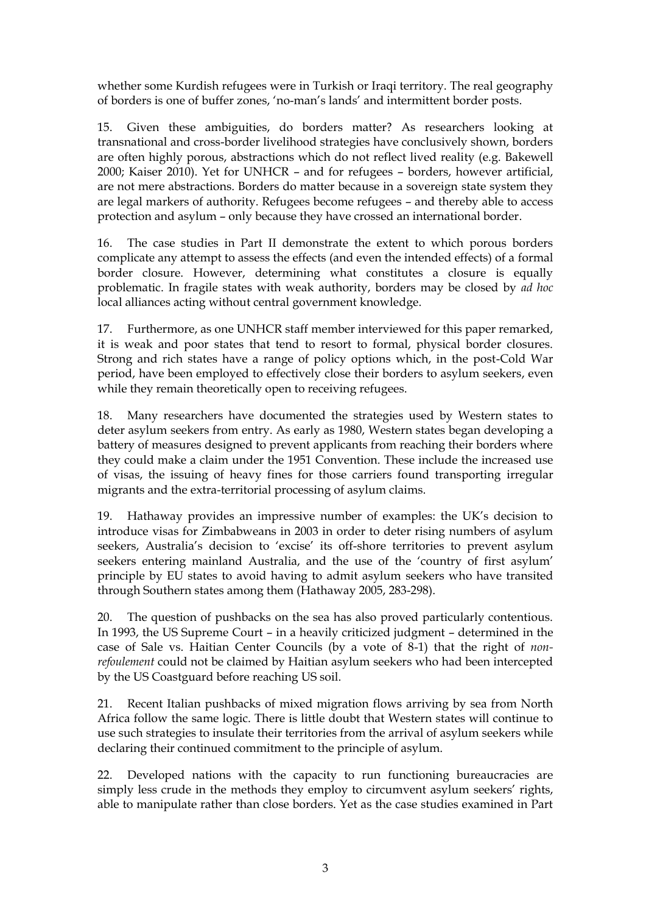whether some Kurdish refugees were in Turkish or Iraqi territory. The real geography of borders is one of buffer zones, 'no-man's lands' and intermittent border posts.

15. Given these ambiguities, do borders matter? As researchers looking at transnational and cross-border livelihood strategies have conclusively shown, borders are often highly porous, abstractions which do not reflect lived reality (e.g. Bakewell 2000; Kaiser 2010). Yet for UNHCR – and for refugees – borders, however artificial, are not mere abstractions. Borders do matter because in a sovereign state system they are legal markers of authority. Refugees become refugees – and thereby able to access protection and asylum – only because they have crossed an international border.

16. The case studies in Part II demonstrate the extent to which porous borders complicate any attempt to assess the effects (and even the intended effects) of a formal border closure. However, determining what constitutes a closure is equally problematic. In fragile states with weak authority, borders may be closed by *ad hoc* local alliances acting without central government knowledge.

17. Furthermore, as one UNHCR staff member interviewed for this paper remarked, it is weak and poor states that tend to resort to formal, physical border closures. Strong and rich states have a range of policy options which, in the post-Cold War period, have been employed to effectively close their borders to asylum seekers, even while they remain theoretically open to receiving refugees.

18. Many researchers have documented the strategies used by Western states to deter asylum seekers from entry. As early as 1980, Western states began developing a battery of measures designed to prevent applicants from reaching their borders where they could make a claim under the 1951 Convention. These include the increased use of visas, the issuing of heavy fines for those carriers found transporting irregular migrants and the extra-territorial processing of asylum claims.

19. Hathaway provides an impressive number of examples: the UK's decision to introduce visas for Zimbabweans in 2003 in order to deter rising numbers of asylum seekers, Australia's decision to 'excise' its off-shore territories to prevent asylum seekers entering mainland Australia, and the use of the 'country of first asylum' principle by EU states to avoid having to admit asylum seekers who have transited through Southern states among them (Hathaway 2005, 283-298).

20. The question of pushbacks on the sea has also proved particularly contentious. In 1993, the US Supreme Court – in a heavily criticized judgment – determined in the case of Sale vs. Haitian Center Councils (by a vote of 8-1) that the right of *non-refoulement* could not be claimed by Haitian asylum seekers who had been intercepted by the US Coastguard before reaching US soil.

21. Recent Italian pushbacks of mixed migration flows arriving by sea from North Africa follow the same logic. There is little doubt that Western states will continue to use such strategies to insulate their territories from the arrival of asylum seekers while declaring their continued commitment to the principle of asylum.

22. Developed nations with the capacity to run functioning bureaucracies are simply less crude in the methods they employ to circumvent asylum seekers' rights, able to manipulate rather than close borders. Yet as the case studies examined in Part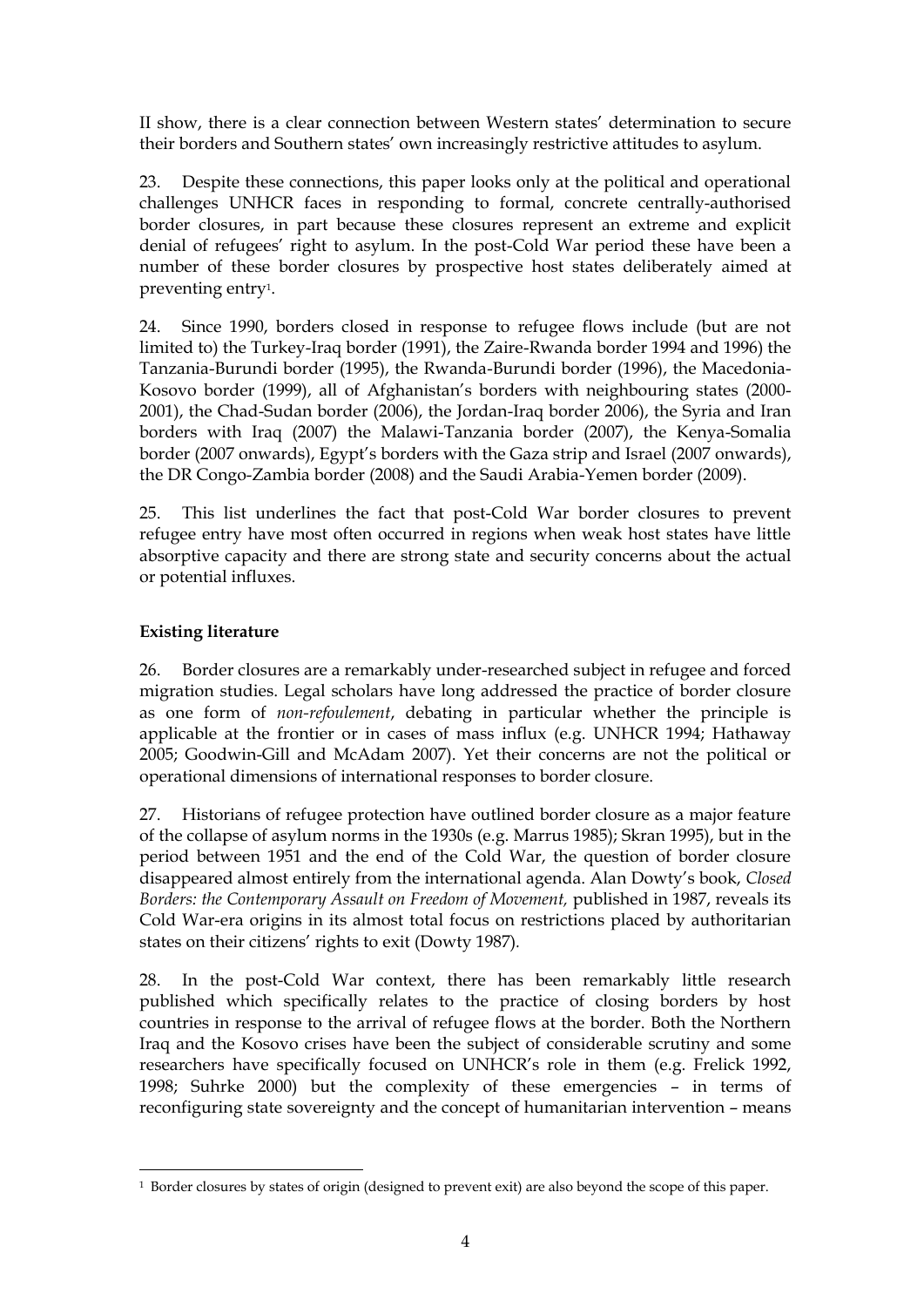II show, there is a clear connection between Western states' determination to secure their borders and Southern states' own increasingly restrictive attitudes to asylum.

23. Despite these connections, this paper looks only at the political and operational challenges UNHCR faces in responding to formal, concrete centrally-authorised border closures, in part because these closures represent an extreme and explicit denial of refugees' right to asylum. In the post-Cold War period these have been a number of these border closures by prospective host states deliberately aimed at preventing entry[1].

24. Since 1990, borders closed in response to refugee flows include (but are not limited to) the Turkey-Iraq border (1991), the Zaire-Rwanda border 1994 and 1996) the Tanzania-Burundi border (1995), the Rwanda-Burundi border (1996), the Macedonia-Kosovo border (1999), all of Afghanistan's borders with neighbouring states (2000-2001), the Chad-Sudan border (2006), the Jordan-Iraq border 2006), the Syria and Iran borders with Iraq (2007) the Malawi-Tanzania border (2007), the Kenya-Somalia border (2007 onwards), Egypt's borders with the Gaza strip and Israel (2007 onwards), the DR Congo-Zambia border (2008) and the Saudi Arabia-Yemen border (2009).

25. This list underlines the fact that post-Cold War border closures to prevent refugee entry have most often occurred in regions when weak host states have little absorptive capacity and there are strong state and security concerns about the actual or potential influxes.

**Existing literature**

26. Border closures are a remarkably under-researched subject in refugee and forced migration studies. Legal scholars have long addressed the practice of border closure as one form of *non-refoulement*, debating in particular whether the principle is applicable at the frontier or in cases of mass influx (e.g. UNHCR 1994; Hathaway 2005; Goodwin-Gill and McAdam 2007). Yet their concerns are not the political or operational dimensions of international responses to border closure.

27. Historians of refugee protection have outlined border closure as a major feature of the collapse of asylum norms in the 1930s (e.g. Marrus 1985); Skran 1995), but in the period between 1951 and the end of the Cold War, the question of border closure disappeared almost entirely from the international agenda. Alan Dowty's book, *Closed Borders: the Contemporary Assault on Freedom of Movement,* published in 1987, reveals its Cold War-era origins in its almost total focus on restrictions placed by authoritarian states on their citizens' rights to exit (Dowty 1987).

28. In the post-Cold War context, there has been remarkably little research published which specifically relates to the practice of closing borders by host countries in response to the arrival of refugee flows at the border. Both the Northern Iraq and the Kosovo crises have been the subject of considerable scrutiny and some researchers have specifically focused on UNHCR's role in them (e.g. Frelick 1992, 1998; Suhrke 2000) but the complexity of these emergencies – in terms of reconfiguring state sovereignty and the concept of humanitarian intervention – means

[1] Border closures by states of origin (designed to prevent exit) are also beyond the scope of this paper.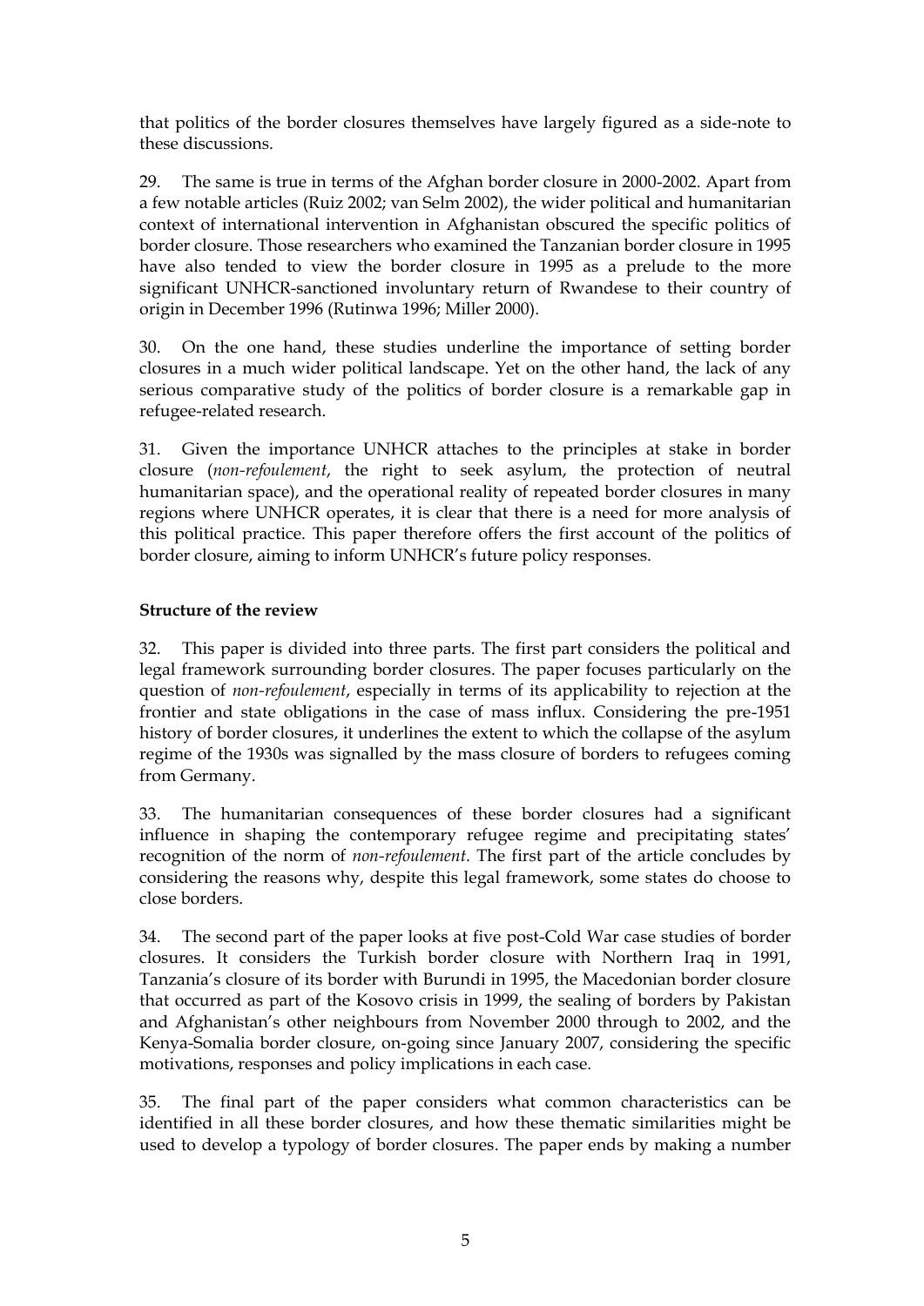that politics of the border closures themselves have largely figured as a side-note to these discussions.

29. The same is true in terms of the Afghan border closure in 2000-2002. Apart from a few notable articles (Ruiz 2002; van Selm 2002), the wider political and humanitarian context of international intervention in Afghanistan obscured the specific politics of border closure. Those researchers who examined the Tanzanian border closure in 1995 have also tended to view the border closure in 1995 as a prelude to the more significant UNHCR-sanctioned involuntary return of Rwandese to their country of origin in December 1996 (Rutinwa 1996; Miller 2000).

30. On the one hand, these studies underline the importance of setting border closures in a much wider political landscape. Yet on the other hand, the lack of any serious comparative study of the politics of border closure is a remarkable gap in refugee-related research.

31. Given the importance UNHCR attaches to the principles at stake in border closure (*non-refoulement*, the right to seek asylum, the protection of neutral humanitarian space), and the operational reality of repeated border closures in many regions where UNHCR operates, it is clear that there is a need for more analysis of this political practice. This paper therefore offers the first account of the politics of border closure, aiming to inform UNHCR's future policy responses.

**Structure of the review**

32. This paper is divided into three parts. The first part considers the political and legal framework surrounding border closures. The paper focuses particularly on the question of *non-refoulement*, especially in terms of its applicability to rejection at the frontier and state obligations in the case of mass influx. Considering the pre-1951 history of border closures, it underlines the extent to which the collapse of the asylum regime of the 1930s was signalled by the mass closure of borders to refugees coming from Germany.

33. The humanitarian consequences of these border closures had a significant influence in shaping the contemporary refugee regime and precipitating states' recognition of the norm of *non-refoulement*. The first part of the article concludes by considering the reasons why, despite this legal framework, some states do choose to close borders.

34. The second part of the paper looks at five post-Cold War case studies of border closures. It considers the Turkish border closure with Northern Iraq in 1991, Tanzania's closure of its border with Burundi in 1995, the Macedonian border closure that occurred as part of the Kosovo crisis in 1999, the sealing of borders by Pakistan and Afghanistan's other neighbours from November 2000 through to 2002, and the Kenya-Somalia border closure, on-going since January 2007, considering the specific motivations, responses and policy implications in each case.

35. The final part of the paper considers what common characteristics can be identified in all these border closures, and how these thematic similarities might be used to develop a typology of border closures. The paper ends by making a number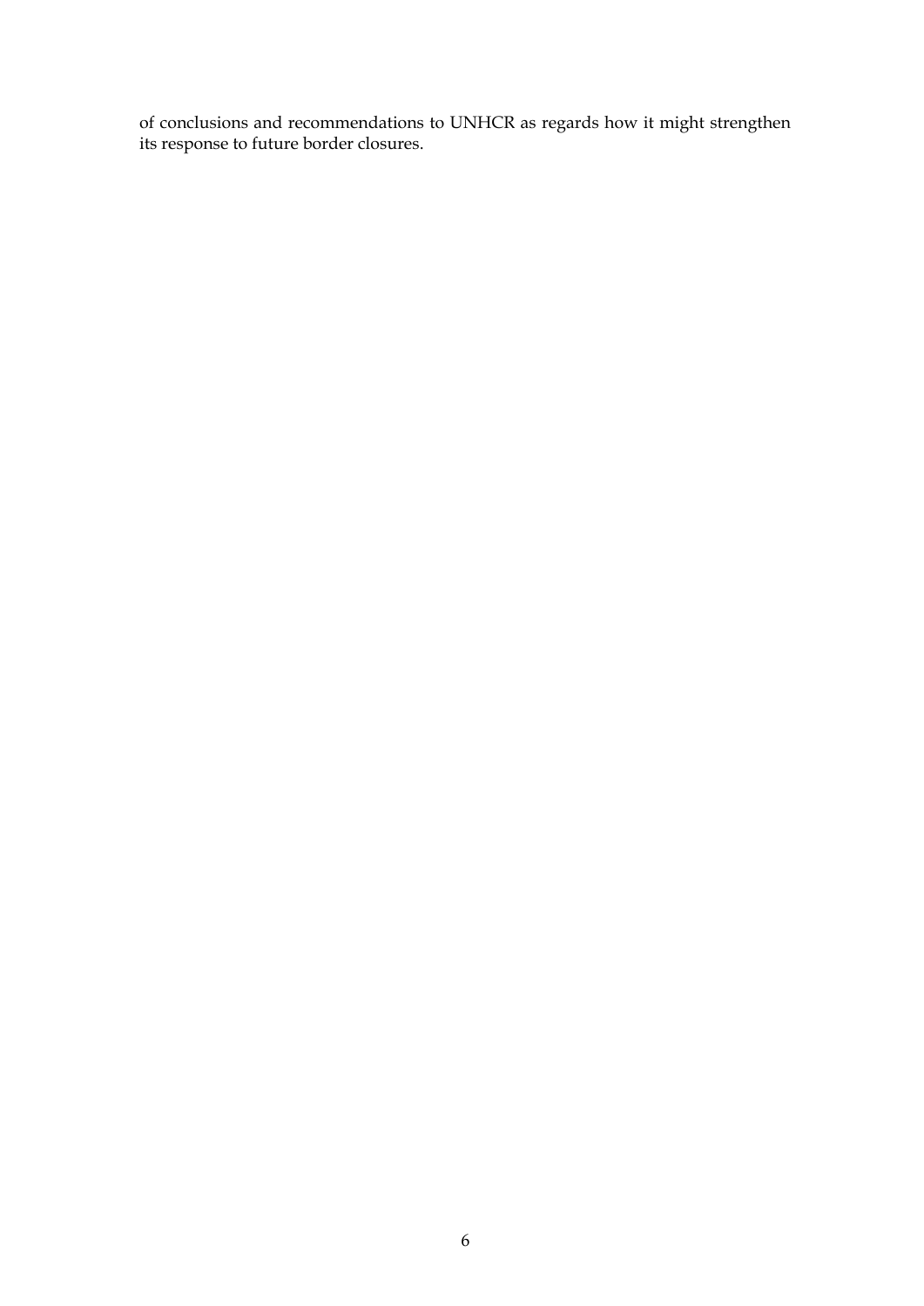of conclusions and recommendations to UNHCR as regards how it might strengthen its response to future border closures.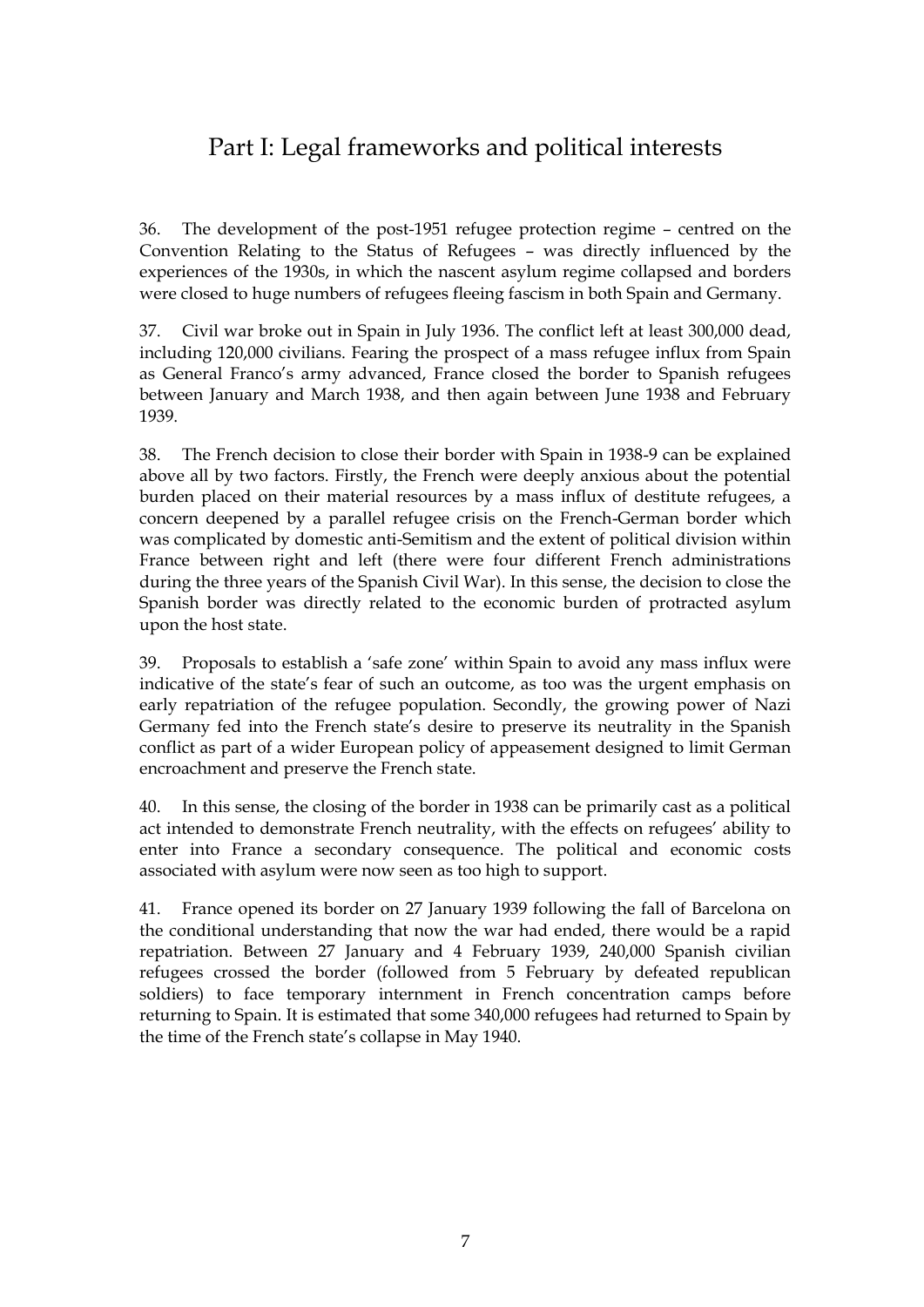# Part I: Legal frameworks and political interests

36. The development of the post-1951 refugee protection regime – centred on the Convention Relating to the Status of Refugees – was directly influenced by the experiences of the 1930s, in which the nascent asylum regime collapsed and borders were closed to huge numbers of refugees fleeing fascism in both Spain and Germany.

37. Civil war broke out in Spain in July 1936. The conflict left at least 300,000 dead, including 120,000 civilians. Fearing the prospect of a mass refugee influx from Spain as General Franco's army advanced, France closed the border to Spanish refugees between January and March 1938, and then again between June 1938 and February 1939.

38. The French decision to close their border with Spain in 1938-9 can be explained above all by two factors. Firstly, the French were deeply anxious about the potential burden placed on their material resources by a mass influx of destitute refugees, a concern deepened by a parallel refugee crisis on the French-German border which was complicated by domestic anti-Semitism and the extent of political division within France between right and left (there were four different French administrations during the three years of the Spanish Civil War). In this sense, the decision to close the Spanish border was directly related to the economic burden of protracted asylum upon the host state.

39. Proposals to establish a 'safe zone' within Spain to avoid any mass influx were indicative of the state's fear of such an outcome, as too was the urgent emphasis on early repatriation of the refugee population. Secondly, the growing power of Nazi Germany fed into the French state's desire to preserve its neutrality in the Spanish conflict as part of a wider European policy of appeasement designed to limit German encroachment and preserve the French state.

40. In this sense, the closing of the border in 1938 can be primarily cast as a political act intended to demonstrate French neutrality, with the effects on refugees' ability to enter into France a secondary consequence. The political and economic costs associated with asylum were now seen as too high to support.

41. France opened its border on 27 January 1939 following the fall of Barcelona on the conditional understanding that now the war had ended, there would be a rapid repatriation. Between 27 January and 4 February 1939, 240,000 Spanish civilian refugees crossed the border (followed from 5 February by defeated republican soldiers) to face temporary internment in French concentration camps before returning to Spain. It is estimated that some 340,000 refugees had returned to Spain by the time of the French state's collapse in May 1940.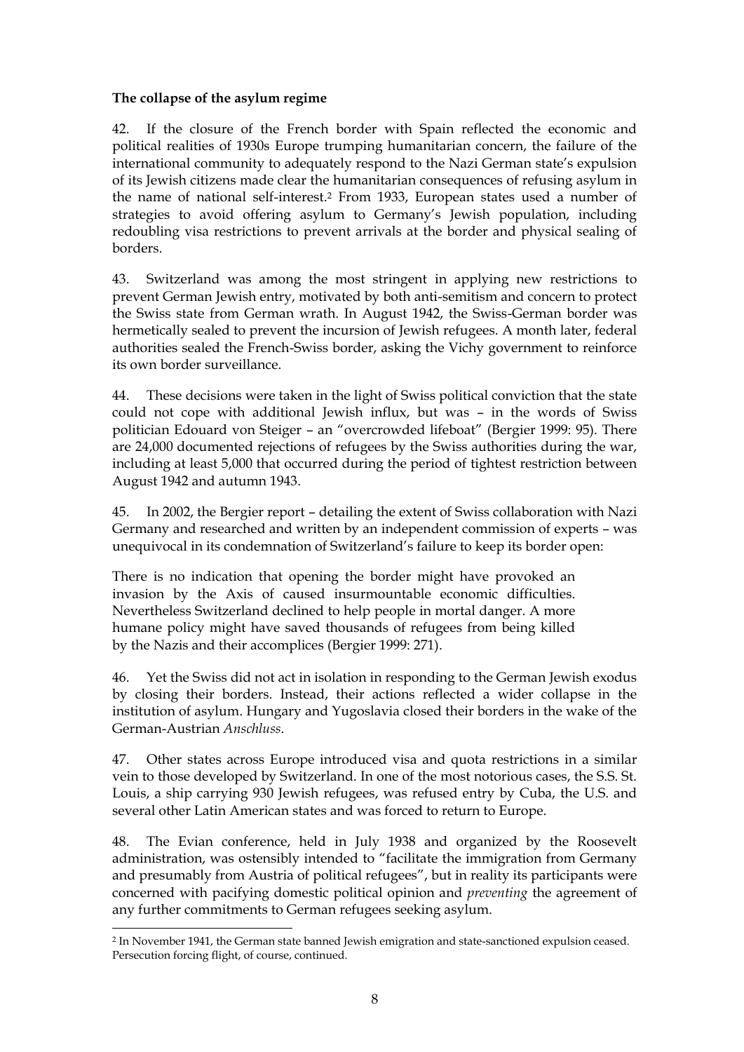**The collapse of the asylum regime**

42. If the closure of the French border with Spain reflected the economic and political realities of 1930s Europe trumping humanitarian concern, the failure of the international community to adequately respond to the Nazi German state's expulsion of its Jewish citizens made clear the humanitarian consequences of refusing asylum in the name of national self-interest.[2] From 1933, European states used a number of strategies to avoid offering asylum to Germany's Jewish population, including redoubling visa restrictions to prevent arrivals at the border and physical sealing of borders.

43. Switzerland was among the most stringent in applying new restrictions to prevent German Jewish entry, motivated by both anti-semitism and concern to protect the Swiss state from German wrath. In August 1942, the Swiss-German border was hermetically sealed to prevent the incursion of Jewish refugees. A month later, federal authorities sealed the French-Swiss border, asking the Vichy government to reinforce its own border surveillance.

44. These decisions were taken in the light of Swiss political conviction that the state could not cope with additional Jewish influx, but was – in the words of Swiss politician Edouard von Steiger – an "overcrowded lifeboat" (Bergier 1999: 95). There are 24,000 documented rejections of refugees by the Swiss authorities during the war, including at least 5,000 that occurred during the period of tightest restriction between August 1942 and autumn 1943.

45. In 2002, the Bergier report – detailing the extent of Swiss collaboration with Nazi Germany and researched and written by an independent commission of experts – was unequivocal in its condemnation of Switzerland's failure to keep its border open:

> There is no indication that opening the border might have provoked an invasion by the Axis of caused insurmountable economic difficulties. Nevertheless Switzerland declined to help people in mortal danger. A more humane policy might have saved thousands of refugees from being killed by the Nazis and their accomplices (Bergier 1999: 271).

46. Yet the Swiss did not act in isolation in responding to the German Jewish exodus by closing their borders. Instead, their actions reflected a wider collapse in the institution of asylum. Hungary and Yugoslavia closed their borders in the wake of the German-Austrian *Anschluss*.

47. Other states across Europe introduced visa and quota restrictions in a similar vein to those developed by Switzerland. In one of the most notorious cases, the S.S. St. Louis, a ship carrying 930 Jewish refugees, was refused entry by Cuba, the U.S. and several other Latin American states and was forced to return to Europe.

48. The Evian conference, held in July 1938 and organized by the Roosevelt administration, was ostensibly intended to "facilitate the immigration from Germany and presumably from Austria of political refugees", but in reality its participants were concerned with pacifying domestic political opinion and *preventing* the agreement of any further commitments to German refugees seeking asylum.

---

[2] In November 1941, the German state banned Jewish emigration and state-sanctioned expulsion ceased. Persecution forcing flight, of course, continued.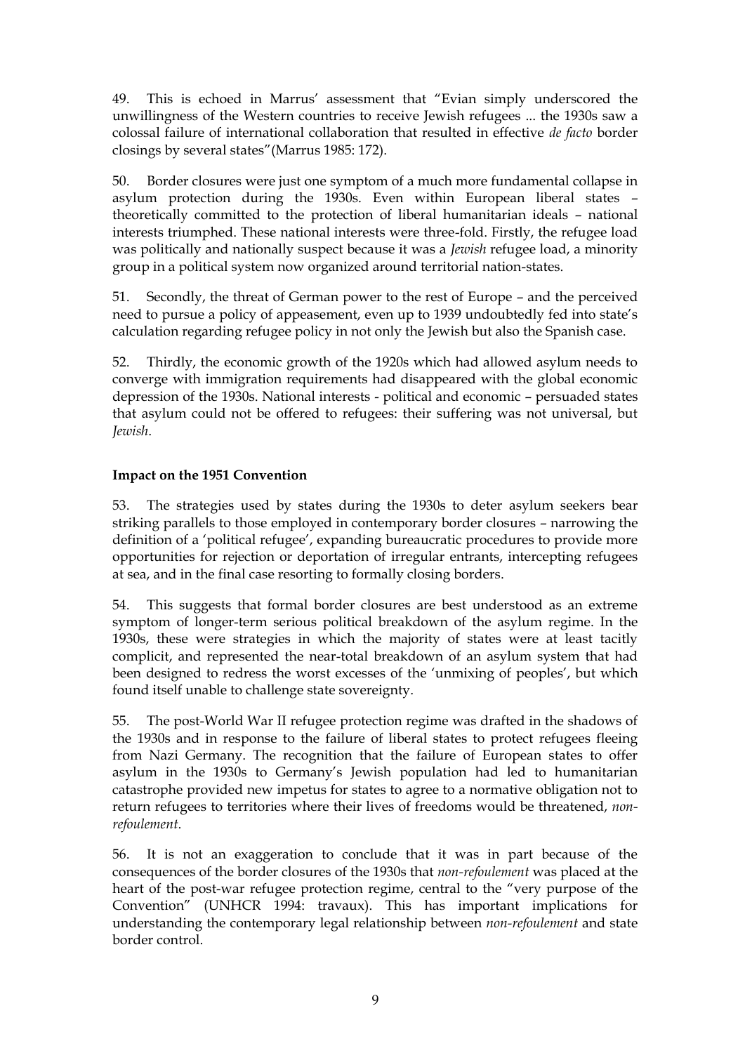49. This is echoed in Marrus' assessment that "Evian simply underscored the unwillingness of the Western countries to receive Jewish refugees ... the 1930s saw a colossal failure of international collaboration that resulted in effective *de facto* border closings by several states"(Marrus 1985: 172).

50. Border closures were just one symptom of a much more fundamental collapse in asylum protection during the 1930s. Even within European liberal states – theoretically committed to the protection of liberal humanitarian ideals – national interests triumphed. These national interests were three-fold. Firstly, the refugee load was politically and nationally suspect because it was a *Jewish* refugee load, a minority group in a political system now organized around territorial nation-states.

51. Secondly, the threat of German power to the rest of Europe – and the perceived need to pursue a policy of appeasement, even up to 1939 undoubtedly fed into state's calculation regarding refugee policy in not only the Jewish but also the Spanish case.

52. Thirdly, the economic growth of the 1920s which had allowed asylum needs to converge with immigration requirements had disappeared with the global economic depression of the 1930s. National interests - political and economic – persuaded states that asylum could not be offered to refugees: their suffering was not universal, but *Jewish*.

**Impact on the 1951 Convention**

53. The strategies used by states during the 1930s to deter asylum seekers bear striking parallels to those employed in contemporary border closures – narrowing the definition of a 'political refugee', expanding bureaucratic procedures to provide more opportunities for rejection or deportation of irregular entrants, intercepting refugees at sea, and in the final case resorting to formally closing borders.

54. This suggests that formal border closures are best understood as an extreme symptom of longer-term serious political breakdown of the asylum regime. In the 1930s, these were strategies in which the majority of states were at least tacitly complicit, and represented the near-total breakdown of an asylum system that had been designed to redress the worst excesses of the 'unmixing of peoples', but which found itself unable to challenge state sovereignty.

55. The post-World War II refugee protection regime was drafted in the shadows of the 1930s and in response to the failure of liberal states to protect refugees fleeing from Nazi Germany. The recognition that the failure of European states to offer asylum in the 1930s to Germany's Jewish population had led to humanitarian catastrophe provided new impetus for states to agree to a normative obligation not to return refugees to territories where their lives of freedoms would be threatened, *non-refoulement*.

56. It is not an exaggeration to conclude that it was in part because of the consequences of the border closures of the 1930s that *non-refoulement* was placed at the heart of the post-war refugee protection regime, central to the "very purpose of the Convention" (UNHCR 1994: travaux). This has important implications for understanding the contemporary legal relationship between *non-refoulement* and state border control.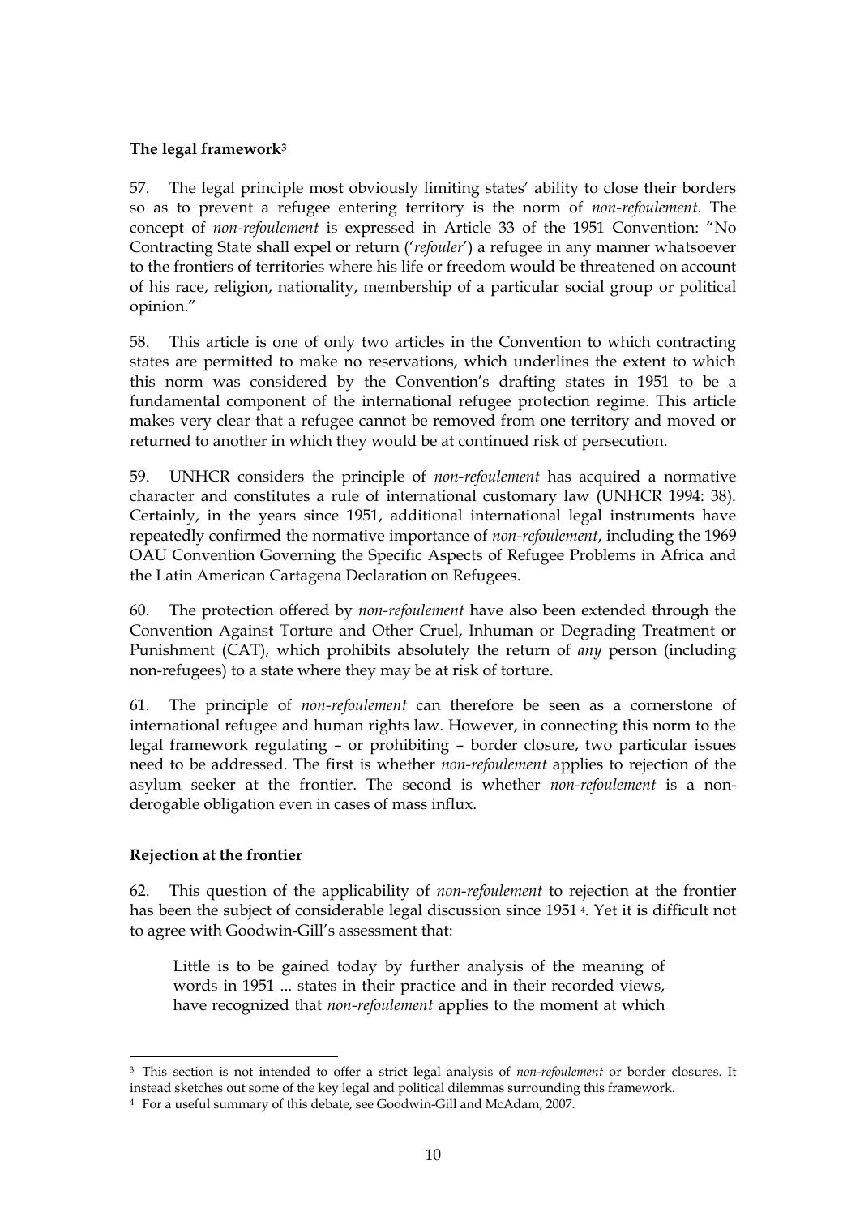### The legal framework[3]

57. The legal principle most obviously limiting states' ability to close their borders so as to prevent a refugee entering territory is the norm of *non-refoulement*. The concept of *non-refoulement* is expressed in Article 33 of the 1951 Convention: "No Contracting State shall expel or return ('*refouler*') a refugee in any manner whatsoever to the frontiers of territories where his life or freedom would be threatened on account of his race, religion, nationality, membership of a particular social group or political opinion."

58. This article is one of only two articles in the Convention to which contracting states are permitted to make no reservations, which underlines the extent to which this norm was considered by the Convention's drafting states in 1951 to be a fundamental component of the international refugee protection regime. This article makes very clear that a refugee cannot be removed from one territory and moved or returned to another in which they would be at continued risk of persecution.

59. UNHCR considers the principle of *non-refoulement* has acquired a normative character and constitutes a rule of international customary law (UNHCR 1994: 38). Certainly, in the years since 1951, additional international legal instruments have repeatedly confirmed the normative importance of *non-refoulement*, including the 1969 OAU Convention Governing the Specific Aspects of Refugee Problems in Africa and the Latin American Cartagena Declaration on Refugees.

60. The protection offered by *non-refoulement* have also been extended through the Convention Against Torture and Other Cruel, Inhuman or Degrading Treatment or Punishment (CAT), which prohibits absolutely the return of *any* person (including non-refugees) to a state where they may be at risk of torture.

61. The principle of *non-refoulement* can therefore be seen as a cornerstone of international refugee and human rights law. However, in connecting this norm to the legal framework regulating – or prohibiting – border closure, two particular issues need to be addressed. The first is whether *non-refoulement* applies to rejection of the asylum seeker at the frontier. The second is whether *non-refoulement* is a non-derogable obligation even in cases of mass influx.

### Rejection at the frontier

62. This question of the applicability of *non-refoulement* to rejection at the frontier has been the subject of considerable legal discussion since 1951 [4]. Yet it is difficult not to agree with Goodwin-Gill's assessment that:

> Little is to be gained today by further analysis of the meaning of words in 1951 ... states in their practice and in their recorded views, have recognized that *non-refoulement* applies to the moment at which

---

[3] This section is not intended to offer a strict legal analysis of *non-refoulement* or border closures. It instead sketches out some of the key legal and political dilemmas surrounding this framework.

[4] For a useful summary of this debate, see Goodwin-Gill and McAdam, 2007.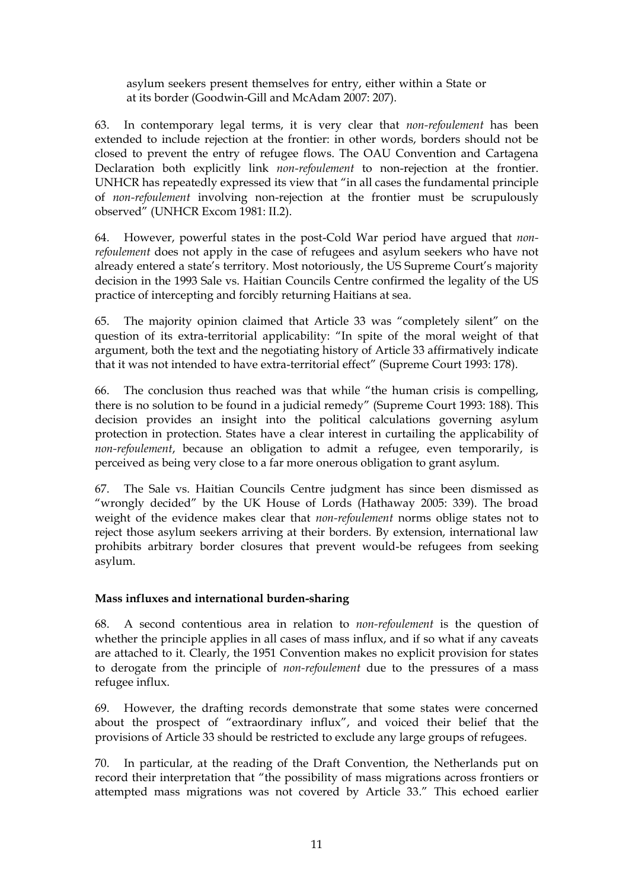asylum seekers present themselves for entry, either within a State or at its border (Goodwin-Gill and McAdam 2007: 207).

63. In contemporary legal terms, it is very clear that *non-refoulement* has been extended to include rejection at the frontier: in other words, borders should not be closed to prevent the entry of refugee flows. The OAU Convention and Cartagena Declaration both explicitly link *non-refoulement* to non-rejection at the frontier. UNHCR has repeatedly expressed its view that "in all cases the fundamental principle of *non-refoulement* involving non-rejection at the frontier must be scrupulously observed" (UNHCR Excom 1981: II.2).

64. However, powerful states in the post-Cold War period have argued that *non-refoulement* does not apply in the case of refugees and asylum seekers who have not already entered a state's territory. Most notoriously, the US Supreme Court's majority decision in the 1993 Sale vs. Haitian Councils Centre confirmed the legality of the US practice of intercepting and forcibly returning Haitians at sea.

65. The majority opinion claimed that Article 33 was "completely silent" on the question of its extra-territorial applicability: "In spite of the moral weight of that argument, both the text and the negotiating history of Article 33 affirmatively indicate that it was not intended to have extra-territorial effect" (Supreme Court 1993: 178).

66. The conclusion thus reached was that while "the human crisis is compelling, there is no solution to be found in a judicial remedy" (Supreme Court 1993: 188). This decision provides an insight into the political calculations governing asylum protection in protection. States have a clear interest in curtailing the applicability of *non-refoulement*, because an obligation to admit a refugee, even temporarily, is perceived as being very close to a far more onerous obligation to grant asylum.

67. The Sale vs. Haitian Councils Centre judgment has since been dismissed as "wrongly decided" by the UK House of Lords (Hathaway 2005: 339). The broad weight of the evidence makes clear that *non-refoulement* norms oblige states not to reject those asylum seekers arriving at their borders. By extension, international law prohibits arbitrary border closures that prevent would-be refugees from seeking asylum.

**Mass influxes and international burden-sharing**

68. A second contentious area in relation to *non-refoulement* is the question of whether the principle applies in all cases of mass influx, and if so what if any caveats are attached to it. Clearly, the 1951 Convention makes no explicit provision for states to derogate from the principle of *non-refoulement* due to the pressures of a mass refugee influx.

69. However, the drafting records demonstrate that some states were concerned about the prospect of "extraordinary influx", and voiced their belief that the provisions of Article 33 should be restricted to exclude any large groups of refugees.

70. In particular, at the reading of the Draft Convention, the Netherlands put on record their interpretation that "the possibility of mass migrations across frontiers or attempted mass migrations was not covered by Article 33." This echoed earlier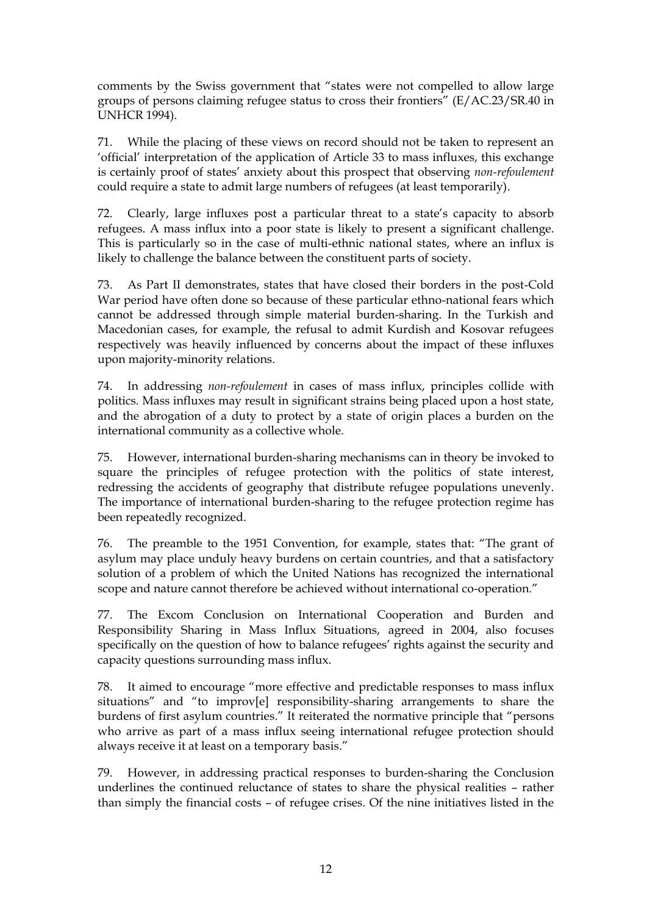comments by the Swiss government that "states were not compelled to allow large groups of persons claiming refugee status to cross their frontiers" (E/AC.23/SR.40 in UNHCR 1994).

71. While the placing of these views on record should not be taken to represent an 'official' interpretation of the application of Article 33 to mass influxes, this exchange is certainly proof of states' anxiety about this prospect that observing *non-refoulement* could require a state to admit large numbers of refugees (at least temporarily).

72. Clearly, large influxes post a particular threat to a state's capacity to absorb refugees. A mass influx into a poor state is likely to present a significant challenge. This is particularly so in the case of multi-ethnic national states, where an influx is likely to challenge the balance between the constituent parts of society.

73. As Part II demonstrates, states that have closed their borders in the post-Cold War period have often done so because of these particular ethno-national fears which cannot be addressed through simple material burden-sharing. In the Turkish and Macedonian cases, for example, the refusal to admit Kurdish and Kosovar refugees respectively was heavily influenced by concerns about the impact of these influxes upon majority-minority relations.

74. In addressing *non-refoulement* in cases of mass influx, principles collide with politics. Mass influxes may result in significant strains being placed upon a host state, and the abrogation of a duty to protect by a state of origin places a burden on the international community as a collective whole.

75. However, international burden-sharing mechanisms can in theory be invoked to square the principles of refugee protection with the politics of state interest, redressing the accidents of geography that distribute refugee populations unevenly. The importance of international burden-sharing to the refugee protection regime has been repeatedly recognized.

76. The preamble to the 1951 Convention, for example, states that: "The grant of asylum may place unduly heavy burdens on certain countries, and that a satisfactory solution of a problem of which the United Nations has recognized the international scope and nature cannot therefore be achieved without international co-operation."

77. The Excom Conclusion on International Cooperation and Burden and Responsibility Sharing in Mass Influx Situations, agreed in 2004, also focuses specifically on the question of how to balance refugees' rights against the security and capacity questions surrounding mass influx.

78. It aimed to encourage "more effective and predictable responses to mass influx situations" and "to improv[e] responsibility-sharing arrangements to share the burdens of first asylum countries." It reiterated the normative principle that "persons who arrive as part of a mass influx seeing international refugee protection should always receive it at least on a temporary basis."

79. However, in addressing practical responses to burden-sharing the Conclusion underlines the continued reluctance of states to share the physical realities – rather than simply the financial costs – of refugee crises. Of the nine initiatives listed in the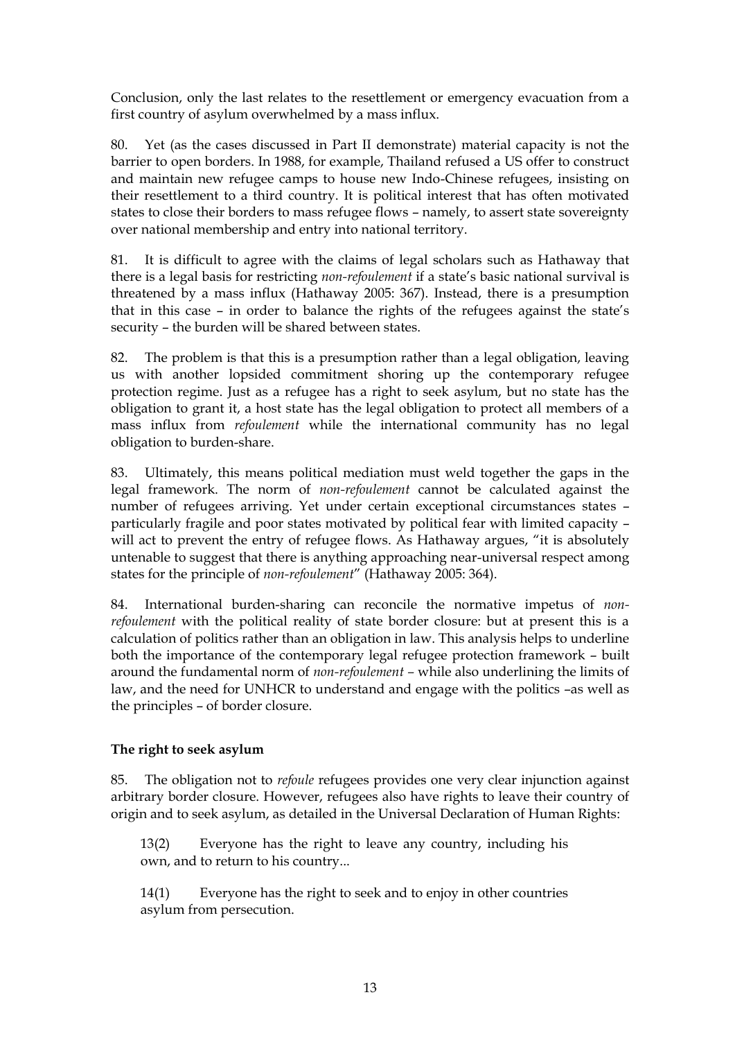Conclusion, only the last relates to the resettlement or emergency evacuation from a first country of asylum overwhelmed by a mass influx.

80. Yet (as the cases discussed in Part II demonstrate) material capacity is not the barrier to open borders. In 1988, for example, Thailand refused a US offer to construct and maintain new refugee camps to house new Indo-Chinese refugees, insisting on their resettlement to a third country. It is political interest that has often motivated states to close their borders to mass refugee flows – namely, to assert state sovereignty over national membership and entry into national territory.

81. It is difficult to agree with the claims of legal scholars such as Hathaway that there is a legal basis for restricting *non-refoulement* if a state's basic national survival is threatened by a mass influx (Hathaway 2005: 367). Instead, there is a presumption that in this case – in order to balance the rights of the refugees against the state's security – the burden will be shared between states.

82. The problem is that this is a presumption rather than a legal obligation, leaving us with another lopsided commitment shoring up the contemporary refugee protection regime. Just as a refugee has a right to seek asylum, but no state has the obligation to grant it, a host state has the legal obligation to protect all members of a mass influx from *refoulement* while the international community has no legal obligation to burden-share.

83. Ultimately, this means political mediation must weld together the gaps in the legal framework. The norm of *non-refoulement* cannot be calculated against the number of refugees arriving. Yet under certain exceptional circumstances states – particularly fragile and poor states motivated by political fear with limited capacity – will act to prevent the entry of refugee flows. As Hathaway argues, "it is absolutely untenable to suggest that there is anything approaching near-universal respect among states for the principle of *non-refoulement*" (Hathaway 2005: 364).

84. International burden-sharing can reconcile the normative impetus of *non-refoulement* with the political reality of state border closure: but at present this is a calculation of politics rather than an obligation in law. This analysis helps to underline both the importance of the contemporary legal refugee protection framework – built around the fundamental norm of *non-refoulement* – while also underlining the limits of law, and the need for UNHCR to understand and engage with the politics –as well as the principles – of border closure.

**The right to seek asylum**

85. The obligation not to *refoule* refugees provides one very clear injunction against arbitrary border closure. However, refugees also have rights to leave their country of origin and to seek asylum, as detailed in the Universal Declaration of Human Rights:

> 13(2) Everyone has the right to leave any country, including his own, and to return to his country...
>
> 14(1) Everyone has the right to seek and to enjoy in other countries asylum from persecution.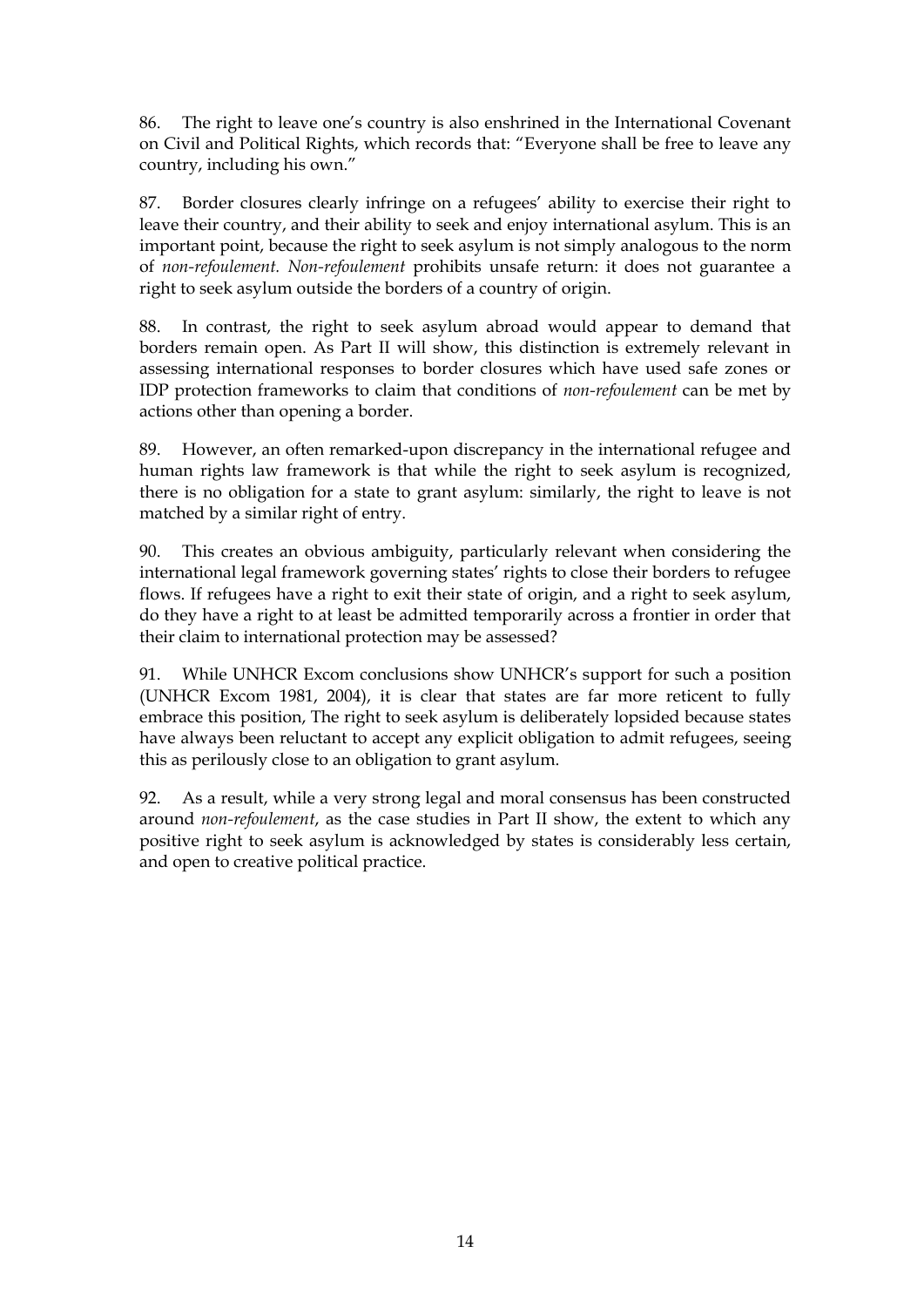86. The right to leave one's country is also enshrined in the International Covenant on Civil and Political Rights, which records that: "Everyone shall be free to leave any country, including his own."

87. Border closures clearly infringe on a refugees' ability to exercise their right to leave their country, and their ability to seek and enjoy international asylum. This is an important point, because the right to seek asylum is not simply analogous to the norm of *non-refoulement. Non-refoulement* prohibits unsafe return: it does not guarantee a right to seek asylum outside the borders of a country of origin.

88. In contrast, the right to seek asylum abroad would appear to demand that borders remain open. As Part II will show, this distinction is extremely relevant in assessing international responses to border closures which have used safe zones or IDP protection frameworks to claim that conditions of *non-refoulement* can be met by actions other than opening a border.

89. However, an often remarked-upon discrepancy in the international refugee and human rights law framework is that while the right to seek asylum is recognized, there is no obligation for a state to grant asylum: similarly, the right to leave is not matched by a similar right of entry.

90. This creates an obvious ambiguity, particularly relevant when considering the international legal framework governing states' rights to close their borders to refugee flows. If refugees have a right to exit their state of origin, and a right to seek asylum, do they have a right to at least be admitted temporarily across a frontier in order that their claim to international protection may be assessed?

91. While UNHCR Excom conclusions show UNHCR's support for such a position (UNHCR Excom 1981, 2004), it is clear that states are far more reticent to fully embrace this position, The right to seek asylum is deliberately lopsided because states have always been reluctant to accept any explicit obligation to admit refugees, seeing this as perilously close to an obligation to grant asylum.

92. As a result, while a very strong legal and moral consensus has been constructed around *non-refoulement*, as the case studies in Part II show, the extent to which any positive right to seek asylum is acknowledged by states is considerably less certain, and open to creative political practice.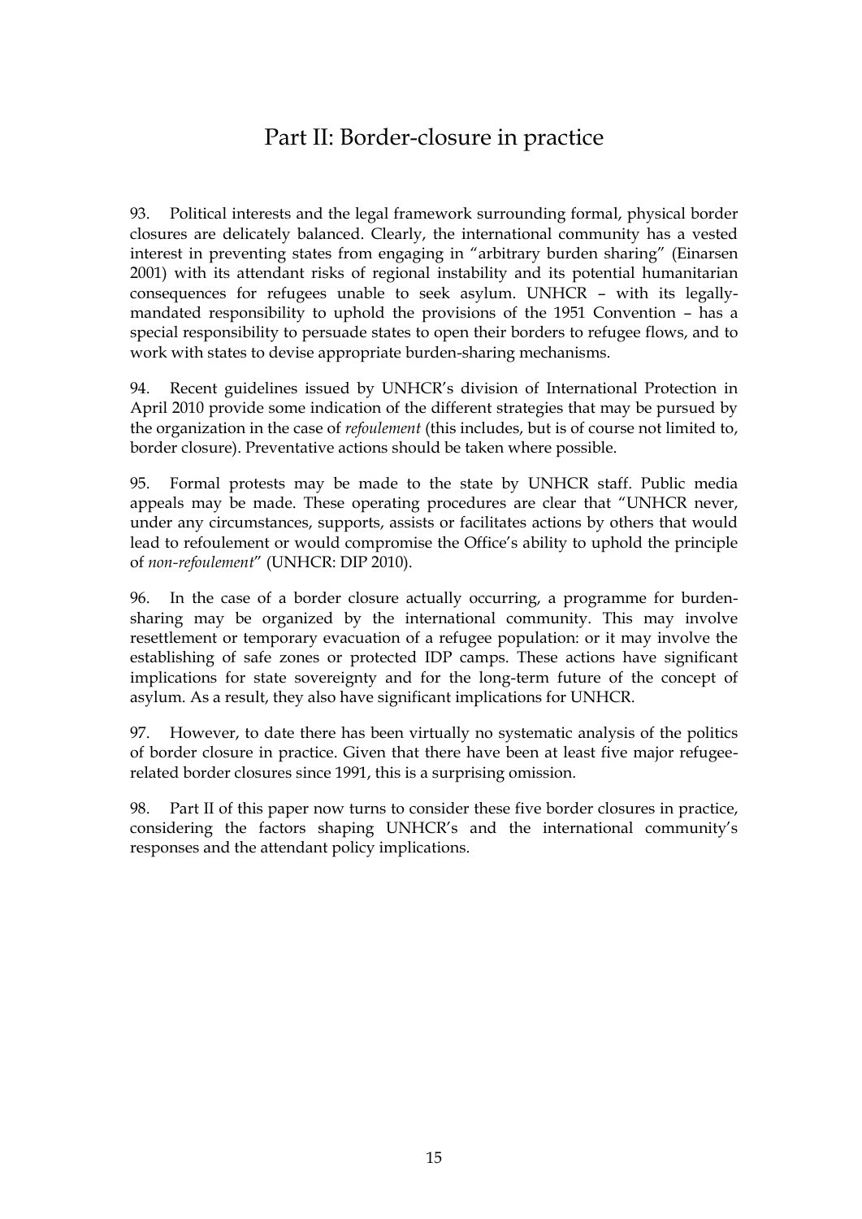# Part II: Border-closure in practice

93. Political interests and the legal framework surrounding formal, physical border closures are delicately balanced. Clearly, the international community has a vested interest in preventing states from engaging in "arbitrary burden sharing" (Einarsen 2001) with its attendant risks of regional instability and its potential humanitarian consequences for refugees unable to seek asylum. UNHCR – with its legally-mandated responsibility to uphold the provisions of the 1951 Convention – has a special responsibility to persuade states to open their borders to refugee flows, and to work with states to devise appropriate burden-sharing mechanisms.

94. Recent guidelines issued by UNHCR's division of International Protection in April 2010 provide some indication of the different strategies that may be pursued by the organization in the case of *refoulement* (this includes, but is of course not limited to, border closure). Preventative actions should be taken where possible.

95. Formal protests may be made to the state by UNHCR staff. Public media appeals may be made. These operating procedures are clear that "UNHCR never, under any circumstances, supports, assists or facilitates actions by others that would lead to refoulement or would compromise the Office's ability to uphold the principle of *non-refoulement*" (UNHCR: DIP 2010).

96. In the case of a border closure actually occurring, a programme for burden-sharing may be organized by the international community. This may involve resettlement or temporary evacuation of a refugee population: or it may involve the establishing of safe zones or protected IDP camps. These actions have significant implications for state sovereignty and for the long-term future of the concept of asylum. As a result, they also have significant implications for UNHCR.

97. However, to date there has been virtually no systematic analysis of the politics of border closure in practice. Given that there have been at least five major refugee-related border closures since 1991, this is a surprising omission.

98. Part II of this paper now turns to consider these five border closures in practice, considering the factors shaping UNHCR's and the international community's responses and the attendant policy implications.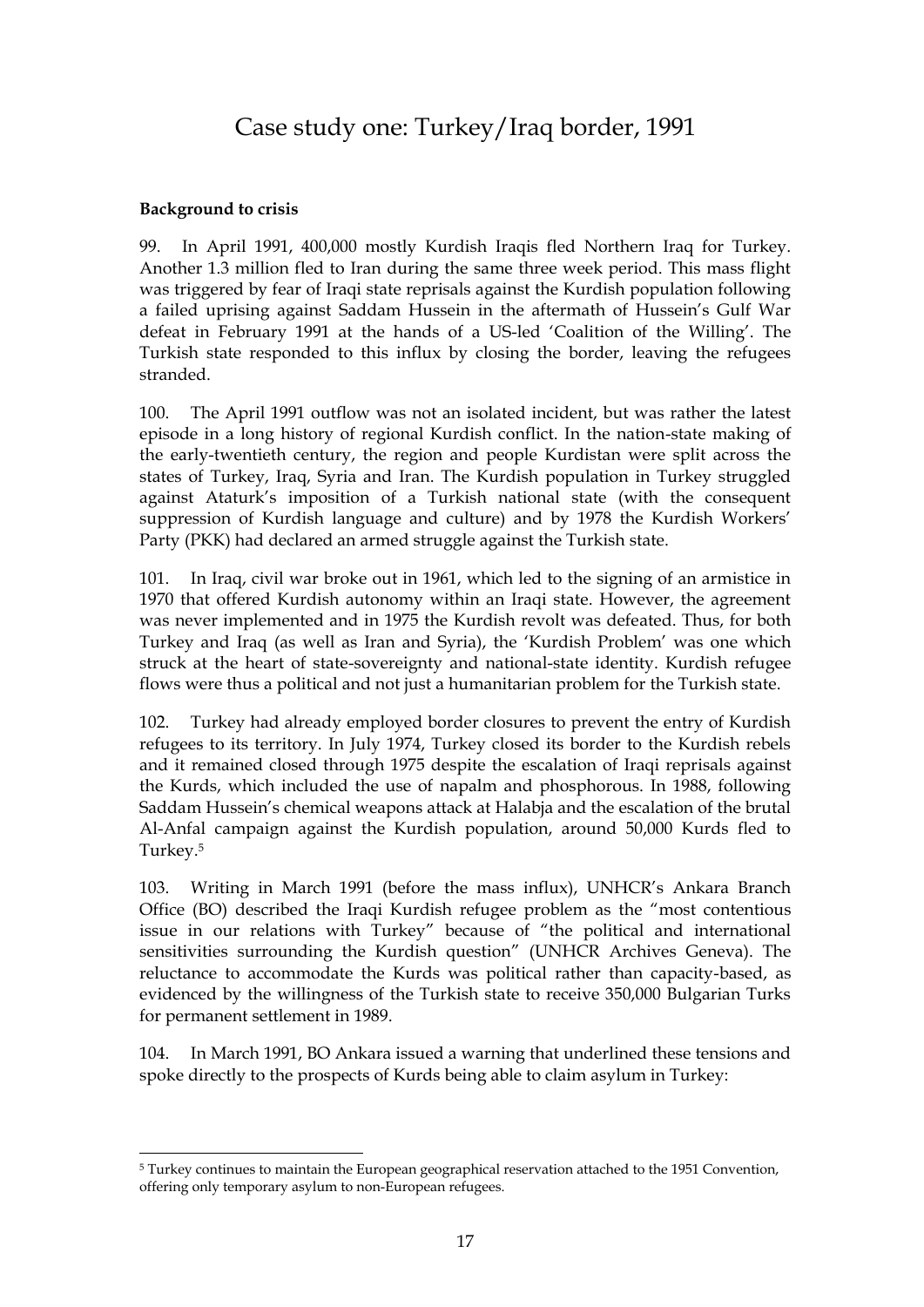# Case study one: Turkey/Iraq border, 1991

**Background to crisis**

99. In April 1991, 400,000 mostly Kurdish Iraqis fled Northern Iraq for Turkey. Another 1.3 million fled to Iran during the same three week period. This mass flight was triggered by fear of Iraqi state reprisals against the Kurdish population following a failed uprising against Saddam Hussein in the aftermath of Hussein's Gulf War defeat in February 1991 at the hands of a US-led 'Coalition of the Willing'. The Turkish state responded to this influx by closing the border, leaving the refugees stranded.

100. The April 1991 outflow was not an isolated incident, but was rather the latest episode in a long history of regional Kurdish conflict. In the nation-state making of the early-twentieth century, the region and people Kurdistan were split across the states of Turkey, Iraq, Syria and Iran. The Kurdish population in Turkey struggled against Ataturk's imposition of a Turkish national state (with the consequent suppression of Kurdish language and culture) and by 1978 the Kurdish Workers' Party (PKK) had declared an armed struggle against the Turkish state.

101. In Iraq, civil war broke out in 1961, which led to the signing of an armistice in 1970 that offered Kurdish autonomy within an Iraqi state. However, the agreement was never implemented and in 1975 the Kurdish revolt was defeated. Thus, for both Turkey and Iraq (as well as Iran and Syria), the 'Kurdish Problem' was one which struck at the heart of state-sovereignty and national-state identity. Kurdish refugee flows were thus a political and not just a humanitarian problem for the Turkish state.

102. Turkey had already employed border closures to prevent the entry of Kurdish refugees to its territory. In July 1974, Turkey closed its border to the Kurdish rebels and it remained closed through 1975 despite the escalation of Iraqi reprisals against the Kurds, which included the use of napalm and phosphorous. In 1988, following Saddam Hussein's chemical weapons attack at Halabja and the escalation of the brutal Al-Anfal campaign against the Kurdish population, around 50,000 Kurds fled to Turkey.[5]

103. Writing in March 1991 (before the mass influx), UNHCR's Ankara Branch Office (BO) described the Iraqi Kurdish refugee problem as the "most contentious issue in our relations with Turkey" because of "the political and international sensitivities surrounding the Kurdish question" (UNHCR Archives Geneva). The reluctance to accommodate the Kurds was political rather than capacity-based, as evidenced by the willingness of the Turkish state to receive 350,000 Bulgarian Turks for permanent settlement in 1989.

104. In March 1991, BO Ankara issued a warning that underlined these tensions and spoke directly to the prospects of Kurds being able to claim asylum in Turkey:

[5] Turkey continues to maintain the European geographical reservation attached to the 1951 Convention, offering only temporary asylum to non-European refugees.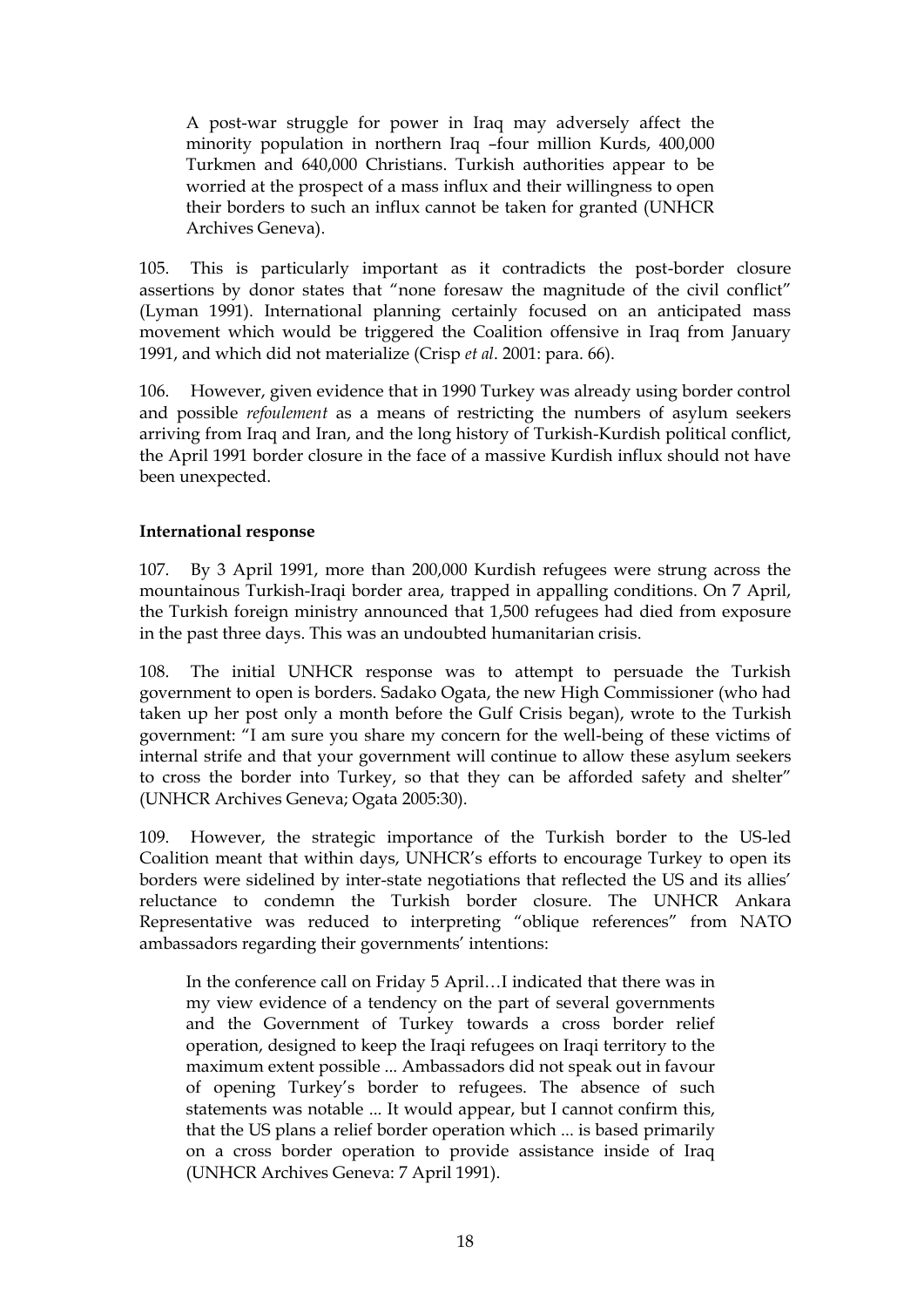> A post-war struggle for power in Iraq may adversely affect the minority population in northern Iraq –four million Kurds, 400,000 Turkmen and 640,000 Christians. Turkish authorities appear to be worried at the prospect of a mass influx and their willingness to open their borders to such an influx cannot be taken for granted (UNHCR Archives Geneva).

105. This is particularly important as it contradicts the post-border closure assertions by donor states that "none foresaw the magnitude of the civil conflict" (Lyman 1991). International planning certainly focused on an anticipated mass movement which would be triggered the Coalition offensive in Iraq from January 1991, and which did not materialize (Crisp *et al*. 2001: para. 66).

106. However, given evidence that in 1990 Turkey was already using border control and possible *refoulement* as a means of restricting the numbers of asylum seekers arriving from Iraq and Iran, and the long history of Turkish-Kurdish political conflict, the April 1991 border closure in the face of a massive Kurdish influx should not have been unexpected.

**International response**

107. By 3 April 1991, more than 200,000 Kurdish refugees were strung across the mountainous Turkish-Iraqi border area, trapped in appalling conditions. On 7 April, the Turkish foreign ministry announced that 1,500 refugees had died from exposure in the past three days. This was an undoubted humanitarian crisis.

108. The initial UNHCR response was to attempt to persuade the Turkish government to open is borders. Sadako Ogata, the new High Commissioner (who had taken up her post only a month before the Gulf Crisis began), wrote to the Turkish government: "I am sure you share my concern for the well-being of these victims of internal strife and that your government will continue to allow these asylum seekers to cross the border into Turkey, so that they can be afforded safety and shelter" (UNHCR Archives Geneva; Ogata 2005:30).

109. However, the strategic importance of the Turkish border to the US-led Coalition meant that within days, UNHCR's efforts to encourage Turkey to open its borders were sidelined by inter-state negotiations that reflected the US and its allies' reluctance to condemn the Turkish border closure. The UNHCR Ankara Representative was reduced to interpreting "oblique references" from NATO ambassadors regarding their governments' intentions:

> In the conference call on Friday 5 April…I indicated that there was in my view evidence of a tendency on the part of several governments and the Government of Turkey towards a cross border relief operation, designed to keep the Iraqi refugees on Iraqi territory to the maximum extent possible ... Ambassadors did not speak out in favour of opening Turkey's border to refugees. The absence of such statements was notable ... It would appear, but I cannot confirm this, that the US plans a relief border operation which ... is based primarily on a cross border operation to provide assistance inside of Iraq (UNHCR Archives Geneva: 7 April 1991).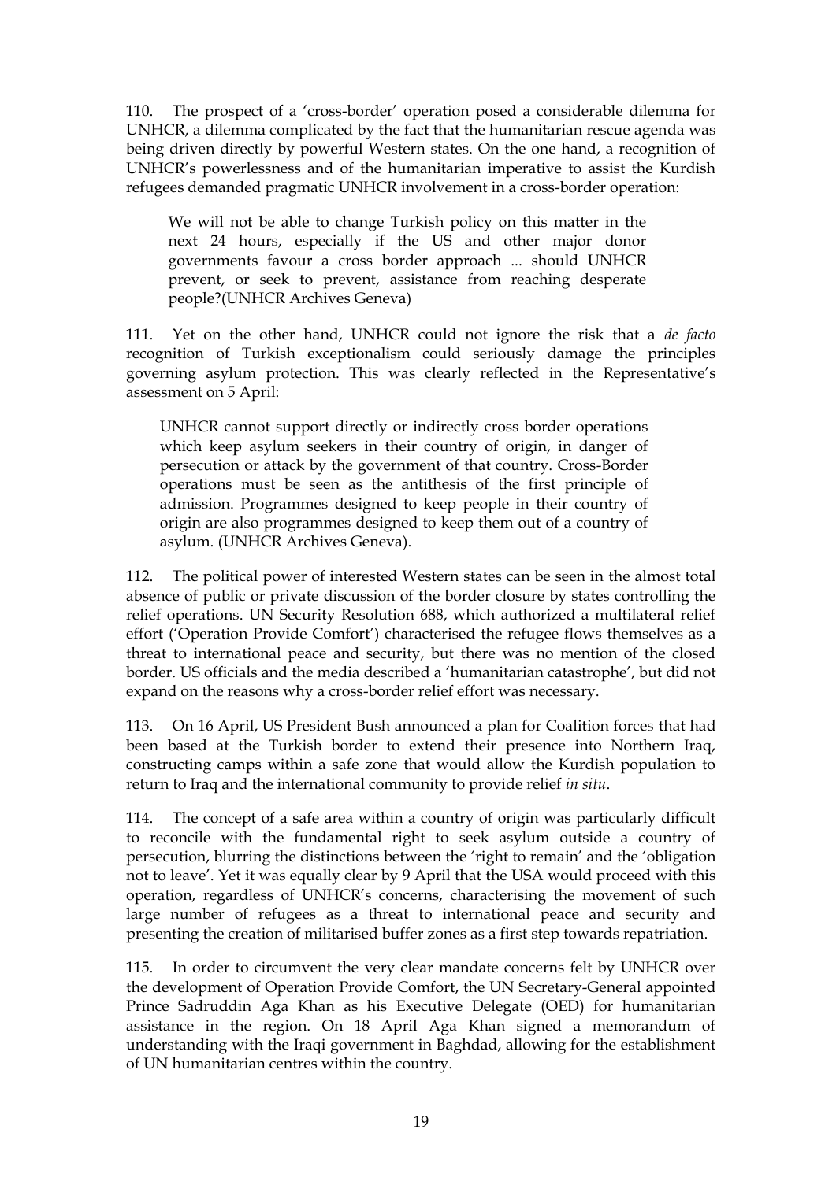110. The prospect of a 'cross-border' operation posed a considerable dilemma for UNHCR, a dilemma complicated by the fact that the humanitarian rescue agenda was being driven directly by powerful Western states. On the one hand, a recognition of UNHCR's powerlessness and of the humanitarian imperative to assist the Kurdish refugees demanded pragmatic UNHCR involvement in a cross-border operation:

> We will not be able to change Turkish policy on this matter in the next 24 hours, especially if the US and other major donor governments favour a cross border approach ... should UNHCR prevent, or seek to prevent, assistance from reaching desperate people?(UNHCR Archives Geneva)

111. Yet on the other hand, UNHCR could not ignore the risk that a *de facto* recognition of Turkish exceptionalism could seriously damage the principles governing asylum protection. This was clearly reflected in the Representative's assessment on 5 April:

> UNHCR cannot support directly or indirectly cross border operations which keep asylum seekers in their country of origin, in danger of persecution or attack by the government of that country. Cross-Border operations must be seen as the antithesis of the first principle of admission. Programmes designed to keep people in their country of origin are also programmes designed to keep them out of a country of asylum. (UNHCR Archives Geneva).

112. The political power of interested Western states can be seen in the almost total absence of public or private discussion of the border closure by states controlling the relief operations. UN Security Resolution 688, which authorized a multilateral relief effort ('Operation Provide Comfort') characterised the refugee flows themselves as a threat to international peace and security, but there was no mention of the closed border. US officials and the media described a 'humanitarian catastrophe', but did not expand on the reasons why a cross-border relief effort was necessary.

113. On 16 April, US President Bush announced a plan for Coalition forces that had been based at the Turkish border to extend their presence into Northern Iraq, constructing camps within a safe zone that would allow the Kurdish population to return to Iraq and the international community to provide relief *in situ*.

114. The concept of a safe area within a country of origin was particularly difficult to reconcile with the fundamental right to seek asylum outside a country of persecution, blurring the distinctions between the 'right to remain' and the 'obligation not to leave'. Yet it was equally clear by 9 April that the USA would proceed with this operation, regardless of UNHCR's concerns, characterising the movement of such large number of refugees as a threat to international peace and security and presenting the creation of militarised buffer zones as a first step towards repatriation.

115. In order to circumvent the very clear mandate concerns felt by UNHCR over the development of Operation Provide Comfort, the UN Secretary-General appointed Prince Sadruddin Aga Khan as his Executive Delegate (OED) for humanitarian assistance in the region. On 18 April Aga Khan signed a memorandum of understanding with the Iraqi government in Baghdad, allowing for the establishment of UN humanitarian centres within the country.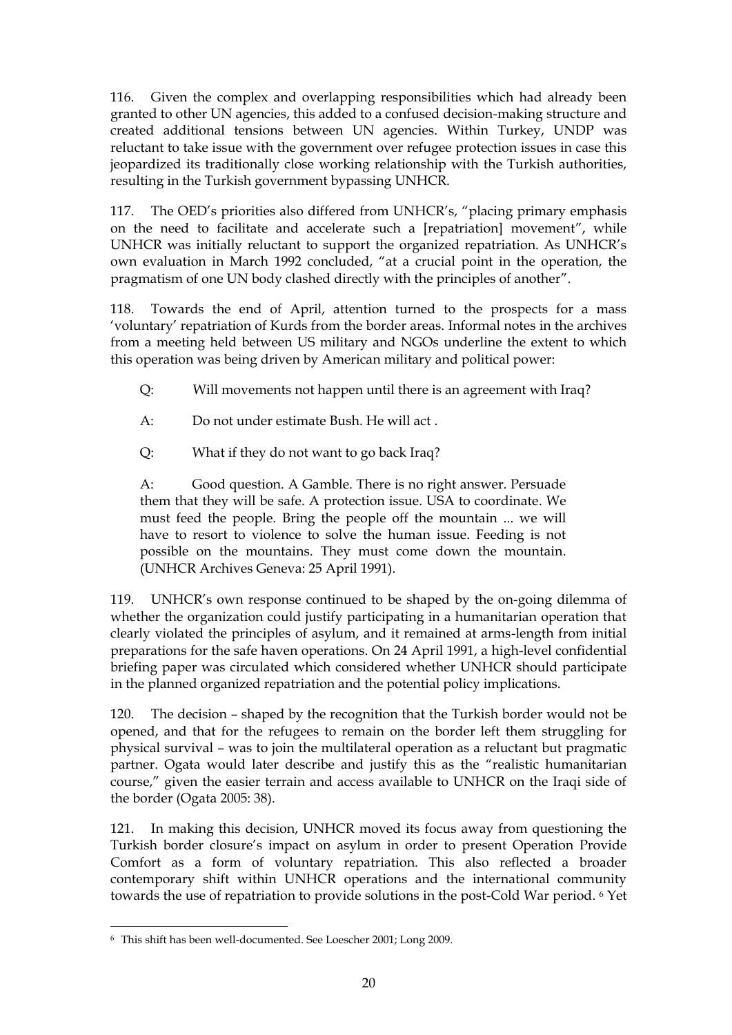116. Given the complex and overlapping responsibilities which had already been granted to other UN agencies, this added to a confused decision-making structure and created additional tensions between UN agencies. Within Turkey, UNDP was reluctant to take issue with the government over refugee protection issues in case this jeopardized its traditionally close working relationship with the Turkish authorities, resulting in the Turkish government bypassing UNHCR.

117. The OED's priorities also differed from UNHCR's, "placing primary emphasis on the need to facilitate and accelerate such a [repatriation] movement", while UNHCR was initially reluctant to support the organized repatriation. As UNHCR's own evaluation in March 1992 concluded, "at a crucial point in the operation, the pragmatism of one UN body clashed directly with the principles of another".

118. Towards the end of April, attention turned to the prospects for a mass 'voluntary' repatriation of Kurds from the border areas. Informal notes in the archives from a meeting held between US military and NGOs underline the extent to which this operation was being driven by American military and political power:

> Q: Will movements not happen until there is an agreement with Iraq?
>
> A: Do not under estimate Bush. He will act .
>
> Q: What if they do not want to go back Iraq?
>
> A: Good question. A Gamble. There is no right answer. Persuade them that they will be safe. A protection issue. USA to coordinate. We must feed the people. Bring the people off the mountain ... we will have to resort to violence to solve the human issue. Feeding is not possible on the mountains. They must come down the mountain. (UNHCR Archives Geneva: 25 April 1991).

119. UNHCR's own response continued to be shaped by the on-going dilemma of whether the organization could justify participating in a humanitarian operation that clearly violated the principles of asylum, and it remained at arms-length from initial preparations for the safe haven operations. On 24 April 1991, a high-level confidential briefing paper was circulated which considered whether UNHCR should participate in the planned organized repatriation and the potential policy implications.

120. The decision – shaped by the recognition that the Turkish border would not be opened, and that for the refugees to remain on the border left them struggling for physical survival – was to join the multilateral operation as a reluctant but pragmatic partner. Ogata would later describe and justify this as the "realistic humanitarian course," given the easier terrain and access available to UNHCR on the Iraqi side of the border (Ogata 2005: 38).

121. In making this decision, UNHCR moved its focus away from questioning the Turkish border closure's impact on asylum in order to present Operation Provide Comfort as a form of voluntary repatriation. This also reflected a broader contemporary shift within UNHCR operations and the international community towards the use of repatriation to provide solutions in the post-Cold War period. [6] Yet

[6] This shift has been well-documented. See Loescher 2001; Long 2009.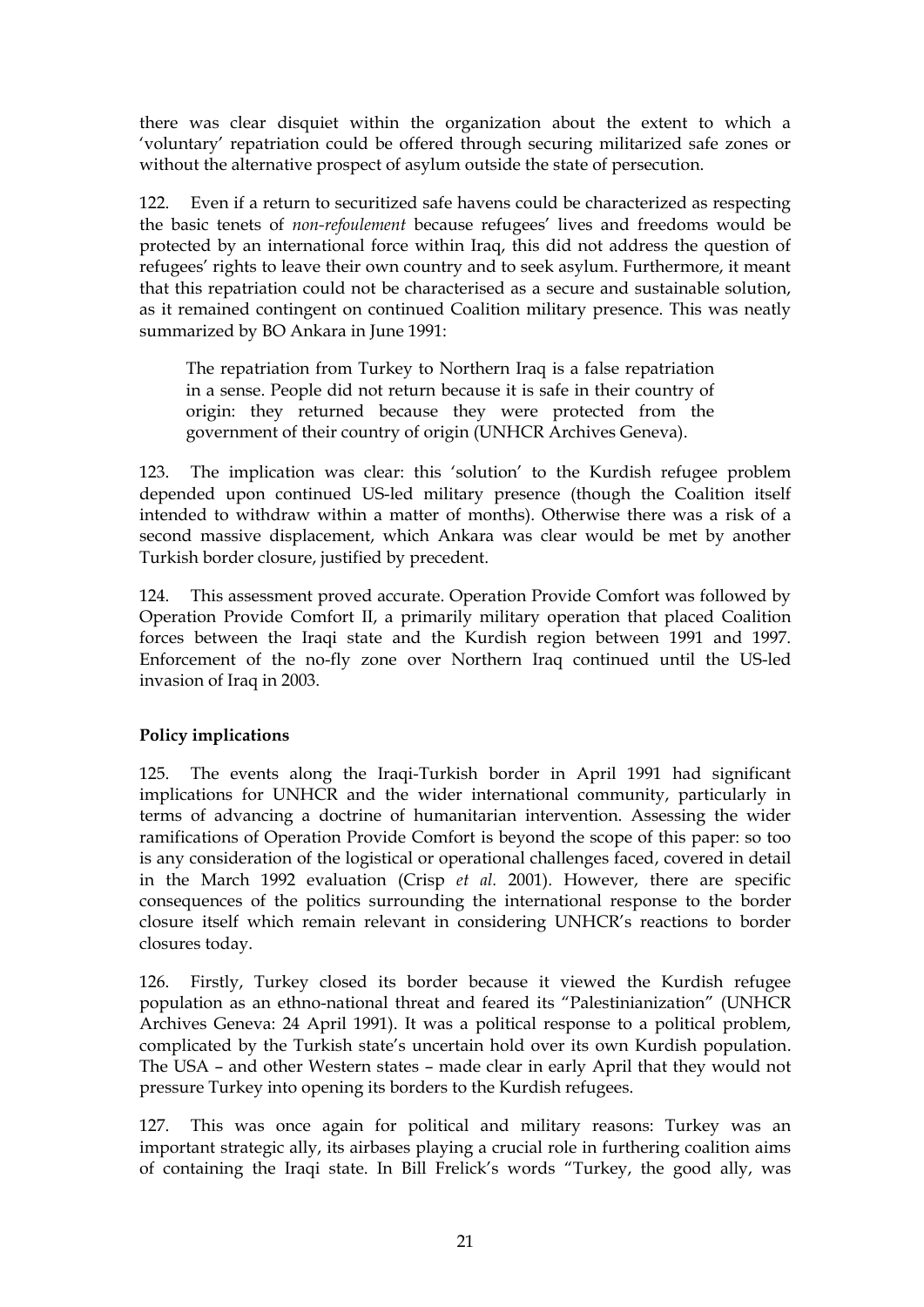there was clear disquiet within the organization about the extent to which a 'voluntary' repatriation could be offered through securing militarized safe zones or without the alternative prospect of asylum outside the state of persecution.

122. Even if a return to securitized safe havens could be characterized as respecting the basic tenets of *non-refoulement* because refugees' lives and freedoms would be protected by an international force within Iraq, this did not address the question of refugees' rights to leave their own country and to seek asylum. Furthermore, it meant that this repatriation could not be characterised as a secure and sustainable solution, as it remained contingent on continued Coalition military presence. This was neatly summarized by BO Ankara in June 1991:

> The repatriation from Turkey to Northern Iraq is a false repatriation in a sense. People did not return because it is safe in their country of origin: they returned because they were protected from the government of their country of origin (UNHCR Archives Geneva).

123. The implication was clear: this 'solution' to the Kurdish refugee problem depended upon continued US-led military presence (though the Coalition itself intended to withdraw within a matter of months). Otherwise there was a risk of a second massive displacement, which Ankara was clear would be met by another Turkish border closure, justified by precedent.

124. This assessment proved accurate. Operation Provide Comfort was followed by Operation Provide Comfort II, a primarily military operation that placed Coalition forces between the Iraqi state and the Kurdish region between 1991 and 1997. Enforcement of the no-fly zone over Northern Iraq continued until the US-led invasion of Iraq in 2003.

**Policy implications**

125. The events along the Iraqi-Turkish border in April 1991 had significant implications for UNHCR and the wider international community, particularly in terms of advancing a doctrine of humanitarian intervention. Assessing the wider ramifications of Operation Provide Comfort is beyond the scope of this paper: so too is any consideration of the logistical or operational challenges faced, covered in detail in the March 1992 evaluation (Crisp *et al.* 2001). However, there are specific consequences of the politics surrounding the international response to the border closure itself which remain relevant in considering UNHCR's reactions to border closures today.

126. Firstly, Turkey closed its border because it viewed the Kurdish refugee population as an ethno-national threat and feared its "Palestinianization" (UNHCR Archives Geneva: 24 April 1991). It was a political response to a political problem, complicated by the Turkish state's uncertain hold over its own Kurdish population. The USA – and other Western states – made clear in early April that they would not pressure Turkey into opening its borders to the Kurdish refugees.

127. This was once again for political and military reasons: Turkey was an important strategic ally, its airbases playing a crucial role in furthering coalition aims of containing the Iraqi state. In Bill Frelick's words "Turkey, the good ally, was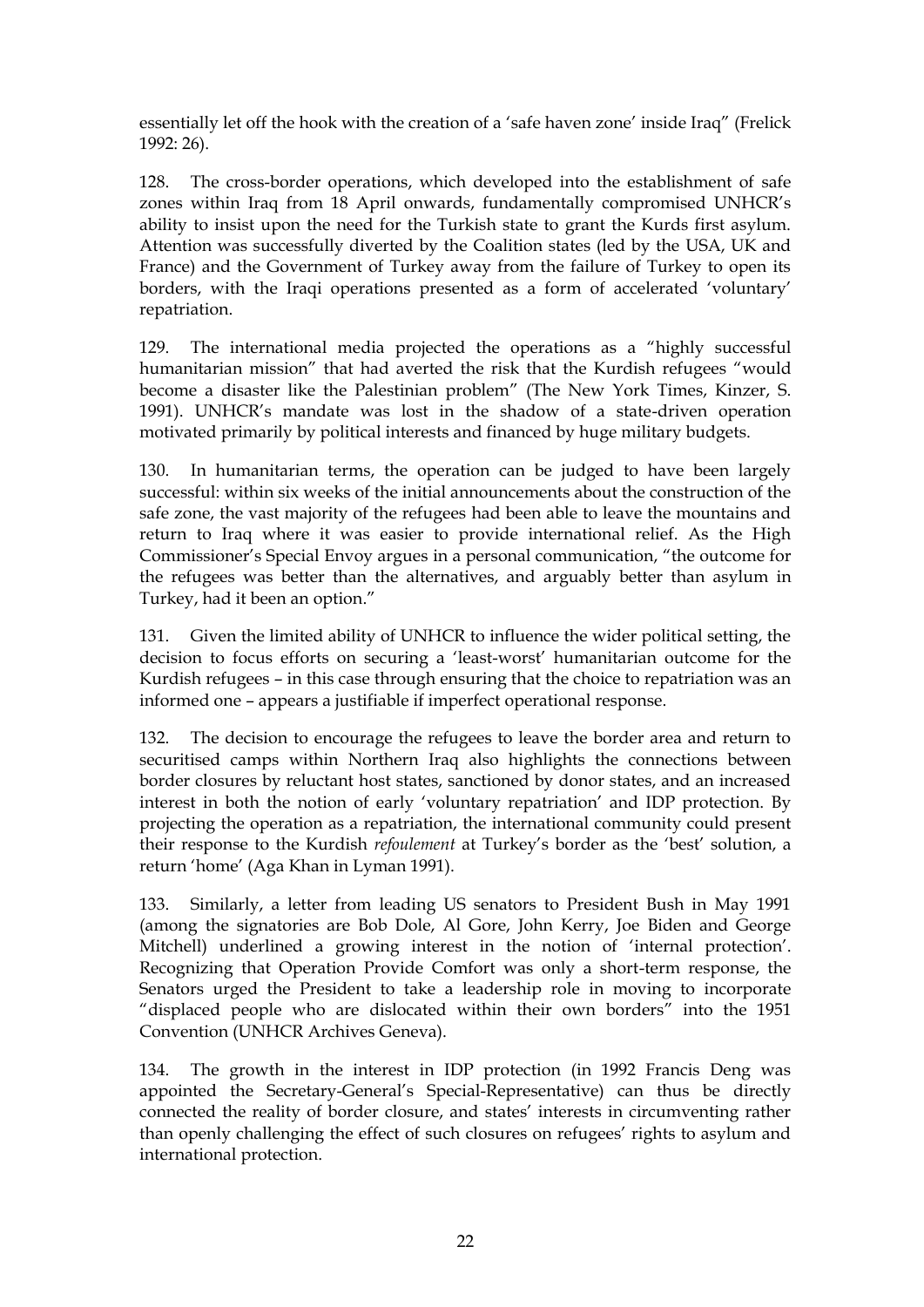essentially let off the hook with the creation of a 'safe haven zone' inside Iraq" (Frelick 1992: 26).

128. The cross-border operations, which developed into the establishment of safe zones within Iraq from 18 April onwards, fundamentally compromised UNHCR's ability to insist upon the need for the Turkish state to grant the Kurds first asylum. Attention was successfully diverted by the Coalition states (led by the USA, UK and France) and the Government of Turkey away from the failure of Turkey to open its borders, with the Iraqi operations presented as a form of accelerated 'voluntary' repatriation.

129. The international media projected the operations as a "highly successful humanitarian mission" that had averted the risk that the Kurdish refugees "would become a disaster like the Palestinian problem" (The New York Times, Kinzer, S. 1991). UNHCR's mandate was lost in the shadow of a state-driven operation motivated primarily by political interests and financed by huge military budgets.

130. In humanitarian terms, the operation can be judged to have been largely successful: within six weeks of the initial announcements about the construction of the safe zone, the vast majority of the refugees had been able to leave the mountains and return to Iraq where it was easier to provide international relief. As the High Commissioner's Special Envoy argues in a personal communication, "the outcome for the refugees was better than the alternatives, and arguably better than asylum in Turkey, had it been an option."

131. Given the limited ability of UNHCR to influence the wider political setting, the decision to focus efforts on securing a 'least-worst' humanitarian outcome for the Kurdish refugees – in this case through ensuring that the choice to repatriation was an informed one – appears a justifiable if imperfect operational response.

132. The decision to encourage the refugees to leave the border area and return to securitised camps within Northern Iraq also highlights the connections between border closures by reluctant host states, sanctioned by donor states, and an increased interest in both the notion of early 'voluntary repatriation' and IDP protection. By projecting the operation as a repatriation, the international community could present their response to the Kurdish *refoulement* at Turkey's border as the 'best' solution, a return 'home' (Aga Khan in Lyman 1991).

133. Similarly, a letter from leading US senators to President Bush in May 1991 (among the signatories are Bob Dole, Al Gore, John Kerry, Joe Biden and George Mitchell) underlined a growing interest in the notion of 'internal protection'. Recognizing that Operation Provide Comfort was only a short-term response, the Senators urged the President to take a leadership role in moving to incorporate "displaced people who are dislocated within their own borders" into the 1951 Convention (UNHCR Archives Geneva).

134. The growth in the interest in IDP protection (in 1992 Francis Deng was appointed the Secretary-General's Special-Representative) can thus be directly connected the reality of border closure, and states' interests in circumventing rather than openly challenging the effect of such closures on refugees' rights to asylum and international protection.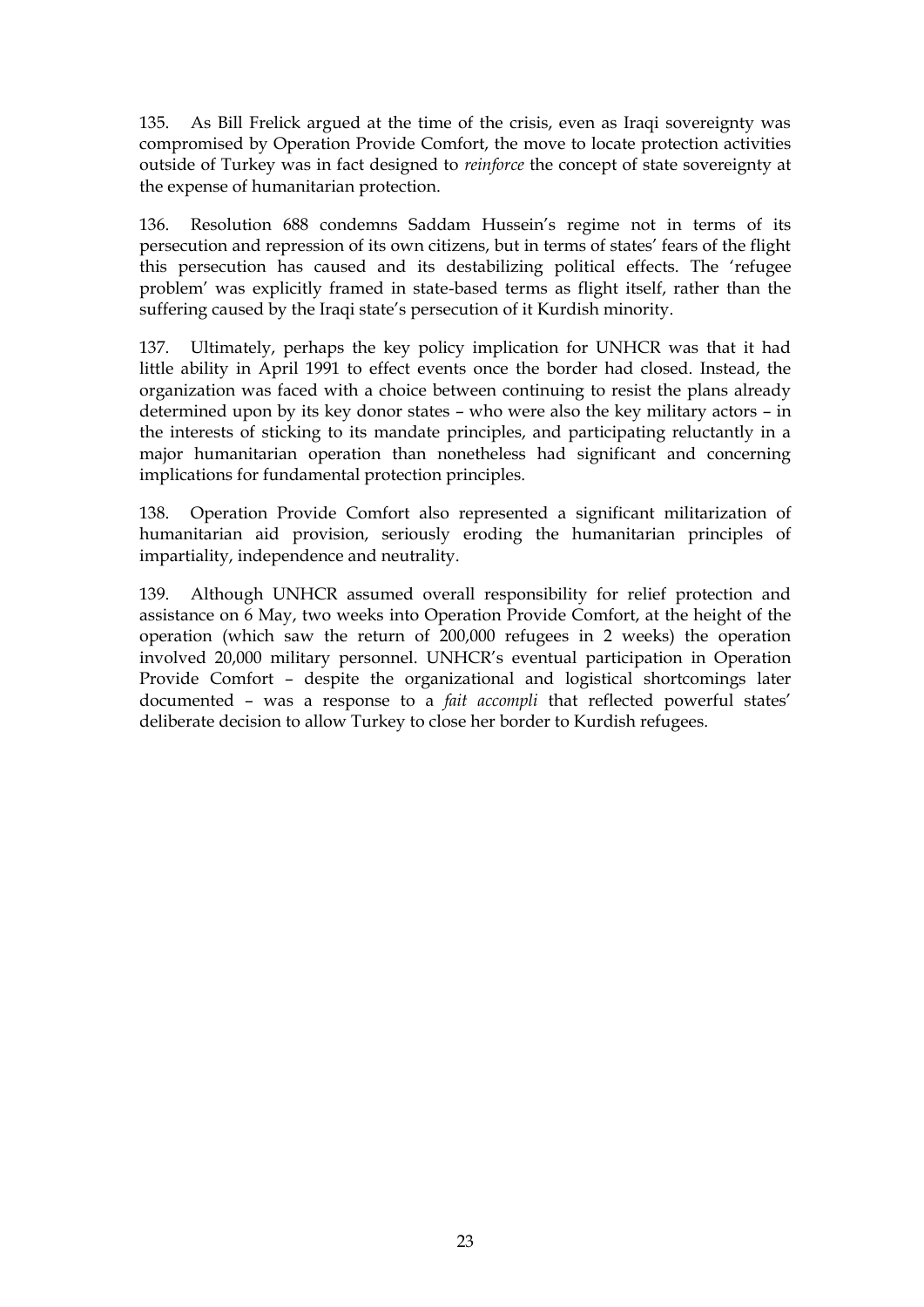135. As Bill Frelick argued at the time of the crisis, even as Iraqi sovereignty was compromised by Operation Provide Comfort, the move to locate protection activities outside of Turkey was in fact designed to *reinforce* the concept of state sovereignty at the expense of humanitarian protection.

136. Resolution 688 condemns Saddam Hussein's regime not in terms of its persecution and repression of its own citizens, but in terms of states' fears of the flight this persecution has caused and its destabilizing political effects. The 'refugee problem' was explicitly framed in state-based terms as flight itself, rather than the suffering caused by the Iraqi state's persecution of it Kurdish minority.

137. Ultimately, perhaps the key policy implication for UNHCR was that it had little ability in April 1991 to effect events once the border had closed. Instead, the organization was faced with a choice between continuing to resist the plans already determined upon by its key donor states – who were also the key military actors – in the interests of sticking to its mandate principles, and participating reluctantly in a major humanitarian operation than nonetheless had significant and concerning implications for fundamental protection principles.

138. Operation Provide Comfort also represented a significant militarization of humanitarian aid provision, seriously eroding the humanitarian principles of impartiality, independence and neutrality.

139. Although UNHCR assumed overall responsibility for relief protection and assistance on 6 May, two weeks into Operation Provide Comfort, at the height of the operation (which saw the return of 200,000 refugees in 2 weeks) the operation involved 20,000 military personnel. UNHCR's eventual participation in Operation Provide Comfort – despite the organizational and logistical shortcomings later documented – was a response to a *fait accompli* that reflected powerful states' deliberate decision to allow Turkey to close her border to Kurdish refugees.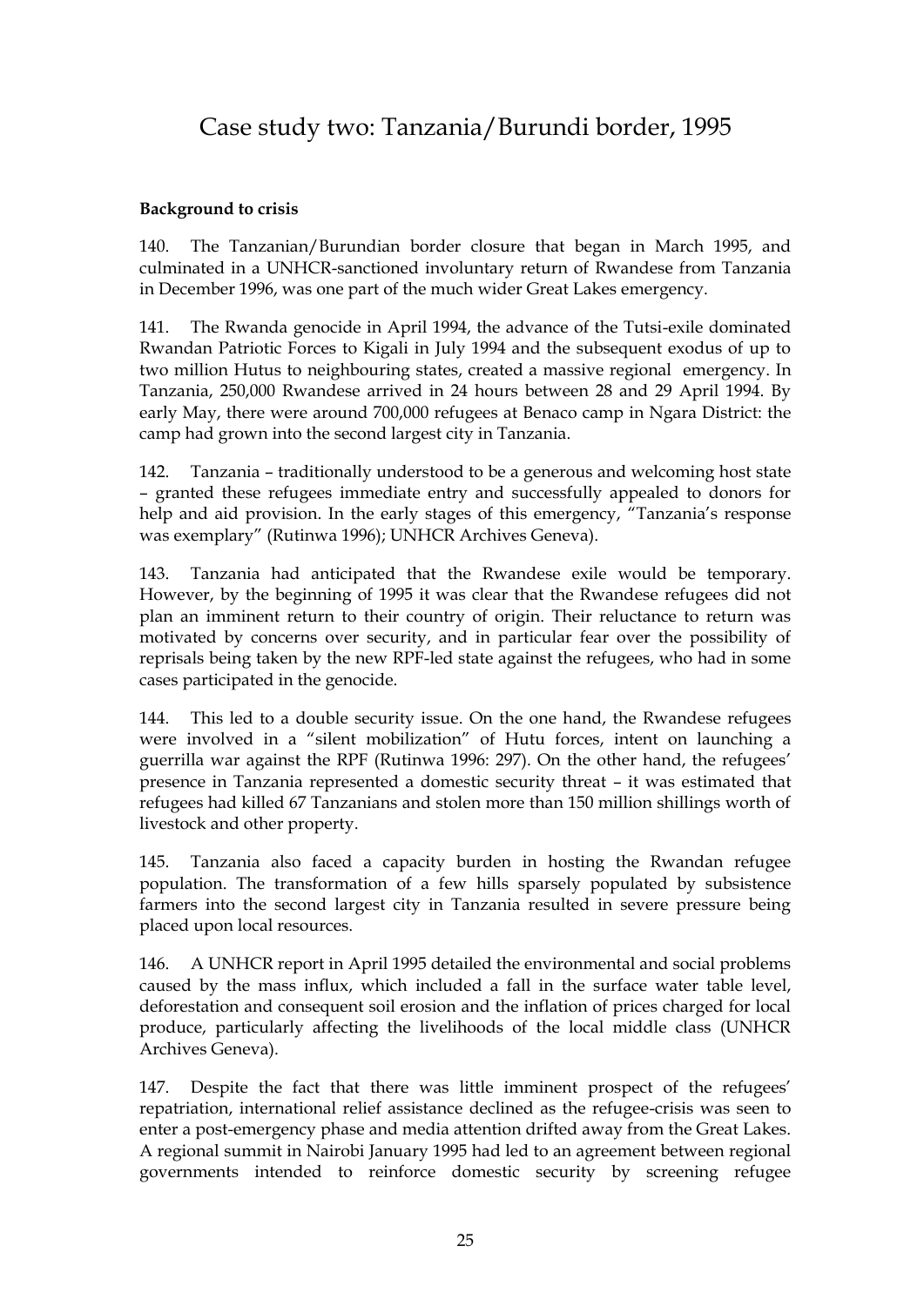# Case study two: Tanzania/Burundi border, 1995

**Background to crisis**

140. The Tanzanian/Burundian border closure that began in March 1995, and culminated in a UNHCR-sanctioned involuntary return of Rwandese from Tanzania in December 1996, was one part of the much wider Great Lakes emergency.

141. The Rwanda genocide in April 1994, the advance of the Tutsi-exile dominated Rwandan Patriotic Forces to Kigali in July 1994 and the subsequent exodus of up to two million Hutus to neighbouring states, created a massive regional emergency. In Tanzania, 250,000 Rwandese arrived in 24 hours between 28 and 29 April 1994. By early May, there were around 700,000 refugees at Benaco camp in Ngara District: the camp had grown into the second largest city in Tanzania.

142. Tanzania – traditionally understood to be a generous and welcoming host state – granted these refugees immediate entry and successfully appealed to donors for help and aid provision. In the early stages of this emergency, "Tanzania's response was exemplary" (Rutinwa 1996); UNHCR Archives Geneva).

143. Tanzania had anticipated that the Rwandese exile would be temporary. However, by the beginning of 1995 it was clear that the Rwandese refugees did not plan an imminent return to their country of origin. Their reluctance to return was motivated by concerns over security, and in particular fear over the possibility of reprisals being taken by the new RPF-led state against the refugees, who had in some cases participated in the genocide.

144. This led to a double security issue. On the one hand, the Rwandese refugees were involved in a "silent mobilization" of Hutu forces, intent on launching a guerrilla war against the RPF (Rutinwa 1996: 297). On the other hand, the refugees' presence in Tanzania represented a domestic security threat – it was estimated that refugees had killed 67 Tanzanians and stolen more than 150 million shillings worth of livestock and other property.

145. Tanzania also faced a capacity burden in hosting the Rwandan refugee population. The transformation of a few hills sparsely populated by subsistence farmers into the second largest city in Tanzania resulted in severe pressure being placed upon local resources.

146. A UNHCR report in April 1995 detailed the environmental and social problems caused by the mass influx, which included a fall in the surface water table level, deforestation and consequent soil erosion and the inflation of prices charged for local produce, particularly affecting the livelihoods of the local middle class (UNHCR Archives Geneva).

147. Despite the fact that there was little imminent prospect of the refugees' repatriation, international relief assistance declined as the refugee-crisis was seen to enter a post-emergency phase and media attention drifted away from the Great Lakes. A regional summit in Nairobi January 1995 had led to an agreement between regional governments intended to reinforce domestic security by screening refugee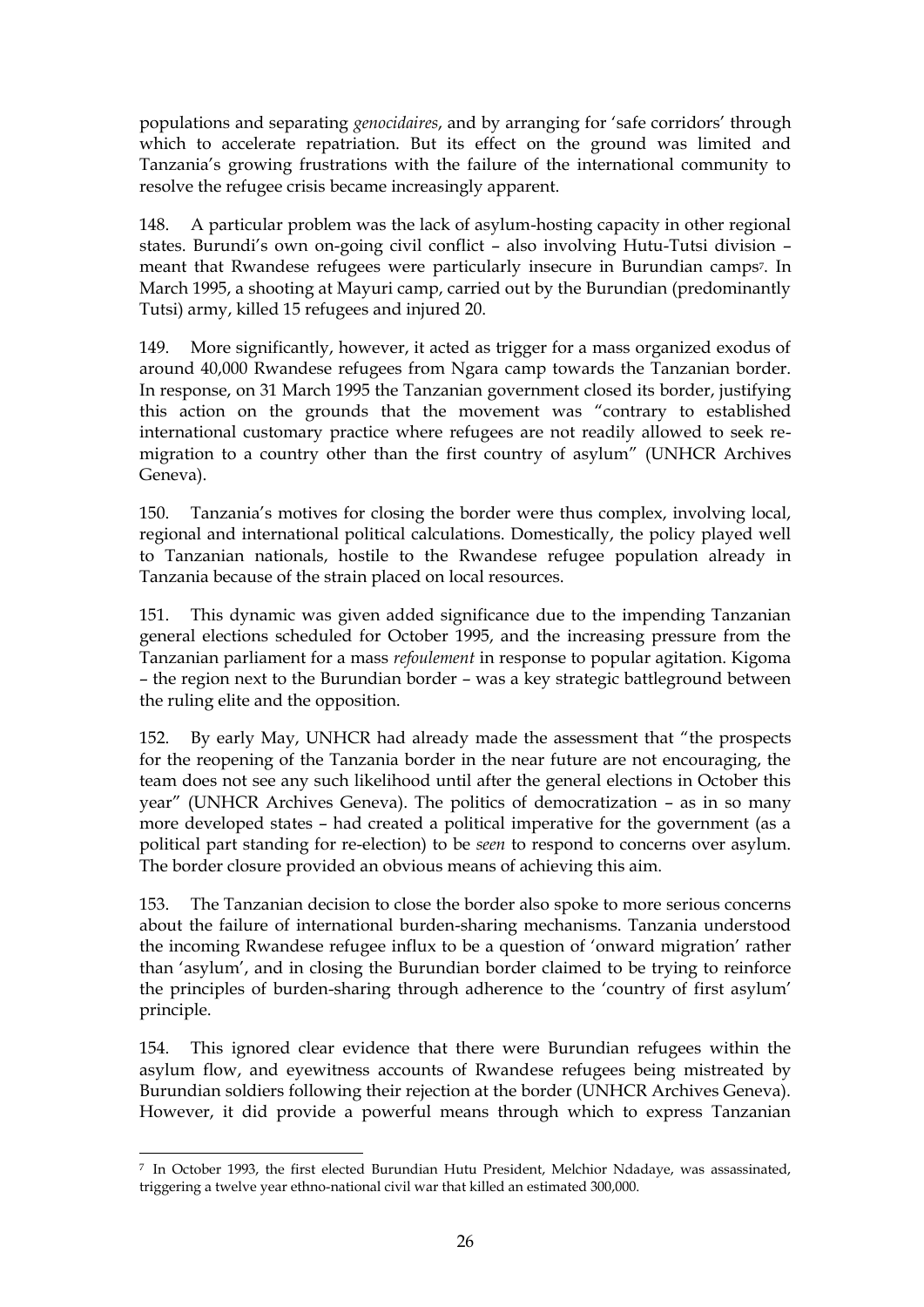populations and separating *genocidaires*, and by arranging for 'safe corridors' through which to accelerate repatriation. But its effect on the ground was limited and Tanzania's growing frustrations with the failure of the international community to resolve the refugee crisis became increasingly apparent.

148. A particular problem was the lack of asylum-hosting capacity in other regional states. Burundi's own on-going civil conflict – also involving Hutu-Tutsi division – meant that Rwandese refugees were particularly insecure in Burundian camps[7]. In March 1995, a shooting at Mayuri camp, carried out by the Burundian (predominantly Tutsi) army, killed 15 refugees and injured 20.

149. More significantly, however, it acted as trigger for a mass organized exodus of around 40,000 Rwandese refugees from Ngara camp towards the Tanzanian border. In response, on 31 March 1995 the Tanzanian government closed its border, justifying this action on the grounds that the movement was "contrary to established international customary practice where refugees are not readily allowed to seek re-migration to a country other than the first country of asylum" (UNHCR Archives Geneva).

150. Tanzania's motives for closing the border were thus complex, involving local, regional and international political calculations. Domestically, the policy played well to Tanzanian nationals, hostile to the Rwandese refugee population already in Tanzania because of the strain placed on local resources.

151. This dynamic was given added significance due to the impending Tanzanian general elections scheduled for October 1995, and the increasing pressure from the Tanzanian parliament for a mass *refoulement* in response to popular agitation. Kigoma – the region next to the Burundian border – was a key strategic battleground between the ruling elite and the opposition.

152. By early May, UNHCR had already made the assessment that "the prospects for the reopening of the Tanzania border in the near future are not encouraging, the team does not see any such likelihood until after the general elections in October this year" (UNHCR Archives Geneva). The politics of democratization – as in so many more developed states – had created a political imperative for the government (as a political part standing for re-election) to be *seen* to respond to concerns over asylum. The border closure provided an obvious means of achieving this aim.

153. The Tanzanian decision to close the border also spoke to more serious concerns about the failure of international burden-sharing mechanisms. Tanzania understood the incoming Rwandese refugee influx to be a question of 'onward migration' rather than 'asylum', and in closing the Burundian border claimed to be trying to reinforce the principles of burden-sharing through adherence to the 'country of first asylum' principle.

154. This ignored clear evidence that there were Burundian refugees within the asylum flow, and eyewitness accounts of Rwandese refugees being mistreated by Burundian soldiers following their rejection at the border (UNHCR Archives Geneva). However, it did provide a powerful means through which to express Tanzanian

[7] In October 1993, the first elected Burundian Hutu President, Melchior Ndadaye, was assassinated, triggering a twelve year ethno-national civil war that killed an estimated 300,000.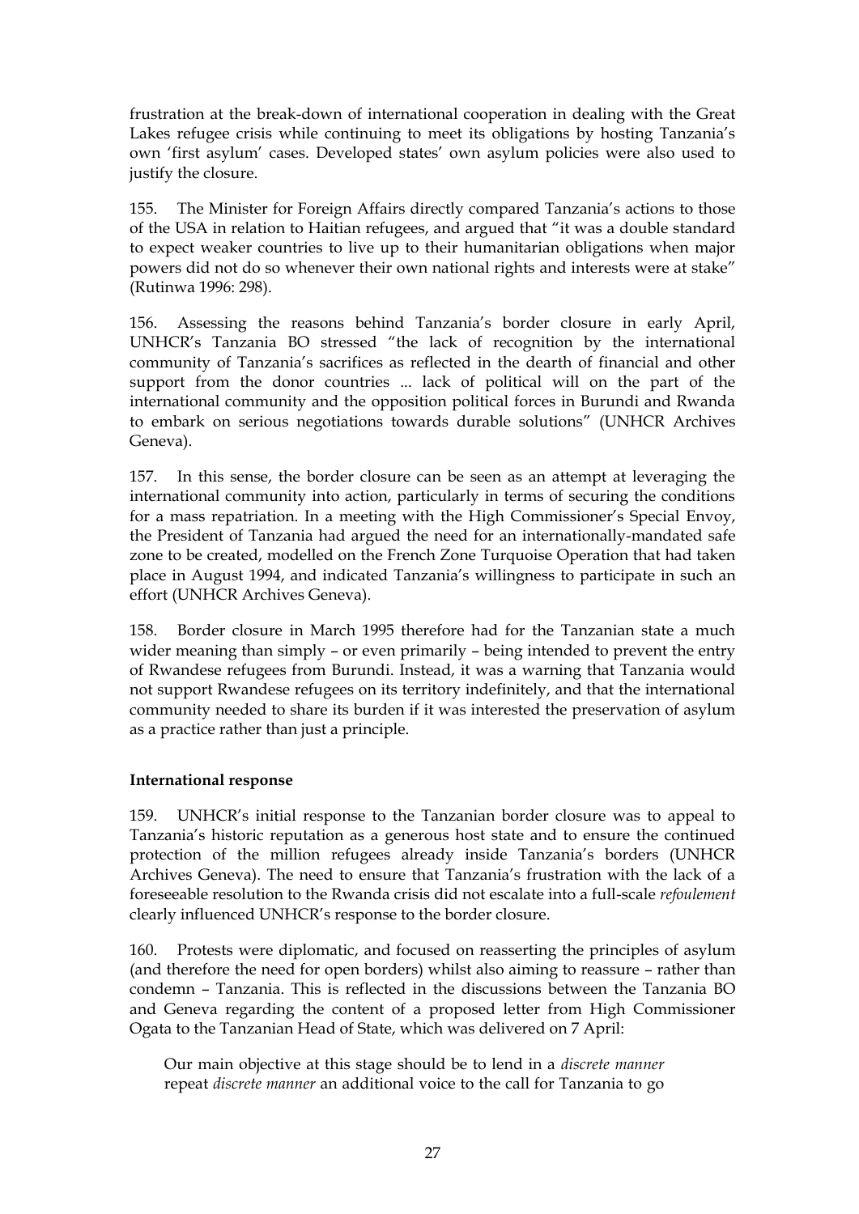frustration at the break-down of international cooperation in dealing with the Great Lakes refugee crisis while continuing to meet its obligations by hosting Tanzania's own 'first asylum' cases. Developed states' own asylum policies were also used to justify the closure.

155. The Minister for Foreign Affairs directly compared Tanzania's actions to those of the USA in relation to Haitian refugees, and argued that "it was a double standard to expect weaker countries to live up to their humanitarian obligations when major powers did not do so whenever their own national rights and interests were at stake" (Rutinwa 1996: 298).

156. Assessing the reasons behind Tanzania's border closure in early April, UNHCR's Tanzania BO stressed "the lack of recognition by the international community of Tanzania's sacrifices as reflected in the dearth of financial and other support from the donor countries ... lack of political will on the part of the international community and the opposition political forces in Burundi and Rwanda to embark on serious negotiations towards durable solutions" (UNHCR Archives Geneva).

157. In this sense, the border closure can be seen as an attempt at leveraging the international community into action, particularly in terms of securing the conditions for a mass repatriation. In a meeting with the High Commissioner's Special Envoy, the President of Tanzania had argued the need for an internationally-mandated safe zone to be created, modelled on the French Zone Turquoise Operation that had taken place in August 1994, and indicated Tanzania's willingness to participate in such an effort (UNHCR Archives Geneva).

158. Border closure in March 1995 therefore had for the Tanzanian state a much wider meaning than simply – or even primarily – being intended to prevent the entry of Rwandese refugees from Burundi. Instead, it was a warning that Tanzania would not support Rwandese refugees on its territory indefinitely, and that the international community needed to share its burden if it was interested the preservation of asylum as a practice rather than just a principle.

**International response**

159. UNHCR's initial response to the Tanzanian border closure was to appeal to Tanzania's historic reputation as a generous host state and to ensure the continued protection of the million refugees already inside Tanzania's borders (UNHCR Archives Geneva). The need to ensure that Tanzania's frustration with the lack of a foreseeable resolution to the Rwanda crisis did not escalate into a full-scale *refoulement* clearly influenced UNHCR's response to the border closure.

160. Protests were diplomatic, and focused on reasserting the principles of asylum (and therefore the need for open borders) whilst also aiming to reassure – rather than condemn – Tanzania. This is reflected in the discussions between the Tanzania BO and Geneva regarding the content of a proposed letter from High Commissioner Ogata to the Tanzanian Head of State, which was delivered on 7 April:

> Our main objective at this stage should be to lend in a *discrete manner* repeat *discrete manner* an additional voice to the call for Tanzania to go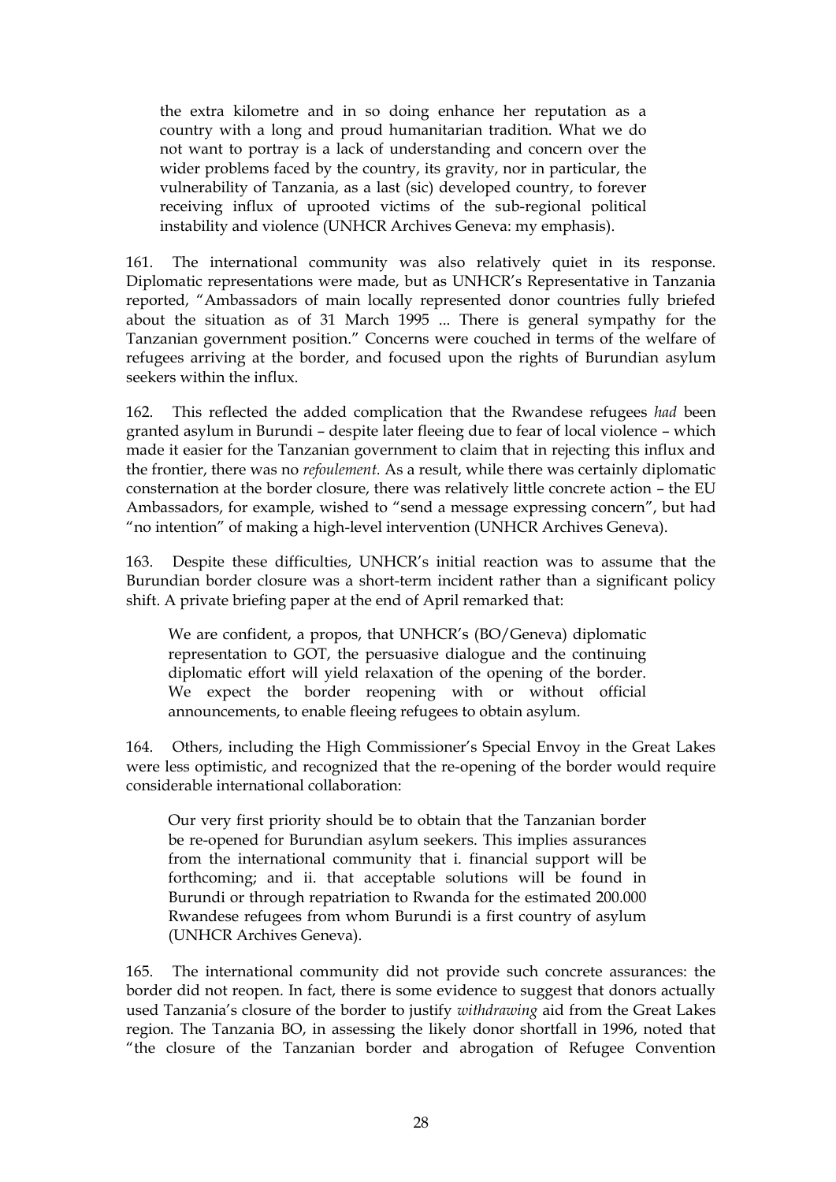> the extra kilometre and in so doing enhance her reputation as a country with a long and proud humanitarian tradition. What we do not want to portray is a lack of understanding and concern over the wider problems faced by the country, its gravity, nor in particular, the vulnerability of Tanzania, as a last (sic) developed country, to forever receiving influx of uprooted victims of the sub-regional political instability and violence (UNHCR Archives Geneva: my emphasis).

161. The international community was also relatively quiet in its response. Diplomatic representations were made, but as UNHCR's Representative in Tanzania reported, "Ambassadors of main locally represented donor countries fully briefed about the situation as of 31 March 1995 ... There is general sympathy for the Tanzanian government position." Concerns were couched in terms of the welfare of refugees arriving at the border, and focused upon the rights of Burundian asylum seekers within the influx.

162. This reflected the added complication that the Rwandese refugees *had* been granted asylum in Burundi – despite later fleeing due to fear of local violence – which made it easier for the Tanzanian government to claim that in rejecting this influx and the frontier, there was no *refoulement.* As a result, while there was certainly diplomatic consternation at the border closure, there was relatively little concrete action – the EU Ambassadors, for example, wished to "send a message expressing concern", but had "no intention" of making a high-level intervention (UNHCR Archives Geneva).

163. Despite these difficulties, UNHCR's initial reaction was to assume that the Burundian border closure was a short-term incident rather than a significant policy shift. A private briefing paper at the end of April remarked that:

> We are confident, a propos, that UNHCR's (BO/Geneva) diplomatic representation to GOT, the persuasive dialogue and the continuing diplomatic effort will yield relaxation of the opening of the border. We expect the border reopening with or without official announcements, to enable fleeing refugees to obtain asylum.

164. Others, including the High Commissioner's Special Envoy in the Great Lakes were less optimistic, and recognized that the re-opening of the border would require considerable international collaboration:

> Our very first priority should be to obtain that the Tanzanian border be re-opened for Burundian asylum seekers. This implies assurances from the international community that i. financial support will be forthcoming; and ii. that acceptable solutions will be found in Burundi or through repatriation to Rwanda for the estimated 200.000 Rwandese refugees from whom Burundi is a first country of asylum (UNHCR Archives Geneva).

165. The international community did not provide such concrete assurances: the border did not reopen. In fact, there is some evidence to suggest that donors actually used Tanzania's closure of the border to justify *withdrawing* aid from the Great Lakes region. The Tanzania BO, in assessing the likely donor shortfall in 1996, noted that "the closure of the Tanzanian border and abrogation of Refugee Convention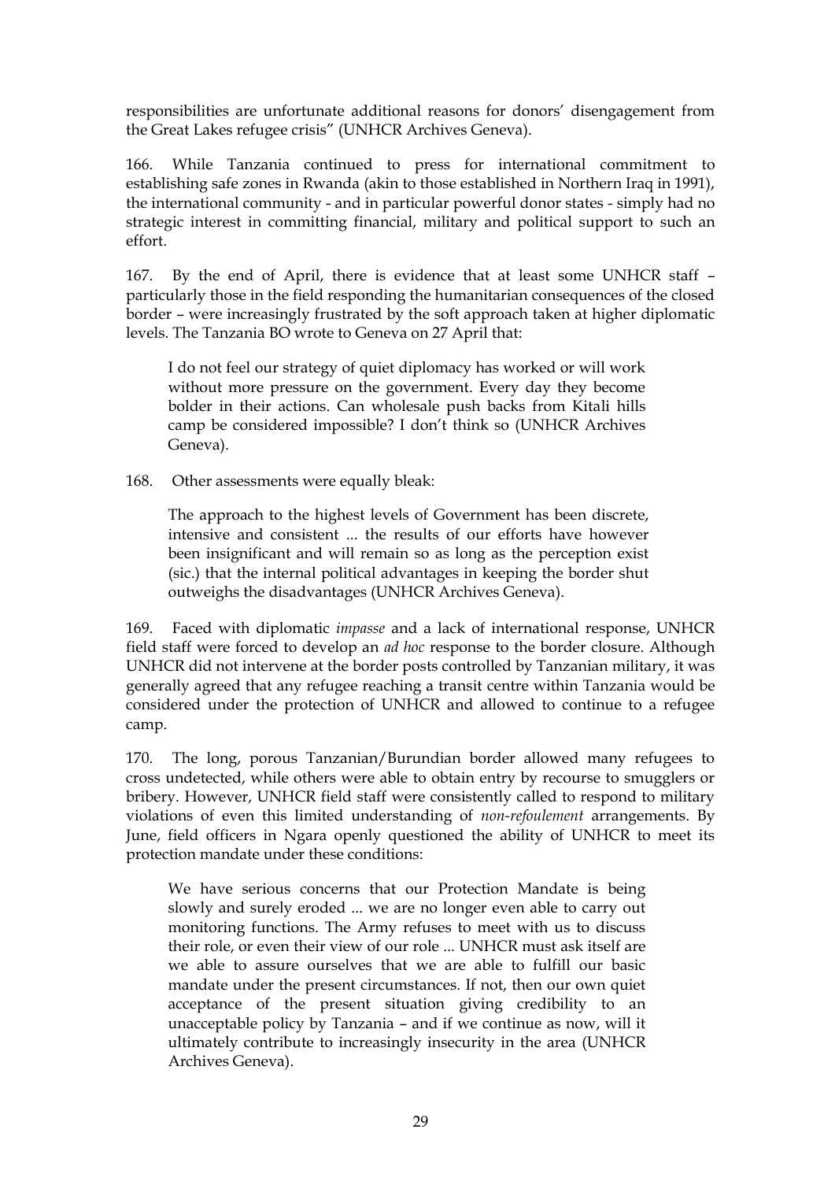responsibilities are unfortunate additional reasons for donors' disengagement from the Great Lakes refugee crisis" (UNHCR Archives Geneva).

166. While Tanzania continued to press for international commitment to establishing safe zones in Rwanda (akin to those established in Northern Iraq in 1991), the international community - and in particular powerful donor states - simply had no strategic interest in committing financial, military and political support to such an effort.

167. By the end of April, there is evidence that at least some UNHCR staff – particularly those in the field responding the humanitarian consequences of the closed border – were increasingly frustrated by the soft approach taken at higher diplomatic levels. The Tanzania BO wrote to Geneva on 27 April that:

> I do not feel our strategy of quiet diplomacy has worked or will work without more pressure on the government. Every day they become bolder in their actions. Can wholesale push backs from Kitali hills camp be considered impossible? I don't think so (UNHCR Archives Geneva).

168. Other assessments were equally bleak:

> The approach to the highest levels of Government has been discrete, intensive and consistent ... the results of our efforts have however been insignificant and will remain so as long as the perception exist (sic.) that the internal political advantages in keeping the border shut outweighs the disadvantages (UNHCR Archives Geneva).

169. Faced with diplomatic *impasse* and a lack of international response, UNHCR field staff were forced to develop an *ad hoc* response to the border closure. Although UNHCR did not intervene at the border posts controlled by Tanzanian military, it was generally agreed that any refugee reaching a transit centre within Tanzania would be considered under the protection of UNHCR and allowed to continue to a refugee camp.

170. The long, porous Tanzanian/Burundian border allowed many refugees to cross undetected, while others were able to obtain entry by recourse to smugglers or bribery. However, UNHCR field staff were consistently called to respond to military violations of even this limited understanding of *non-refoulement* arrangements. By June, field officers in Ngara openly questioned the ability of UNHCR to meet its protection mandate under these conditions:

> We have serious concerns that our Protection Mandate is being slowly and surely eroded ... we are no longer even able to carry out monitoring functions. The Army refuses to meet with us to discuss their role, or even their view of our role ... UNHCR must ask itself are we able to assure ourselves that we are able to fulfill our basic mandate under the present circumstances. If not, then our own quiet acceptance of the present situation giving credibility to an unacceptable policy by Tanzania – and if we continue as now, will it ultimately contribute to increasingly insecurity in the area (UNHCR Archives Geneva).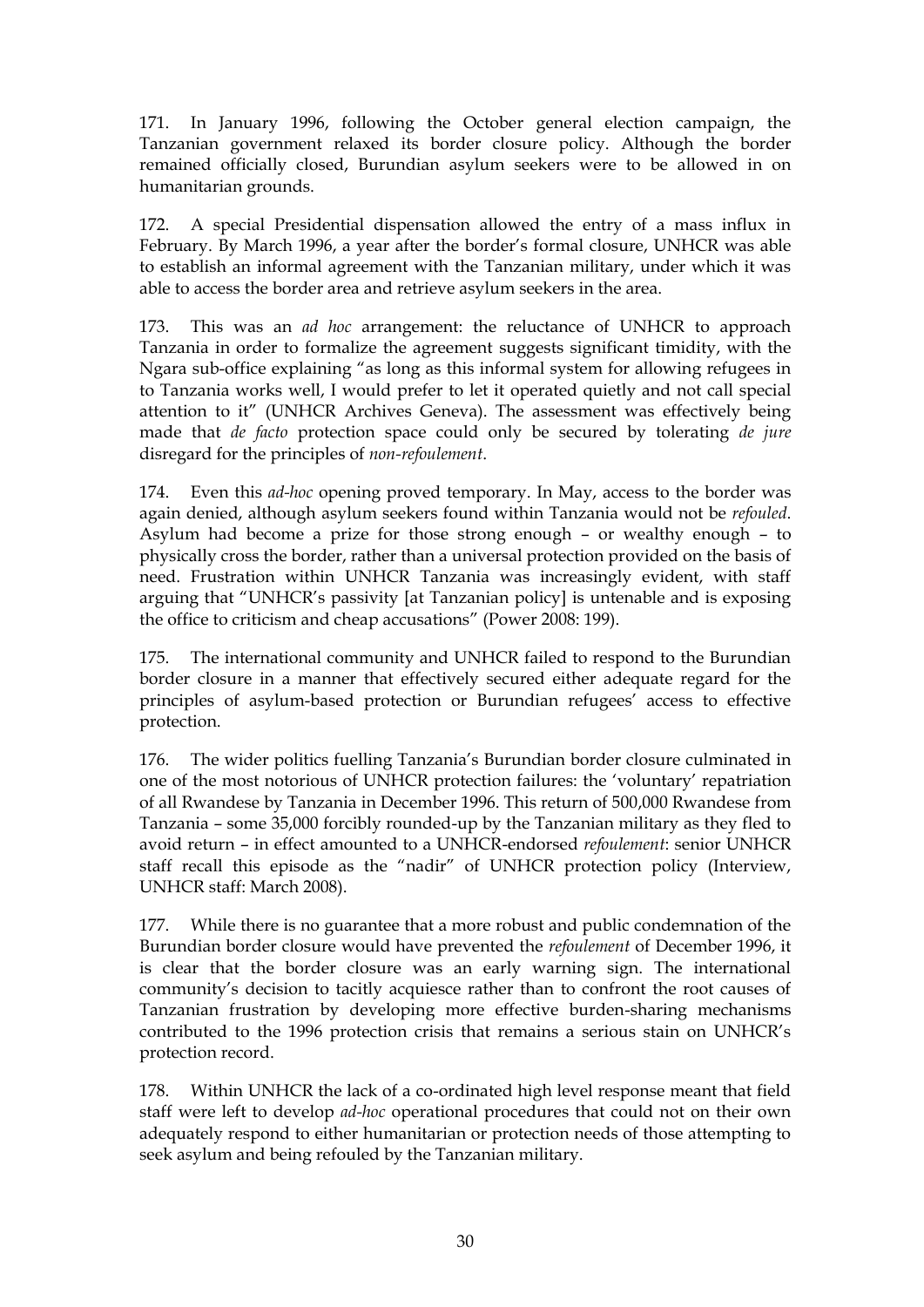171. In January 1996, following the October general election campaign, the Tanzanian government relaxed its border closure policy. Although the border remained officially closed, Burundian asylum seekers were to be allowed in on humanitarian grounds.

172. A special Presidential dispensation allowed the entry of a mass influx in February. By March 1996, a year after the border's formal closure, UNHCR was able to establish an informal agreement with the Tanzanian military, under which it was able to access the border area and retrieve asylum seekers in the area.

173. This was an *ad hoc* arrangement: the reluctance of UNHCR to approach Tanzania in order to formalize the agreement suggests significant timidity, with the Ngara sub-office explaining "as long as this informal system for allowing refugees in to Tanzania works well, I would prefer to let it operated quietly and not call special attention to it" (UNHCR Archives Geneva). The assessment was effectively being made that *de facto* protection space could only be secured by tolerating *de jure* disregard for the principles of *non-refoulement*.

174. Even this *ad-hoc* opening proved temporary. In May, access to the border was again denied, although asylum seekers found within Tanzania would not be *refouled*. Asylum had become a prize for those strong enough – or wealthy enough – to physically cross the border, rather than a universal protection provided on the basis of need. Frustration within UNHCR Tanzania was increasingly evident, with staff arguing that "UNHCR's passivity [at Tanzanian policy] is untenable and is exposing the office to criticism and cheap accusations" (Power 2008: 199).

175. The international community and UNHCR failed to respond to the Burundian border closure in a manner that effectively secured either adequate regard for the principles of asylum-based protection or Burundian refugees' access to effective protection.

176. The wider politics fuelling Tanzania's Burundian border closure culminated in one of the most notorious of UNHCR protection failures: the 'voluntary' repatriation of all Rwandese by Tanzania in December 1996. This return of 500,000 Rwandese from Tanzania – some 35,000 forcibly rounded-up by the Tanzanian military as they fled to avoid return – in effect amounted to a UNHCR-endorsed *refoulement*: senior UNHCR staff recall this episode as the "nadir" of UNHCR protection policy (Interview, UNHCR staff: March 2008).

177. While there is no guarantee that a more robust and public condemnation of the Burundian border closure would have prevented the *refoulement* of December 1996, it is clear that the border closure was an early warning sign. The international community's decision to tacitly acquiesce rather than to confront the root causes of Tanzanian frustration by developing more effective burden-sharing mechanisms contributed to the 1996 protection crisis that remains a serious stain on UNHCR's protection record.

178. Within UNHCR the lack of a co-ordinated high level response meant that field staff were left to develop *ad-hoc* operational procedures that could not on their own adequately respond to either humanitarian or protection needs of those attempting to seek asylum and being refouled by the Tanzanian military.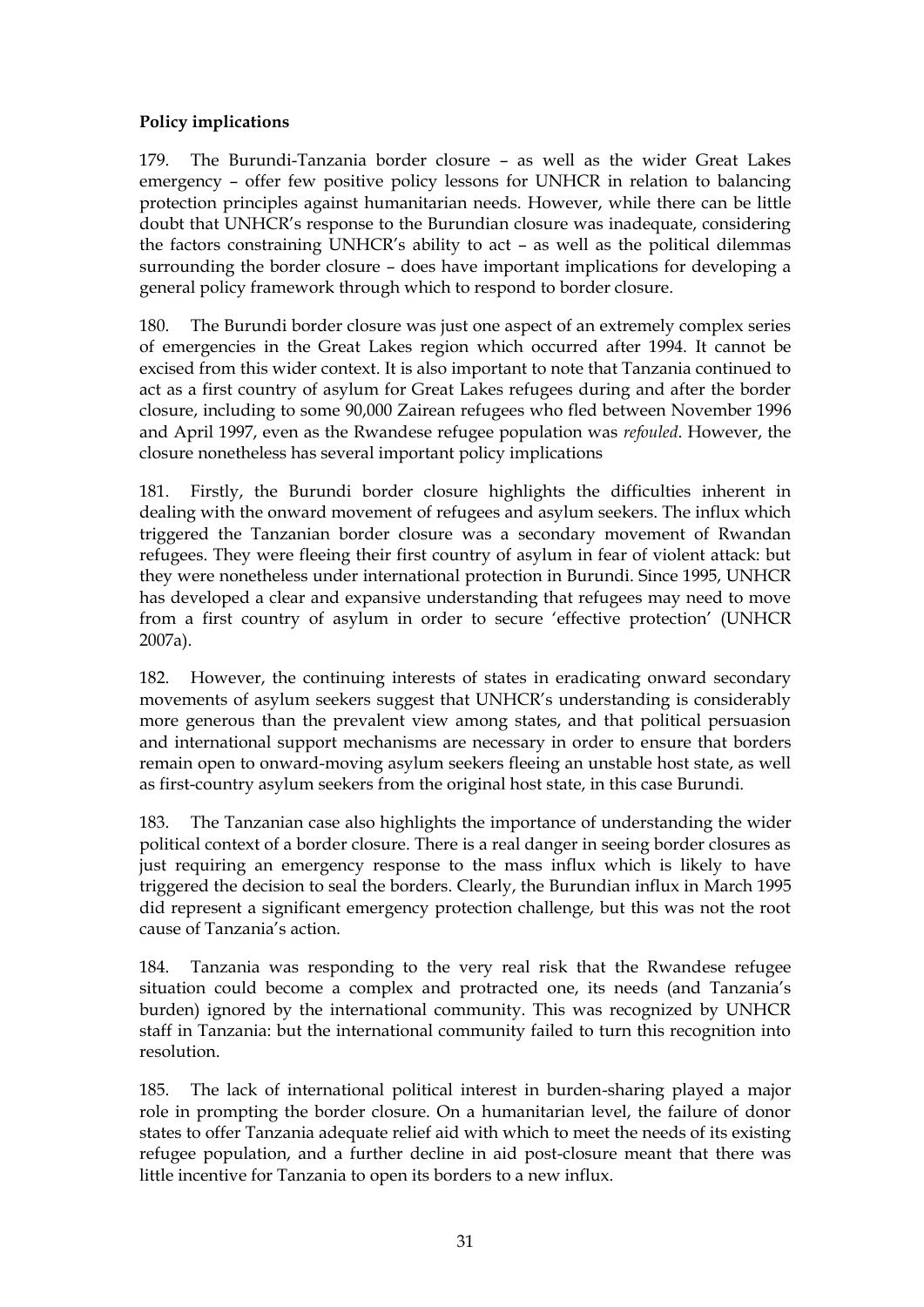**Policy implications**

179. The Burundi-Tanzania border closure – as well as the wider Great Lakes emergency – offer few positive policy lessons for UNHCR in relation to balancing protection principles against humanitarian needs. However, while there can be little doubt that UNHCR's response to the Burundian closure was inadequate, considering the factors constraining UNHCR's ability to act – as well as the political dilemmas surrounding the border closure – does have important implications for developing a general policy framework through which to respond to border closure.

180. The Burundi border closure was just one aspect of an extremely complex series of emergencies in the Great Lakes region which occurred after 1994. It cannot be excised from this wider context. It is also important to note that Tanzania continued to act as a first country of asylum for Great Lakes refugees during and after the border closure, including to some 90,000 Zairean refugees who fled between November 1996 and April 1997, even as the Rwandese refugee population was *refouled*. However, the closure nonetheless has several important policy implications

181. Firstly, the Burundi border closure highlights the difficulties inherent in dealing with the onward movement of refugees and asylum seekers. The influx which triggered the Tanzanian border closure was a secondary movement of Rwandan refugees. They were fleeing their first country of asylum in fear of violent attack: but they were nonetheless under international protection in Burundi. Since 1995, UNHCR has developed a clear and expansive understanding that refugees may need to move from a first country of asylum in order to secure 'effective protection' (UNHCR 2007a).

182. However, the continuing interests of states in eradicating onward secondary movements of asylum seekers suggest that UNHCR's understanding is considerably more generous than the prevalent view among states, and that political persuasion and international support mechanisms are necessary in order to ensure that borders remain open to onward-moving asylum seekers fleeing an unstable host state, as well as first-country asylum seekers from the original host state, in this case Burundi.

183. The Tanzanian case also highlights the importance of understanding the wider political context of a border closure. There is a real danger in seeing border closures as just requiring an emergency response to the mass influx which is likely to have triggered the decision to seal the borders. Clearly, the Burundian influx in March 1995 did represent a significant emergency protection challenge, but this was not the root cause of Tanzania's action.

184. Tanzania was responding to the very real risk that the Rwandese refugee situation could become a complex and protracted one, its needs (and Tanzania's burden) ignored by the international community. This was recognized by UNHCR staff in Tanzania: but the international community failed to turn this recognition into resolution.

185. The lack of international political interest in burden-sharing played a major role in prompting the border closure. On a humanitarian level, the failure of donor states to offer Tanzania adequate relief aid with which to meet the needs of its existing refugee population, and a further decline in aid post-closure meant that there was little incentive for Tanzania to open its borders to a new influx.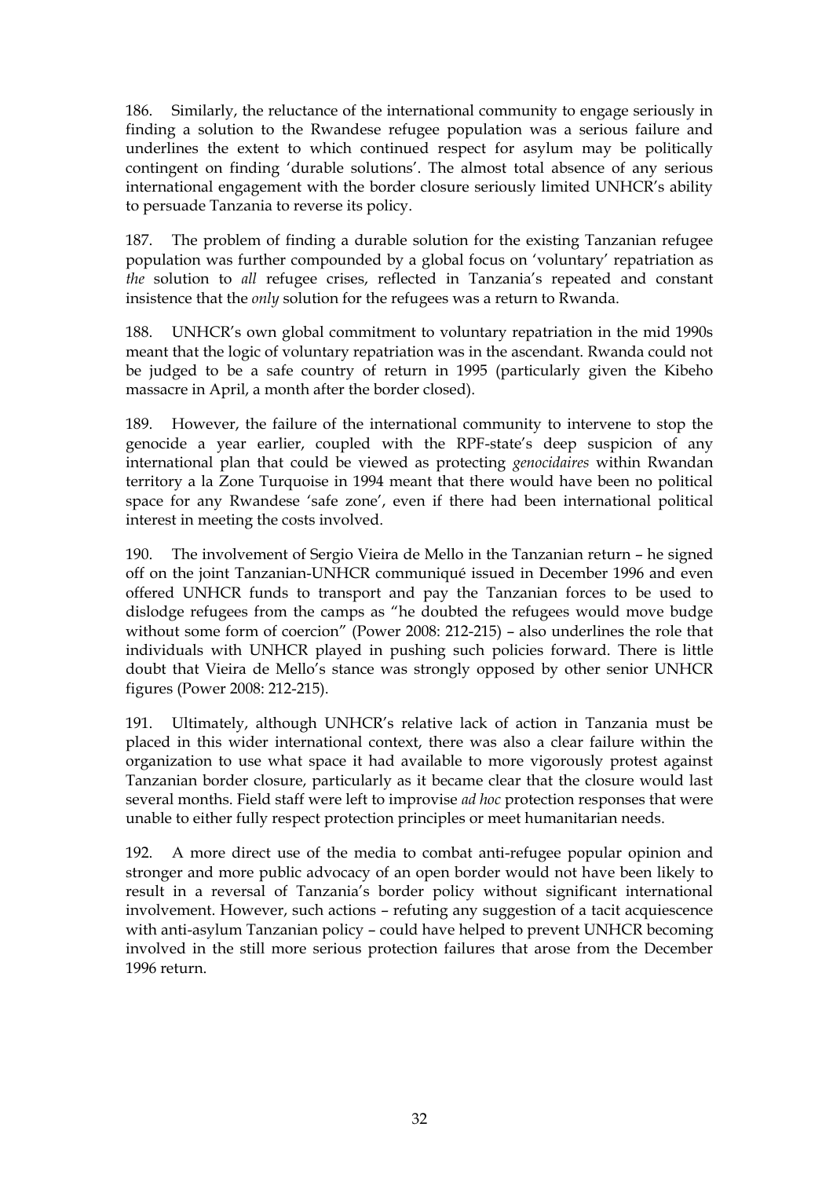186. Similarly, the reluctance of the international community to engage seriously in finding a solution to the Rwandese refugee population was a serious failure and underlines the extent to which continued respect for asylum may be politically contingent on finding 'durable solutions'. The almost total absence of any serious international engagement with the border closure seriously limited UNHCR's ability to persuade Tanzania to reverse its policy.

187. The problem of finding a durable solution for the existing Tanzanian refugee population was further compounded by a global focus on 'voluntary' repatriation as *the* solution to *all* refugee crises, reflected in Tanzania's repeated and constant insistence that the *only* solution for the refugees was a return to Rwanda.

188. UNHCR's own global commitment to voluntary repatriation in the mid 1990s meant that the logic of voluntary repatriation was in the ascendant. Rwanda could not be judged to be a safe country of return in 1995 (particularly given the Kibeho massacre in April, a month after the border closed).

189. However, the failure of the international community to intervene to stop the genocide a year earlier, coupled with the RPF-state's deep suspicion of any international plan that could be viewed as protecting *genocidaires* within Rwandan territory a la Zone Turquoise in 1994 meant that there would have been no political space for any Rwandese 'safe zone', even if there had been international political interest in meeting the costs involved.

190. The involvement of Sergio Vieira de Mello in the Tanzanian return – he signed off on the joint Tanzanian-UNHCR communiqué issued in December 1996 and even offered UNHCR funds to transport and pay the Tanzanian forces to be used to dislodge refugees from the camps as "he doubted the refugees would move budge without some form of coercion" (Power 2008: 212-215) – also underlines the role that individuals with UNHCR played in pushing such policies forward. There is little doubt that Vieira de Mello's stance was strongly opposed by other senior UNHCR figures (Power 2008: 212-215).

191. Ultimately, although UNHCR's relative lack of action in Tanzania must be placed in this wider international context, there was also a clear failure within the organization to use what space it had available to more vigorously protest against Tanzanian border closure, particularly as it became clear that the closure would last several months. Field staff were left to improvise *ad hoc* protection responses that were unable to either fully respect protection principles or meet humanitarian needs.

192. A more direct use of the media to combat anti-refugee popular opinion and stronger and more public advocacy of an open border would not have been likely to result in a reversal of Tanzania's border policy without significant international involvement. However, such actions – refuting any suggestion of a tacit acquiescence with anti-asylum Tanzanian policy – could have helped to prevent UNHCR becoming involved in the still more serious protection failures that arose from the December 1996 return.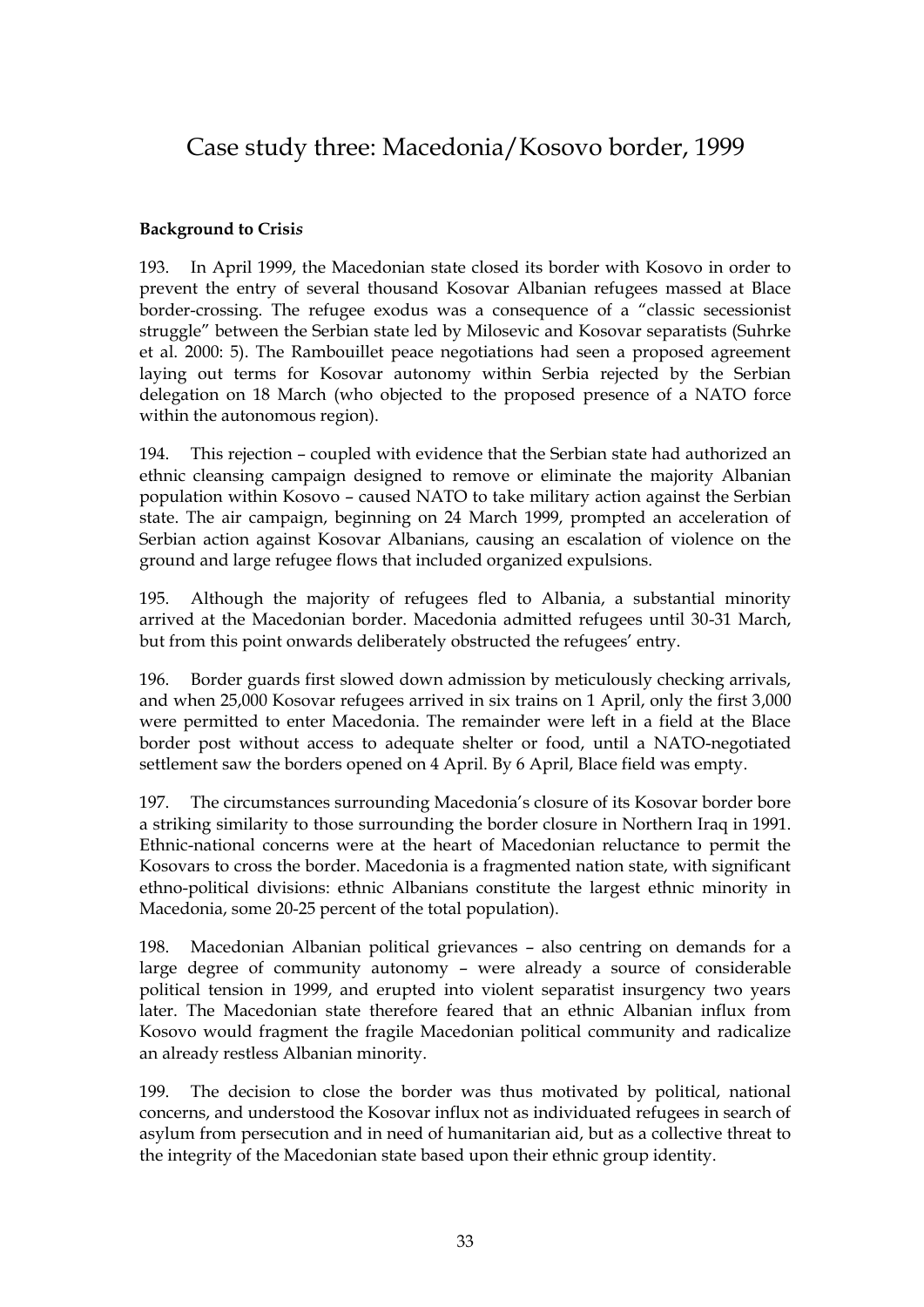# Case study three: Macedonia/Kosovo border, 1999

**Background to Crisis**

193. In April 1999, the Macedonian state closed its border with Kosovo in order to prevent the entry of several thousand Kosovar Albanian refugees massed at Blace border-crossing. The refugee exodus was a consequence of a "classic secessionist struggle" between the Serbian state led by Milosevic and Kosovar separatists (Suhrke et al. 2000: 5). The Rambouillet peace negotiations had seen a proposed agreement laying out terms for Kosovar autonomy within Serbia rejected by the Serbian delegation on 18 March (who objected to the proposed presence of a NATO force within the autonomous region).

194. This rejection – coupled with evidence that the Serbian state had authorized an ethnic cleansing campaign designed to remove or eliminate the majority Albanian population within Kosovo – caused NATO to take military action against the Serbian state. The air campaign, beginning on 24 March 1999, prompted an acceleration of Serbian action against Kosovar Albanians, causing an escalation of violence on the ground and large refugee flows that included organized expulsions.

195. Although the majority of refugees fled to Albania, a substantial minority arrived at the Macedonian border. Macedonia admitted refugees until 30-31 March, but from this point onwards deliberately obstructed the refugees' entry.

196. Border guards first slowed down admission by meticulously checking arrivals, and when 25,000 Kosovar refugees arrived in six trains on 1 April, only the first 3,000 were permitted to enter Macedonia. The remainder were left in a field at the Blace border post without access to adequate shelter or food, until a NATO-negotiated settlement saw the borders opened on 4 April. By 6 April, Blace field was empty.

197. The circumstances surrounding Macedonia's closure of its Kosovar border bore a striking similarity to those surrounding the border closure in Northern Iraq in 1991. Ethnic-national concerns were at the heart of Macedonian reluctance to permit the Kosovars to cross the border. Macedonia is a fragmented nation state, with significant ethno-political divisions: ethnic Albanians constitute the largest ethnic minority in Macedonia, some 20-25 percent of the total population).

198. Macedonian Albanian political grievances – also centring on demands for a large degree of community autonomy – were already a source of considerable political tension in 1999, and erupted into violent separatist insurgency two years later. The Macedonian state therefore feared that an ethnic Albanian influx from Kosovo would fragment the fragile Macedonian political community and radicalize an already restless Albanian minority.

199. The decision to close the border was thus motivated by political, national concerns, and understood the Kosovar influx not as individuated refugees in search of asylum from persecution and in need of humanitarian aid, but as a collective threat to the integrity of the Macedonian state based upon their ethnic group identity.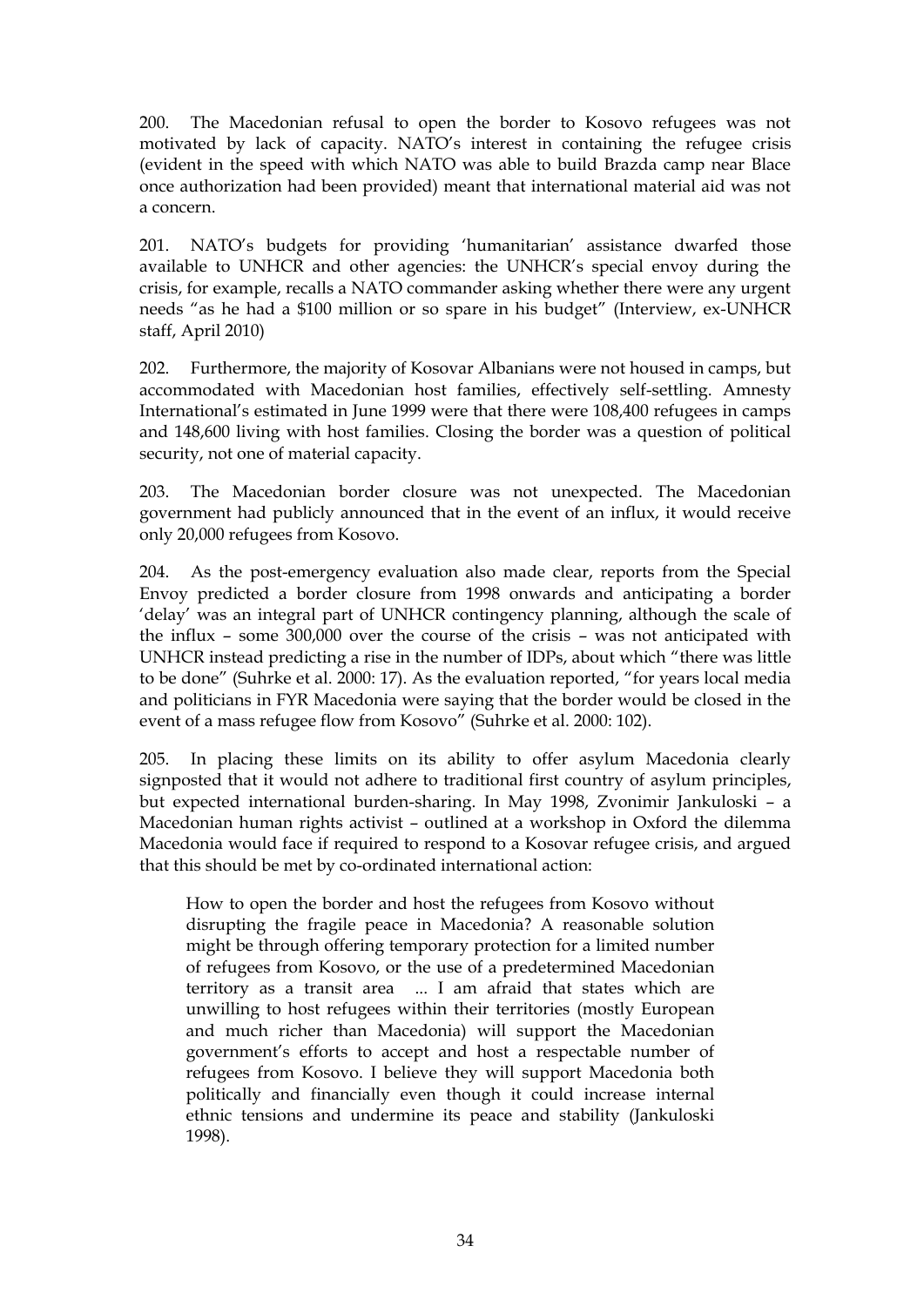200. The Macedonian refusal to open the border to Kosovo refugees was not motivated by lack of capacity. NATO's interest in containing the refugee crisis (evident in the speed with which NATO was able to build Brazda camp near Blace once authorization had been provided) meant that international material aid was not a concern.

201. NATO's budgets for providing 'humanitarian' assistance dwarfed those available to UNHCR and other agencies: the UNHCR's special envoy during the crisis, for example, recalls a NATO commander asking whether there were any urgent needs "as he had a $100 million or so spare in his budget" (Interview, ex-UNHCR staff, April 2010)

202. Furthermore, the majority of Kosovar Albanians were not housed in camps, but accommodated with Macedonian host families, effectively self-settling. Amnesty International's estimated in June 1999 were that there were 108,400 refugees in camps and 148,600 living with host families. Closing the border was a question of political security, not one of material capacity.

203. The Macedonian border closure was not unexpected. The Macedonian government had publicly announced that in the event of an influx, it would receive only 20,000 refugees from Kosovo.

204. As the post-emergency evaluation also made clear, reports from the Special Envoy predicted a border closure from 1998 onwards and anticipating a border 'delay' was an integral part of UNHCR contingency planning, although the scale of the influx – some 300,000 over the course of the crisis – was not anticipated with UNHCR instead predicting a rise in the number of IDPs, about which "there was little to be done" (Suhrke et al. 2000: 17). As the evaluation reported, "for years local media and politicians in FYR Macedonia were saying that the border would be closed in the event of a mass refugee flow from Kosovo" (Suhrke et al. 2000: 102).

205. In placing these limits on its ability to offer asylum Macedonia clearly signposted that it would not adhere to traditional first country of asylum principles, but expected international burden-sharing. In May 1998, Zvonimir Jankuloski – a Macedonian human rights activist – outlined at a workshop in Oxford the dilemma Macedonia would face if required to respond to a Kosovar refugee crisis, and argued that this should be met by co-ordinated international action:

> How to open the border and host the refugees from Kosovo without disrupting the fragile peace in Macedonia? A reasonable solution might be through offering temporary protection for a limited number of refugees from Kosovo, or the use of a predetermined Macedonian territory as a transit area ... I am afraid that states which are unwilling to host refugees within their territories (mostly European and much richer than Macedonia) will support the Macedonian government's efforts to accept and host a respectable number of refugees from Kosovo. I believe they will support Macedonia both politically and financially even though it could increase internal ethnic tensions and undermine its peace and stability (Jankuloski 1998).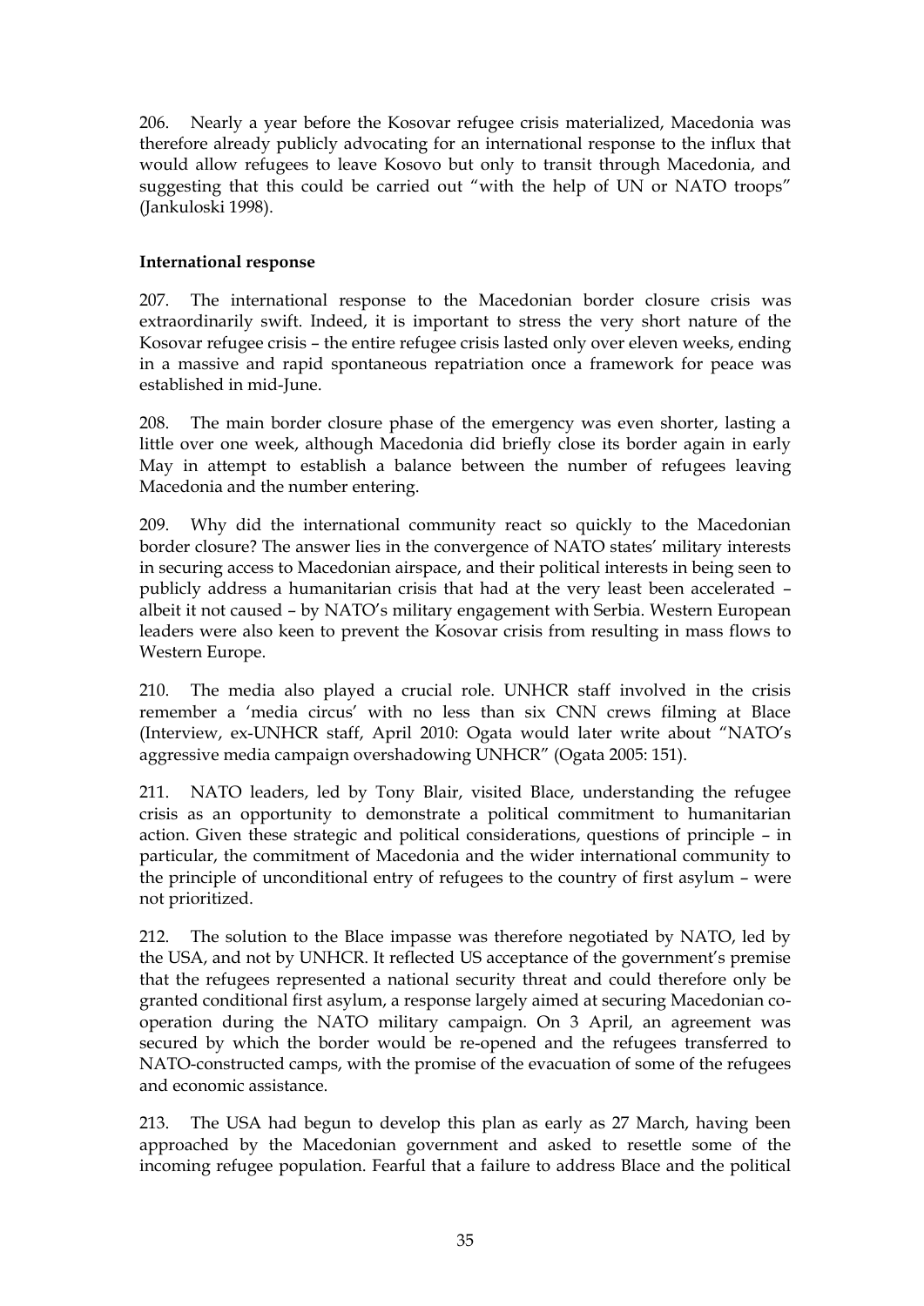206. Nearly a year before the Kosovar refugee crisis materialized, Macedonia was therefore already publicly advocating for an international response to the influx that would allow refugees to leave Kosovo but only to transit through Macedonia, and suggesting that this could be carried out "with the help of UN or NATO troops" (Jankuloski 1998).

**International response**

207. The international response to the Macedonian border closure crisis was extraordinarily swift. Indeed, it is important to stress the very short nature of the Kosovar refugee crisis – the entire refugee crisis lasted only over eleven weeks, ending in a massive and rapid spontaneous repatriation once a framework for peace was established in mid-June.

208. The main border closure phase of the emergency was even shorter, lasting a little over one week, although Macedonia did briefly close its border again in early May in attempt to establish a balance between the number of refugees leaving Macedonia and the number entering.

209. Why did the international community react so quickly to the Macedonian border closure? The answer lies in the convergence of NATO states' military interests in securing access to Macedonian airspace, and their political interests in being seen to publicly address a humanitarian crisis that had at the very least been accelerated – albeit it not caused – by NATO's military engagement with Serbia. Western European leaders were also keen to prevent the Kosovar crisis from resulting in mass flows to Western Europe.

210. The media also played a crucial role. UNHCR staff involved in the crisis remember a 'media circus' with no less than six CNN crews filming at Blace (Interview, ex-UNHCR staff, April 2010: Ogata would later write about "NATO's aggressive media campaign overshadowing UNHCR" (Ogata 2005: 151).

211. NATO leaders, led by Tony Blair, visited Blace, understanding the refugee crisis as an opportunity to demonstrate a political commitment to humanitarian action. Given these strategic and political considerations, questions of principle – in particular, the commitment of Macedonia and the wider international community to the principle of unconditional entry of refugees to the country of first asylum – were not prioritized.

212. The solution to the Blace impasse was therefore negotiated by NATO, led by the USA, and not by UNHCR. It reflected US acceptance of the government's premise that the refugees represented a national security threat and could therefore only be granted conditional first asylum, a response largely aimed at securing Macedonian co-operation during the NATO military campaign. On 3 April, an agreement was secured by which the border would be re-opened and the refugees transferred to NATO-constructed camps, with the promise of the evacuation of some of the refugees and economic assistance.

213. The USA had begun to develop this plan as early as 27 March, having been approached by the Macedonian government and asked to resettle some of the incoming refugee population. Fearful that a failure to address Blace and the political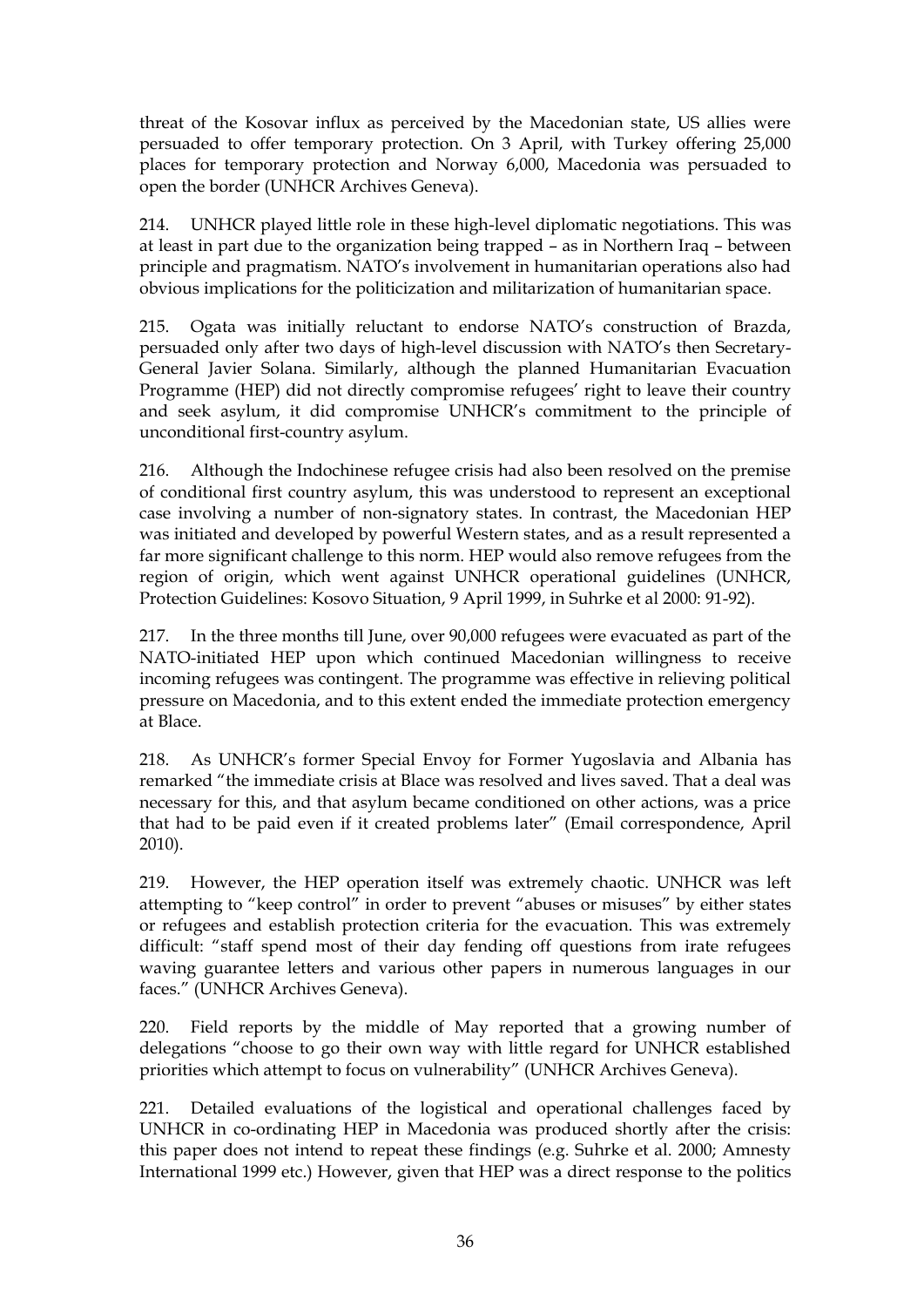threat of the Kosovar influx as perceived by the Macedonian state, US allies were persuaded to offer temporary protection. On 3 April, with Turkey offering 25,000 places for temporary protection and Norway 6,000, Macedonia was persuaded to open the border (UNHCR Archives Geneva).

214. UNHCR played little role in these high-level diplomatic negotiations. This was at least in part due to the organization being trapped – as in Northern Iraq – between principle and pragmatism. NATO's involvement in humanitarian operations also had obvious implications for the politicization and militarization of humanitarian space.

215. Ogata was initially reluctant to endorse NATO's construction of Brazda, persuaded only after two days of high-level discussion with NATO's then Secretary-General Javier Solana. Similarly, although the planned Humanitarian Evacuation Programme (HEP) did not directly compromise refugees' right to leave their country and seek asylum, it did compromise UNHCR's commitment to the principle of unconditional first-country asylum.

216. Although the Indochinese refugee crisis had also been resolved on the premise of conditional first country asylum, this was understood to represent an exceptional case involving a number of non-signatory states. In contrast, the Macedonian HEP was initiated and developed by powerful Western states, and as a result represented a far more significant challenge to this norm. HEP would also remove refugees from the region of origin, which went against UNHCR operational guidelines (UNHCR, Protection Guidelines: Kosovo Situation, 9 April 1999, in Suhrke et al 2000: 91-92).

217. In the three months till June, over 90,000 refugees were evacuated as part of the NATO-initiated HEP upon which continued Macedonian willingness to receive incoming refugees was contingent. The programme was effective in relieving political pressure on Macedonia, and to this extent ended the immediate protection emergency at Blace.

218. As UNHCR's former Special Envoy for Former Yugoslavia and Albania has remarked "the immediate crisis at Blace was resolved and lives saved. That a deal was necessary for this, and that asylum became conditioned on other actions, was a price that had to be paid even if it created problems later" (Email correspondence, April 2010).

219. However, the HEP operation itself was extremely chaotic. UNHCR was left attempting to "keep control" in order to prevent "abuses or misuses" by either states or refugees and establish protection criteria for the evacuation. This was extremely difficult: "staff spend most of their day fending off questions from irate refugees waving guarantee letters and various other papers in numerous languages in our faces." (UNHCR Archives Geneva).

220. Field reports by the middle of May reported that a growing number of delegations "choose to go their own way with little regard for UNHCR established priorities which attempt to focus on vulnerability" (UNHCR Archives Geneva).

221. Detailed evaluations of the logistical and operational challenges faced by UNHCR in co-ordinating HEP in Macedonia was produced shortly after the crisis: this paper does not intend to repeat these findings (e.g. Suhrke et al. 2000; Amnesty International 1999 etc.) However, given that HEP was a direct response to the politics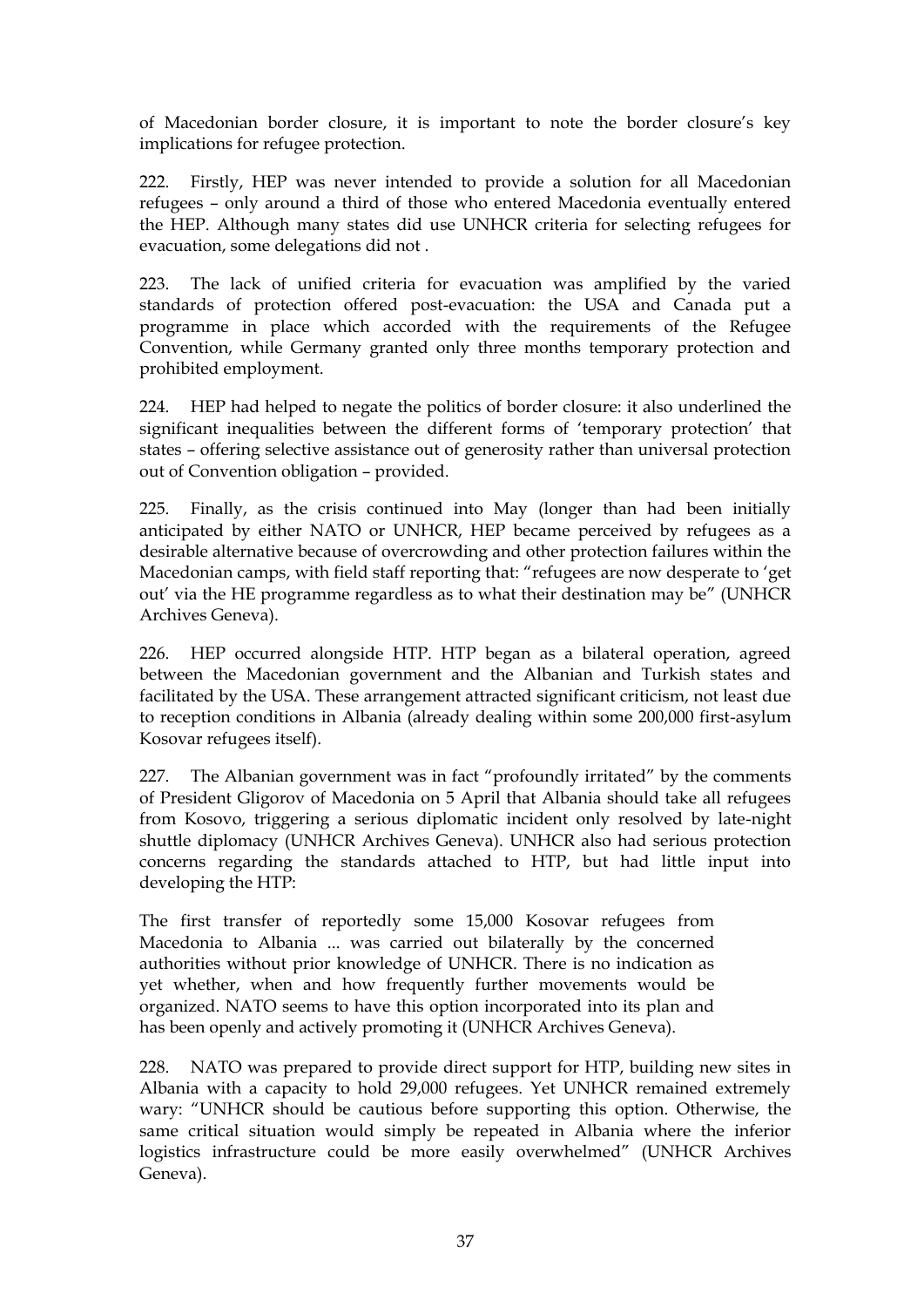of Macedonian border closure, it is important to note the border closure's key implications for refugee protection.

222. Firstly, HEP was never intended to provide a solution for all Macedonian refugees – only around a third of those who entered Macedonia eventually entered the HEP. Although many states did use UNHCR criteria for selecting refugees for evacuation, some delegations did not .

223. The lack of unified criteria for evacuation was amplified by the varied standards of protection offered post-evacuation: the USA and Canada put a programme in place which accorded with the requirements of the Refugee Convention, while Germany granted only three months temporary protection and prohibited employment.

224. HEP had helped to negate the politics of border closure: it also underlined the significant inequalities between the different forms of 'temporary protection' that states – offering selective assistance out of generosity rather than universal protection out of Convention obligation – provided.

225. Finally, as the crisis continued into May (longer than had been initially anticipated by either NATO or UNHCR, HEP became perceived by refugees as a desirable alternative because of overcrowding and other protection failures within the Macedonian camps, with field staff reporting that: "refugees are now desperate to 'get out' via the HE programme regardless as to what their destination may be" (UNHCR Archives Geneva).

226. HEP occurred alongside HTP. HTP began as a bilateral operation, agreed between the Macedonian government and the Albanian and Turkish states and facilitated by the USA. These arrangement attracted significant criticism, not least due to reception conditions in Albania (already dealing within some 200,000 first-asylum Kosovar refugees itself).

227. The Albanian government was in fact "profoundly irritated" by the comments of President Gligorov of Macedonia on 5 April that Albania should take all refugees from Kosovo, triggering a serious diplomatic incident only resolved by late-night shuttle diplomacy (UNHCR Archives Geneva). UNHCR also had serious protection concerns regarding the standards attached to HTP, but had little input into developing the HTP:

> The first transfer of reportedly some 15,000 Kosovar refugees from Macedonia to Albania ... was carried out bilaterally by the concerned authorities without prior knowledge of UNHCR. There is no indication as yet whether, when and how frequently further movements would be organized. NATO seems to have this option incorporated into its plan and has been openly and actively promoting it (UNHCR Archives Geneva).

228. NATO was prepared to provide direct support for HTP, building new sites in Albania with a capacity to hold 29,000 refugees. Yet UNHCR remained extremely wary: "UNHCR should be cautious before supporting this option. Otherwise, the same critical situation would simply be repeated in Albania where the inferior logistics infrastructure could be more easily overwhelmed" (UNHCR Archives Geneva).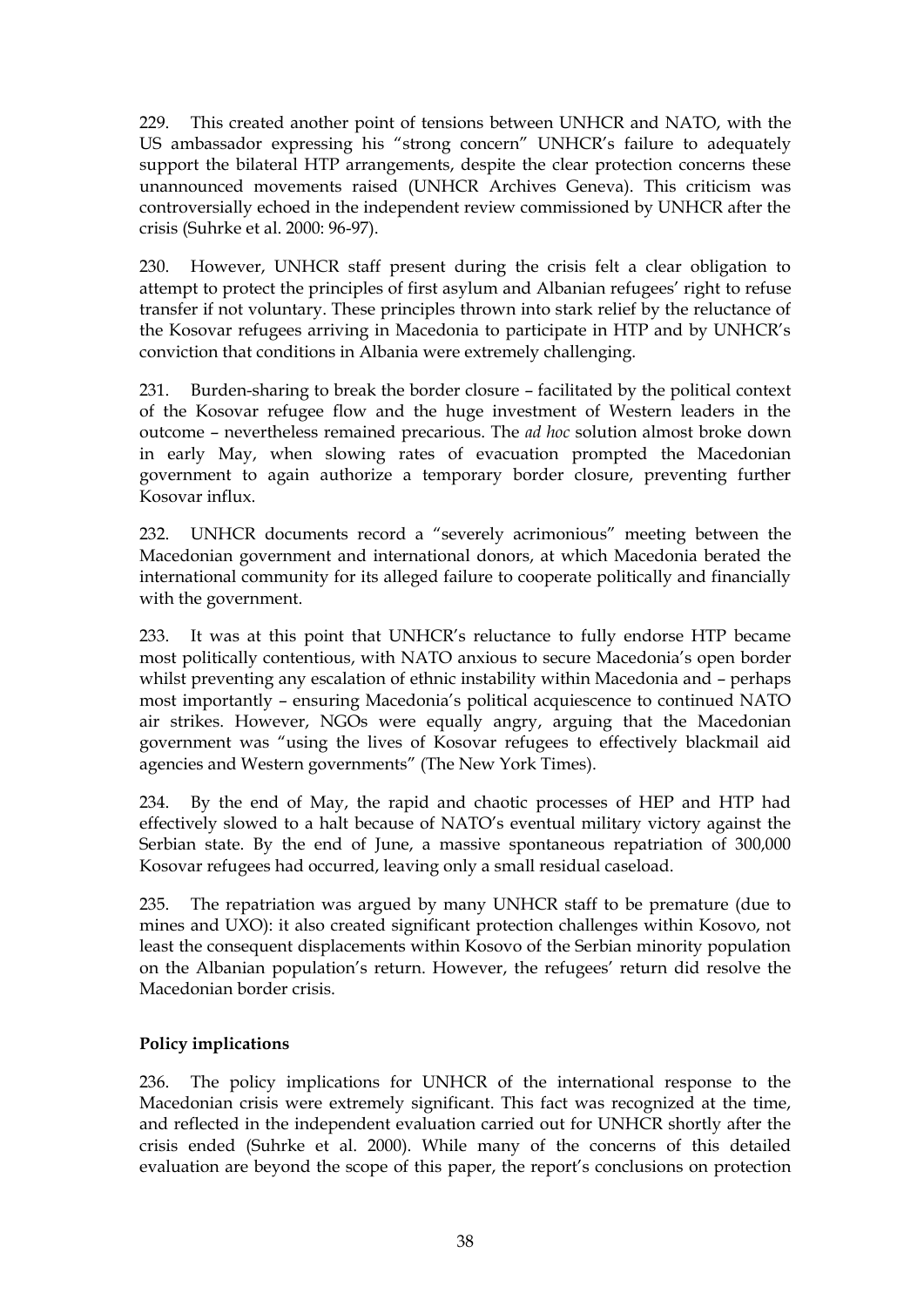229. This created another point of tensions between UNHCR and NATO, with the US ambassador expressing his "strong concern" UNHCR's failure to adequately support the bilateral HTP arrangements, despite the clear protection concerns these unannounced movements raised (UNHCR Archives Geneva). This criticism was controversially echoed in the independent review commissioned by UNHCR after the crisis (Suhrke et al. 2000: 96-97).

230. However, UNHCR staff present during the crisis felt a clear obligation to attempt to protect the principles of first asylum and Albanian refugees' right to refuse transfer if not voluntary. These principles thrown into stark relief by the reluctance of the Kosovar refugees arriving in Macedonia to participate in HTP and by UNHCR's conviction that conditions in Albania were extremely challenging.

231. Burden-sharing to break the border closure – facilitated by the political context of the Kosovar refugee flow and the huge investment of Western leaders in the outcome – nevertheless remained precarious. The *ad hoc* solution almost broke down in early May, when slowing rates of evacuation prompted the Macedonian government to again authorize a temporary border closure, preventing further Kosovar influx.

232. UNHCR documents record a "severely acrimonious" meeting between the Macedonian government and international donors, at which Macedonia berated the international community for its alleged failure to cooperate politically and financially with the government.

233. It was at this point that UNHCR's reluctance to fully endorse HTP became most politically contentious, with NATO anxious to secure Macedonia's open border whilst preventing any escalation of ethnic instability within Macedonia and – perhaps most importantly – ensuring Macedonia's political acquiescence to continued NATO air strikes. However, NGOs were equally angry, arguing that the Macedonian government was "using the lives of Kosovar refugees to effectively blackmail aid agencies and Western governments" (The New York Times).

234. By the end of May, the rapid and chaotic processes of HEP and HTP had effectively slowed to a halt because of NATO's eventual military victory against the Serbian state. By the end of June, a massive spontaneous repatriation of 300,000 Kosovar refugees had occurred, leaving only a small residual caseload.

235. The repatriation was argued by many UNHCR staff to be premature (due to mines and UXO): it also created significant protection challenges within Kosovo, not least the consequent displacements within Kosovo of the Serbian minority population on the Albanian population's return. However, the refugees' return did resolve the Macedonian border crisis.

**Policy implications**

236. The policy implications for UNHCR of the international response to the Macedonian crisis were extremely significant. This fact was recognized at the time, and reflected in the independent evaluation carried out for UNHCR shortly after the crisis ended (Suhrke et al. 2000). While many of the concerns of this detailed evaluation are beyond the scope of this paper, the report's conclusions on protection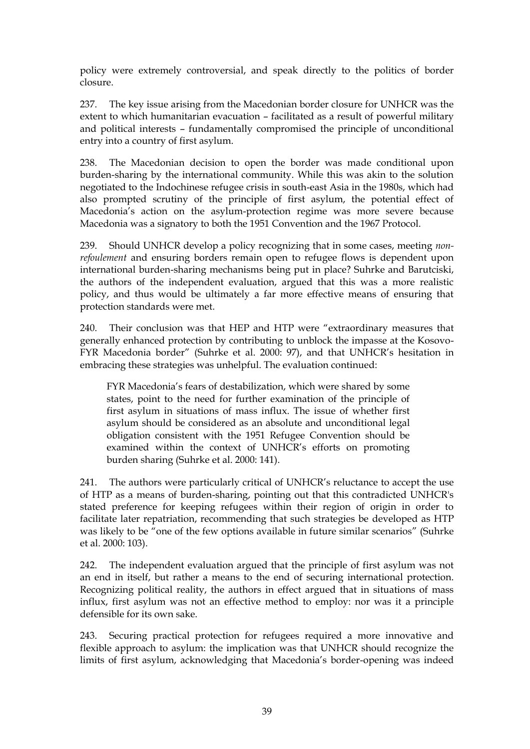policy were extremely controversial, and speak directly to the politics of border closure.

237. The key issue arising from the Macedonian border closure for UNHCR was the extent to which humanitarian evacuation – facilitated as a result of powerful military and political interests – fundamentally compromised the principle of unconditional entry into a country of first asylum.

238. The Macedonian decision to open the border was made conditional upon burden-sharing by the international community. While this was akin to the solution negotiated to the Indochinese refugee crisis in south-east Asia in the 1980s, which had also prompted scrutiny of the principle of first asylum, the potential effect of Macedonia's action on the asylum-protection regime was more severe because Macedonia was a signatory to both the 1951 Convention and the 1967 Protocol.

239. Should UNHCR develop a policy recognizing that in some cases, meeting *non-refoulement* and ensuring borders remain open to refugee flows is dependent upon international burden-sharing mechanisms being put in place? Suhrke and Barutciski, the authors of the independent evaluation, argued that this was a more realistic policy, and thus would be ultimately a far more effective means of ensuring that protection standards were met.

240. Their conclusion was that HEP and HTP were "extraordinary measures that generally enhanced protection by contributing to unblock the impasse at the Kosovo-FYR Macedonia border" (Suhrke et al. 2000: 97), and that UNHCR's hesitation in embracing these strategies was unhelpful. The evaluation continued:

> FYR Macedonia's fears of destabilization, which were shared by some states, point to the need for further examination of the principle of first asylum in situations of mass influx. The issue of whether first asylum should be considered as an absolute and unconditional legal obligation consistent with the 1951 Refugee Convention should be examined within the context of UNHCR's efforts on promoting burden sharing (Suhrke et al. 2000: 141).

241. The authors were particularly critical of UNHCR's reluctance to accept the use of HTP as a means of burden-sharing, pointing out that this contradicted UNHCR's stated preference for keeping refugees within their region of origin in order to facilitate later repatriation, recommending that such strategies be developed as HTP was likely to be "one of the few options available in future similar scenarios" (Suhrke et al. 2000: 103).

242. The independent evaluation argued that the principle of first asylum was not an end in itself, but rather a means to the end of securing international protection. Recognizing political reality, the authors in effect argued that in situations of mass influx, first asylum was not an effective method to employ: nor was it a principle defensible for its own sake.

243. Securing practical protection for refugees required a more innovative and flexible approach to asylum: the implication was that UNHCR should recognize the limits of first asylum, acknowledging that Macedonia's border-opening was indeed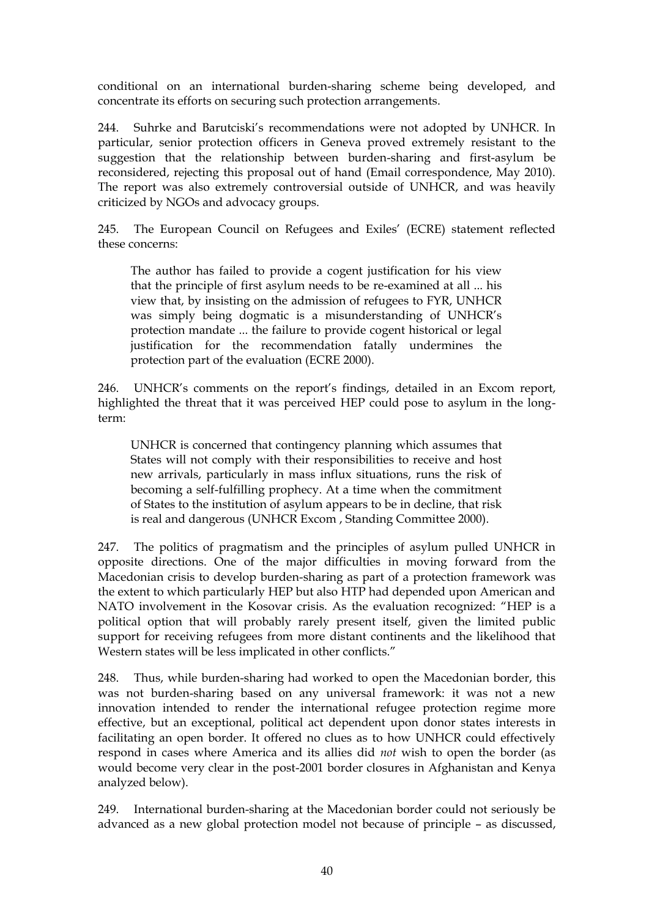conditional on an international burden-sharing scheme being developed, and concentrate its efforts on securing such protection arrangements.

244. Suhrke and Barutciski's recommendations were not adopted by UNHCR. In particular, senior protection officers in Geneva proved extremely resistant to the suggestion that the relationship between burden-sharing and first-asylum be reconsidered, rejecting this proposal out of hand (Email correspondence, May 2010). The report was also extremely controversial outside of UNHCR, and was heavily criticized by NGOs and advocacy groups.

245. The European Council on Refugees and Exiles' (ECRE) statement reflected these concerns:

> The author has failed to provide a cogent justification for his view that the principle of first asylum needs to be re-examined at all ... his view that, by insisting on the admission of refugees to FYR, UNHCR was simply being dogmatic is a misunderstanding of UNHCR's protection mandate ... the failure to provide cogent historical or legal justification for the recommendation fatally undermines the protection part of the evaluation (ECRE 2000).

246. UNHCR's comments on the report's findings, detailed in an Excom report, highlighted the threat that it was perceived HEP could pose to asylum in the long-term:

> UNHCR is concerned that contingency planning which assumes that States will not comply with their responsibilities to receive and host new arrivals, particularly in mass influx situations, runs the risk of becoming a self-fulfilling prophecy. At a time when the commitment of States to the institution of asylum appears to be in decline, that risk is real and dangerous (UNHCR Excom , Standing Committee 2000).

247. The politics of pragmatism and the principles of asylum pulled UNHCR in opposite directions. One of the major difficulties in moving forward from the Macedonian crisis to develop burden-sharing as part of a protection framework was the extent to which particularly HEP but also HTP had depended upon American and NATO involvement in the Kosovar crisis. As the evaluation recognized: "HEP is a political option that will probably rarely present itself, given the limited public support for receiving refugees from more distant continents and the likelihood that Western states will be less implicated in other conflicts."

248. Thus, while burden-sharing had worked to open the Macedonian border, this was not burden-sharing based on any universal framework: it was not a new innovation intended to render the international refugee protection regime more effective, but an exceptional, political act dependent upon donor states interests in facilitating an open border. It offered no clues as to how UNHCR could effectively respond in cases where America and its allies did *not* wish to open the border (as would become very clear in the post-2001 border closures in Afghanistan and Kenya analyzed below).

249. International burden-sharing at the Macedonian border could not seriously be advanced as a new global protection model not because of principle – as discussed,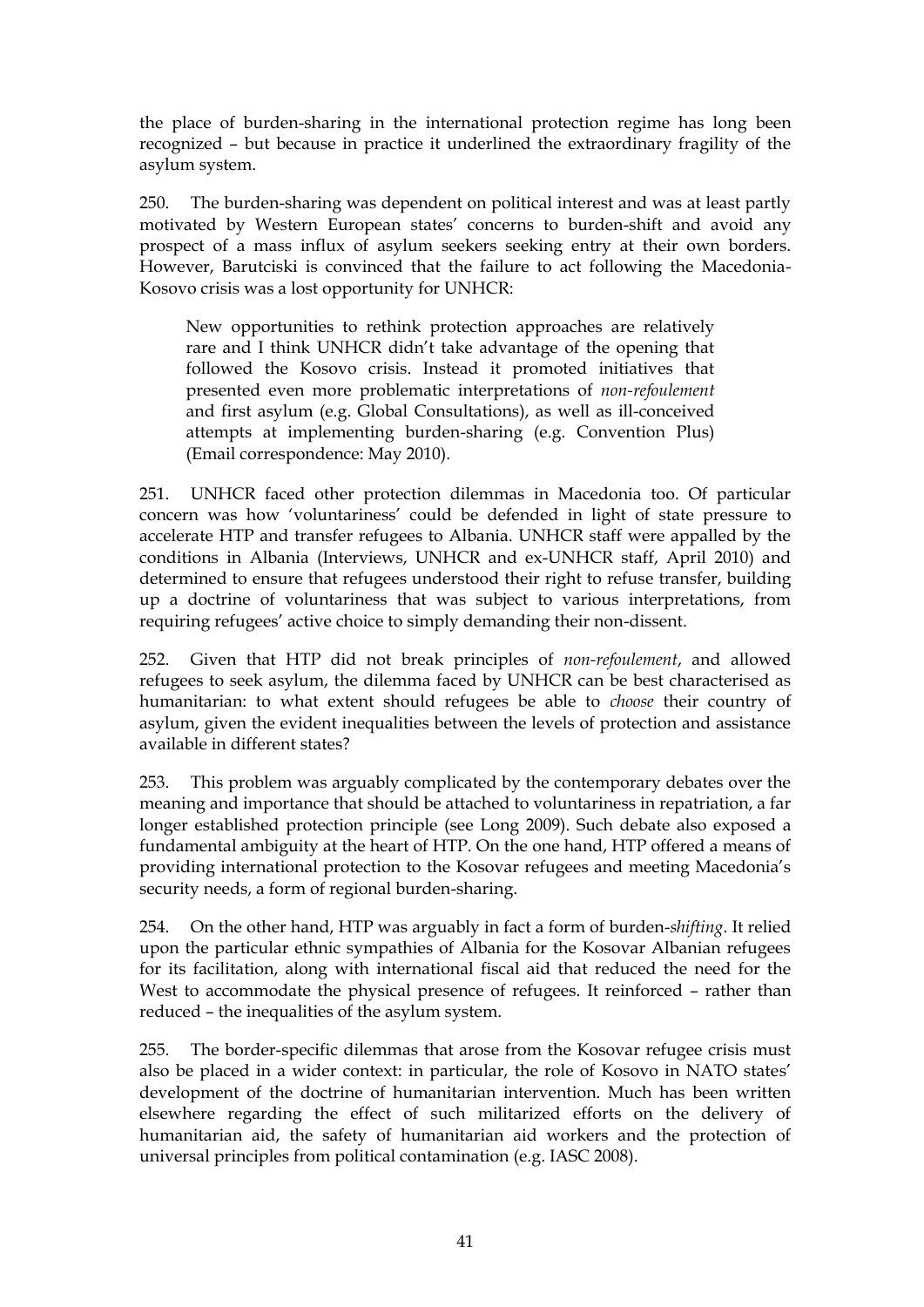the place of burden-sharing in the international protection regime has long been recognized – but because in practice it underlined the extraordinary fragility of the asylum system.

250. The burden-sharing was dependent on political interest and was at least partly motivated by Western European states' concerns to burden-shift and avoid any prospect of a mass influx of asylum seekers seeking entry at their own borders. However, Barutciski is convinced that the failure to act following the Macedonia-Kosovo crisis was a lost opportunity for UNHCR:

> New opportunities to rethink protection approaches are relatively rare and I think UNHCR didn't take advantage of the opening that followed the Kosovo crisis. Instead it promoted initiatives that presented even more problematic interpretations of *non-refoulement* and first asylum (e.g. Global Consultations), as well as ill-conceived attempts at implementing burden-sharing (e.g. Convention Plus) (Email correspondence: May 2010).

251. UNHCR faced other protection dilemmas in Macedonia too. Of particular concern was how 'voluntariness' could be defended in light of state pressure to accelerate HTP and transfer refugees to Albania. UNHCR staff were appalled by the conditions in Albania (Interviews, UNHCR and ex-UNHCR staff, April 2010) and determined to ensure that refugees understood their right to refuse transfer, building up a doctrine of voluntariness that was subject to various interpretations, from requiring refugees' active choice to simply demanding their non-dissent.

252. Given that HTP did not break principles of *non-refoulement*, and allowed refugees to seek asylum, the dilemma faced by UNHCR can be best characterised as humanitarian: to what extent should refugees be able to *choose* their country of asylum, given the evident inequalities between the levels of protection and assistance available in different states?

253. This problem was arguably complicated by the contemporary debates over the meaning and importance that should be attached to voluntariness in repatriation, a far longer established protection principle (see Long 2009). Such debate also exposed a fundamental ambiguity at the heart of HTP. On the one hand, HTP offered a means of providing international protection to the Kosovar refugees and meeting Macedonia's security needs, a form of regional burden-sharing.

254. On the other hand, HTP was arguably in fact a form of burden-*shifting*. It relied upon the particular ethnic sympathies of Albania for the Kosovar Albanian refugees for its facilitation, along with international fiscal aid that reduced the need for the West to accommodate the physical presence of refugees. It reinforced – rather than reduced – the inequalities of the asylum system.

255. The border-specific dilemmas that arose from the Kosovar refugee crisis must also be placed in a wider context: in particular, the role of Kosovo in NATO states' development of the doctrine of humanitarian intervention. Much has been written elsewhere regarding the effect of such militarized efforts on the delivery of humanitarian aid, the safety of humanitarian aid workers and the protection of universal principles from political contamination (e.g. IASC 2008).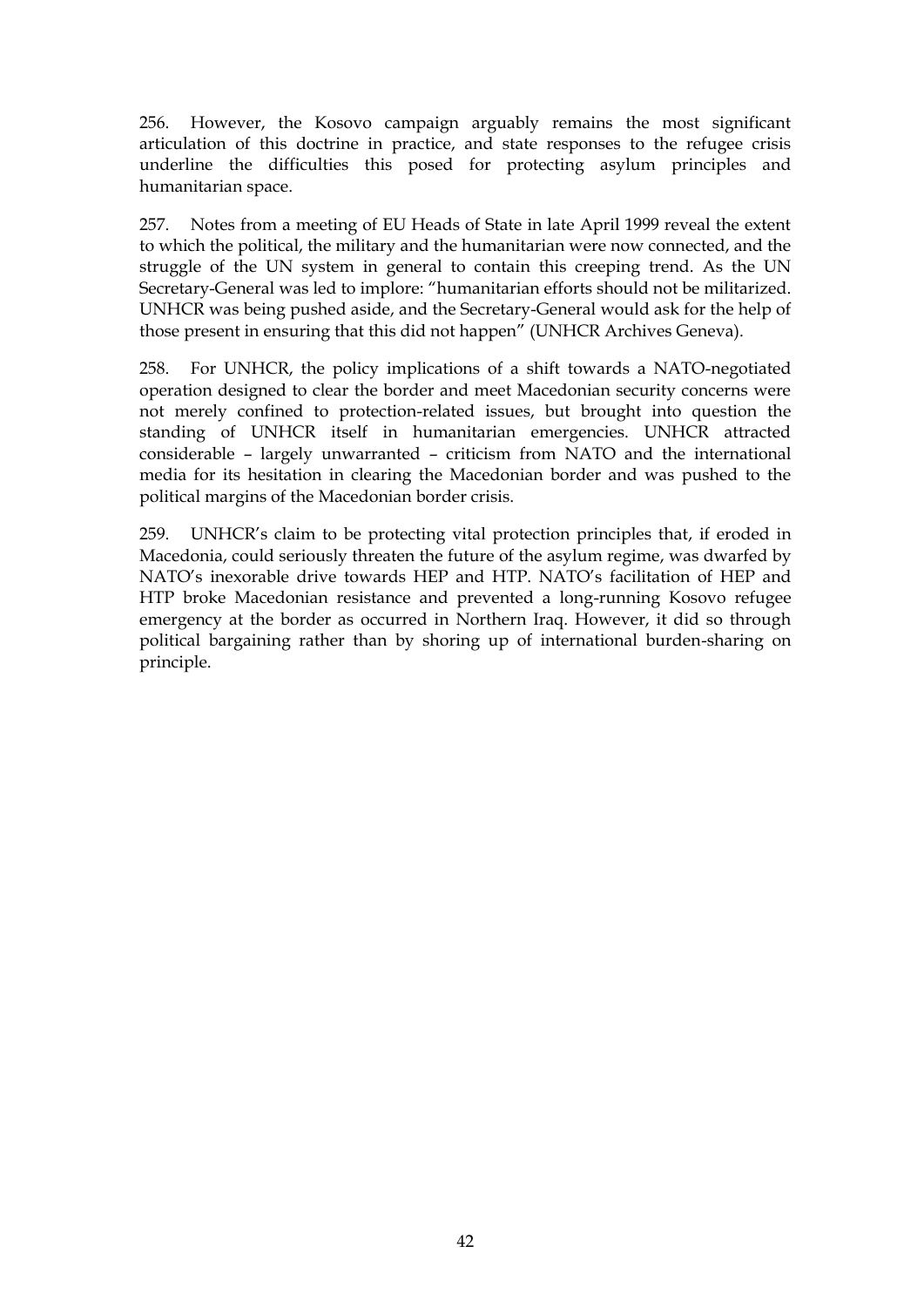256. However, the Kosovo campaign arguably remains the most significant articulation of this doctrine in practice, and state responses to the refugee crisis underline the difficulties this posed for protecting asylum principles and humanitarian space.

257. Notes from a meeting of EU Heads of State in late April 1999 reveal the extent to which the political, the military and the humanitarian were now connected, and the struggle of the UN system in general to contain this creeping trend. As the UN Secretary-General was led to implore: "humanitarian efforts should not be militarized. UNHCR was being pushed aside, and the Secretary-General would ask for the help of those present in ensuring that this did not happen" (UNHCR Archives Geneva).

258. For UNHCR, the policy implications of a shift towards a NATO-negotiated operation designed to clear the border and meet Macedonian security concerns were not merely confined to protection-related issues, but brought into question the standing of UNHCR itself in humanitarian emergencies. UNHCR attracted considerable – largely unwarranted – criticism from NATO and the international media for its hesitation in clearing the Macedonian border and was pushed to the political margins of the Macedonian border crisis.

259. UNHCR's claim to be protecting vital protection principles that, if eroded in Macedonia, could seriously threaten the future of the asylum regime, was dwarfed by NATO's inexorable drive towards HEP and HTP. NATO's facilitation of HEP and HTP broke Macedonian resistance and prevented a long-running Kosovo refugee emergency at the border as occurred in Northern Iraq. However, it did so through political bargaining rather than by shoring up of international burden-sharing on principle.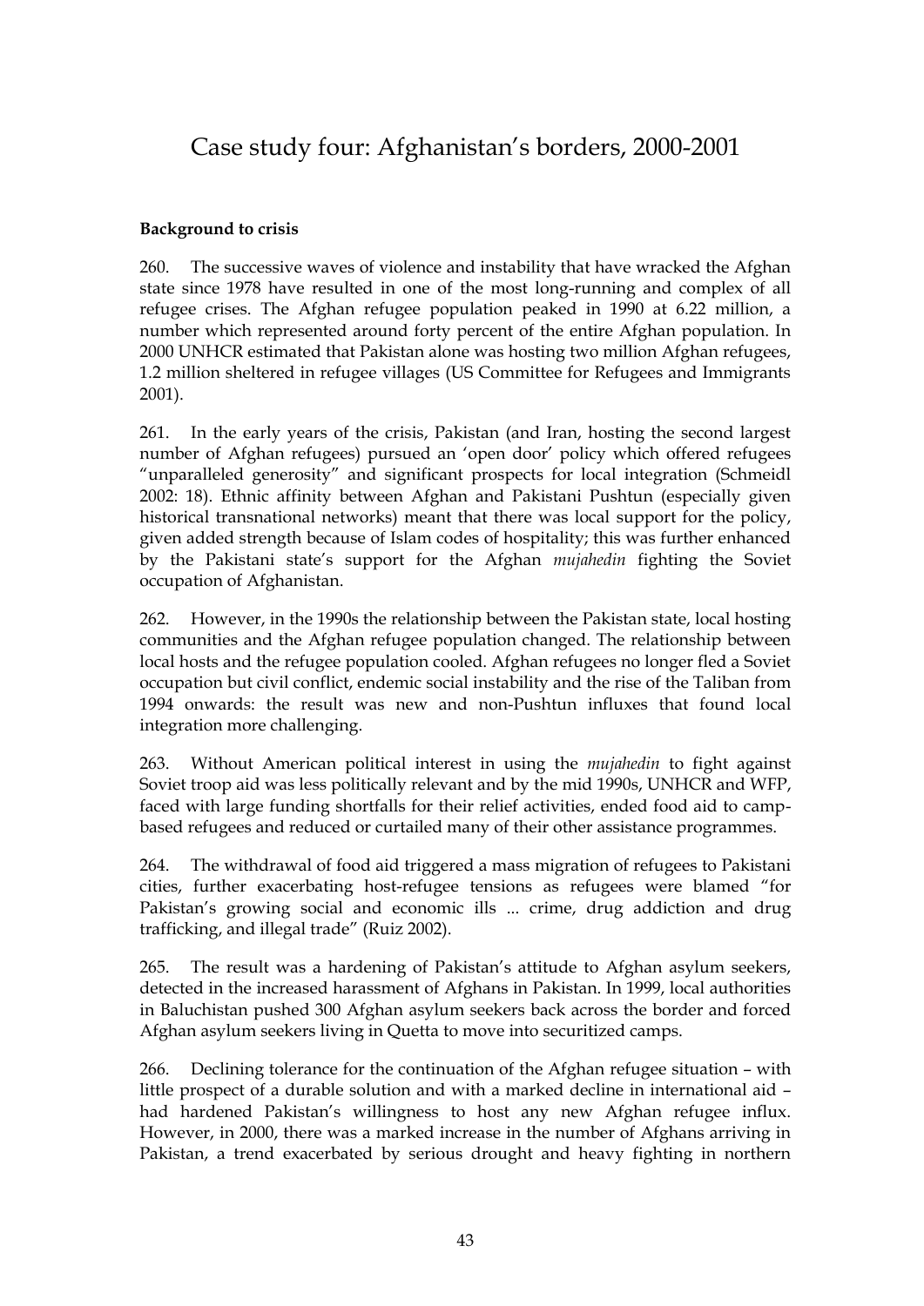# Case study four: Afghanistan's borders, 2000-2001

**Background to crisis**

260. The successive waves of violence and instability that have wracked the Afghan state since 1978 have resulted in one of the most long-running and complex of all refugee crises. The Afghan refugee population peaked in 1990 at 6.22 million, a number which represented around forty percent of the entire Afghan population. In 2000 UNHCR estimated that Pakistan alone was hosting two million Afghan refugees, 1.2 million sheltered in refugee villages (US Committee for Refugees and Immigrants 2001).

261. In the early years of the crisis, Pakistan (and Iran, hosting the second largest number of Afghan refugees) pursued an 'open door' policy which offered refugees "unparalleled generosity" and significant prospects for local integration (Schmeidl 2002: 18). Ethnic affinity between Afghan and Pakistani Pushtun (especially given historical transnational networks) meant that there was local support for the policy, given added strength because of Islam codes of hospitality; this was further enhanced by the Pakistani state's support for the Afghan *mujahedin* fighting the Soviet occupation of Afghanistan.

262. However, in the 1990s the relationship between the Pakistan state, local hosting communities and the Afghan refugee population changed. The relationship between local hosts and the refugee population cooled. Afghan refugees no longer fled a Soviet occupation but civil conflict, endemic social instability and the rise of the Taliban from 1994 onwards: the result was new and non-Pushtun influxes that found local integration more challenging.

263. Without American political interest in using the *mujahedin* to fight against Soviet troop aid was less politically relevant and by the mid 1990s, UNHCR and WFP, faced with large funding shortfalls for their relief activities, ended food aid to camp-based refugees and reduced or curtailed many of their other assistance programmes.

264. The withdrawal of food aid triggered a mass migration of refugees to Pakistani cities, further exacerbating host-refugee tensions as refugees were blamed "for Pakistan's growing social and economic ills ... crime, drug addiction and drug trafficking, and illegal trade" (Ruiz 2002).

265. The result was a hardening of Pakistan's attitude to Afghan asylum seekers, detected in the increased harassment of Afghans in Pakistan. In 1999, local authorities in Baluchistan pushed 300 Afghan asylum seekers back across the border and forced Afghan asylum seekers living in Quetta to move into securitized camps.

266. Declining tolerance for the continuation of the Afghan refugee situation – with little prospect of a durable solution and with a marked decline in international aid – had hardened Pakistan's willingness to host any new Afghan refugee influx. However, in 2000, there was a marked increase in the number of Afghans arriving in Pakistan, a trend exacerbated by serious drought and heavy fighting in northern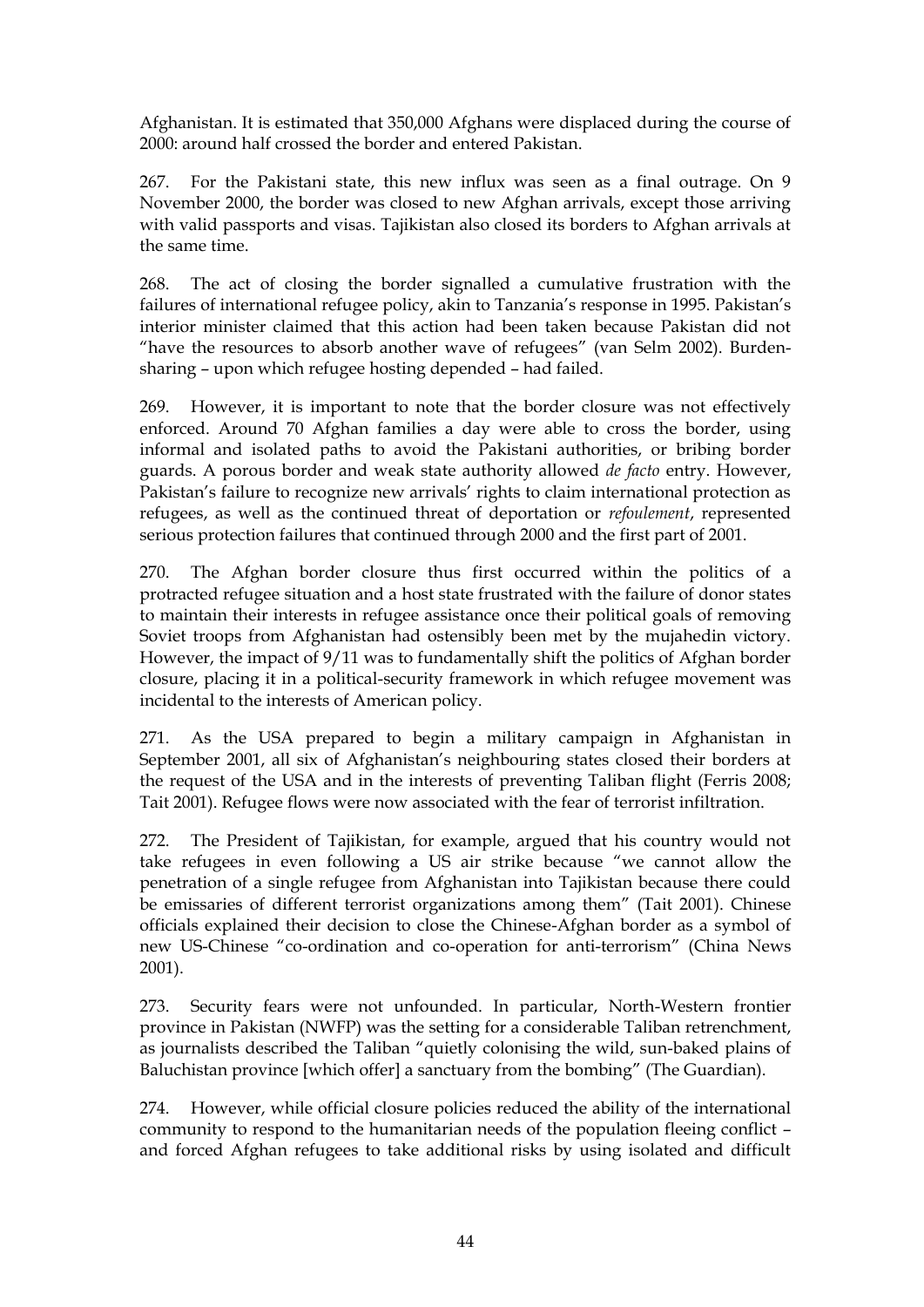Afghanistan. It is estimated that 350,000 Afghans were displaced during the course of 2000: around half crossed the border and entered Pakistan.

267. For the Pakistani state, this new influx was seen as a final outrage. On 9 November 2000, the border was closed to new Afghan arrivals, except those arriving with valid passports and visas. Tajikistan also closed its borders to Afghan arrivals at the same time.

268. The act of closing the border signalled a cumulative frustration with the failures of international refugee policy, akin to Tanzania's response in 1995. Pakistan's interior minister claimed that this action had been taken because Pakistan did not "have the resources to absorb another wave of refugees" (van Selm 2002). Burden-sharing – upon which refugee hosting depended – had failed.

269. However, it is important to note that the border closure was not effectively enforced. Around 70 Afghan families a day were able to cross the border, using informal and isolated paths to avoid the Pakistani authorities, or bribing border guards. A porous border and weak state authority allowed *de facto* entry. However, Pakistan's failure to recognize new arrivals' rights to claim international protection as refugees, as well as the continued threat of deportation or *refoulement*, represented serious protection failures that continued through 2000 and the first part of 2001.

270. The Afghan border closure thus first occurred within the politics of a protracted refugee situation and a host state frustrated with the failure of donor states to maintain their interests in refugee assistance once their political goals of removing Soviet troops from Afghanistan had ostensibly been met by the mujahedin victory. However, the impact of 9/11 was to fundamentally shift the politics of Afghan border closure, placing it in a political-security framework in which refugee movement was incidental to the interests of American policy.

271. As the USA prepared to begin a military campaign in Afghanistan in September 2001, all six of Afghanistan's neighbouring states closed their borders at the request of the USA and in the interests of preventing Taliban flight (Ferris 2008; Tait 2001). Refugee flows were now associated with the fear of terrorist infiltration.

272. The President of Tajikistan, for example, argued that his country would not take refugees in even following a US air strike because "we cannot allow the penetration of a single refugee from Afghanistan into Tajikistan because there could be emissaries of different terrorist organizations among them" (Tait 2001). Chinese officials explained their decision to close the Chinese-Afghan border as a symbol of new US-Chinese "co-ordination and co-operation for anti-terrorism" (China News 2001).

273. Security fears were not unfounded. In particular, North-Western frontier province in Pakistan (NWFP) was the setting for a considerable Taliban retrenchment, as journalists described the Taliban "quietly colonising the wild, sun-baked plains of Baluchistan province [which offer] a sanctuary from the bombing" (The Guardian).

274. However, while official closure policies reduced the ability of the international community to respond to the humanitarian needs of the population fleeing conflict – and forced Afghan refugees to take additional risks by using isolated and difficult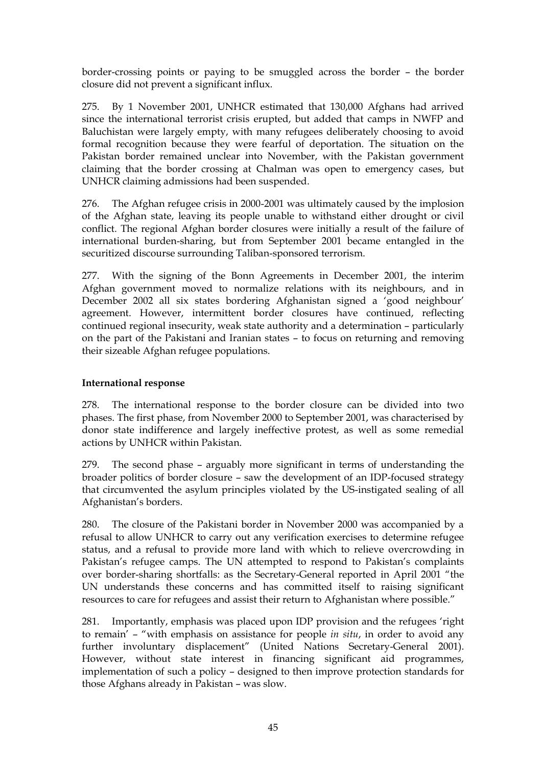border-crossing points or paying to be smuggled across the border – the border closure did not prevent a significant influx.

275. By 1 November 2001, UNHCR estimated that 130,000 Afghans had arrived since the international terrorist crisis erupted, but added that camps in NWFP and Baluchistan were largely empty, with many refugees deliberately choosing to avoid formal recognition because they were fearful of deportation. The situation on the Pakistan border remained unclear into November, with the Pakistan government claiming that the border crossing at Chalman was open to emergency cases, but UNHCR claiming admissions had been suspended.

276. The Afghan refugee crisis in 2000-2001 was ultimately caused by the implosion of the Afghan state, leaving its people unable to withstand either drought or civil conflict. The regional Afghan border closures were initially a result of the failure of international burden-sharing, but from September 2001 became entangled in the securitized discourse surrounding Taliban-sponsored terrorism.

277. With the signing of the Bonn Agreements in December 2001, the interim Afghan government moved to normalize relations with its neighbours, and in December 2002 all six states bordering Afghanistan signed a 'good neighbour' agreement. However, intermittent border closures have continued, reflecting continued regional insecurity, weak state authority and a determination – particularly on the part of the Pakistani and Iranian states – to focus on returning and removing their sizeable Afghan refugee populations.

**International response**

278. The international response to the border closure can be divided into two phases. The first phase, from November 2000 to September 2001, was characterised by donor state indifference and largely ineffective protest, as well as some remedial actions by UNHCR within Pakistan.

279. The second phase – arguably more significant in terms of understanding the broader politics of border closure – saw the development of an IDP-focused strategy that circumvented the asylum principles violated by the US-instigated sealing of all Afghanistan's borders.

280. The closure of the Pakistani border in November 2000 was accompanied by a refusal to allow UNHCR to carry out any verification exercises to determine refugee status, and a refusal to provide more land with which to relieve overcrowding in Pakistan's refugee camps. The UN attempted to respond to Pakistan's complaints over border-sharing shortfalls: as the Secretary-General reported in April 2001 "the UN understands these concerns and has committed itself to raising significant resources to care for refugees and assist their return to Afghanistan where possible."

281. Importantly, emphasis was placed upon IDP provision and the refugees 'right to remain' – "with emphasis on assistance for people *in situ*, in order to avoid any further involuntary displacement" (United Nations Secretary-General 2001). However, without state interest in financing significant aid programmes, implementation of such a policy – designed to then improve protection standards for those Afghans already in Pakistan – was slow.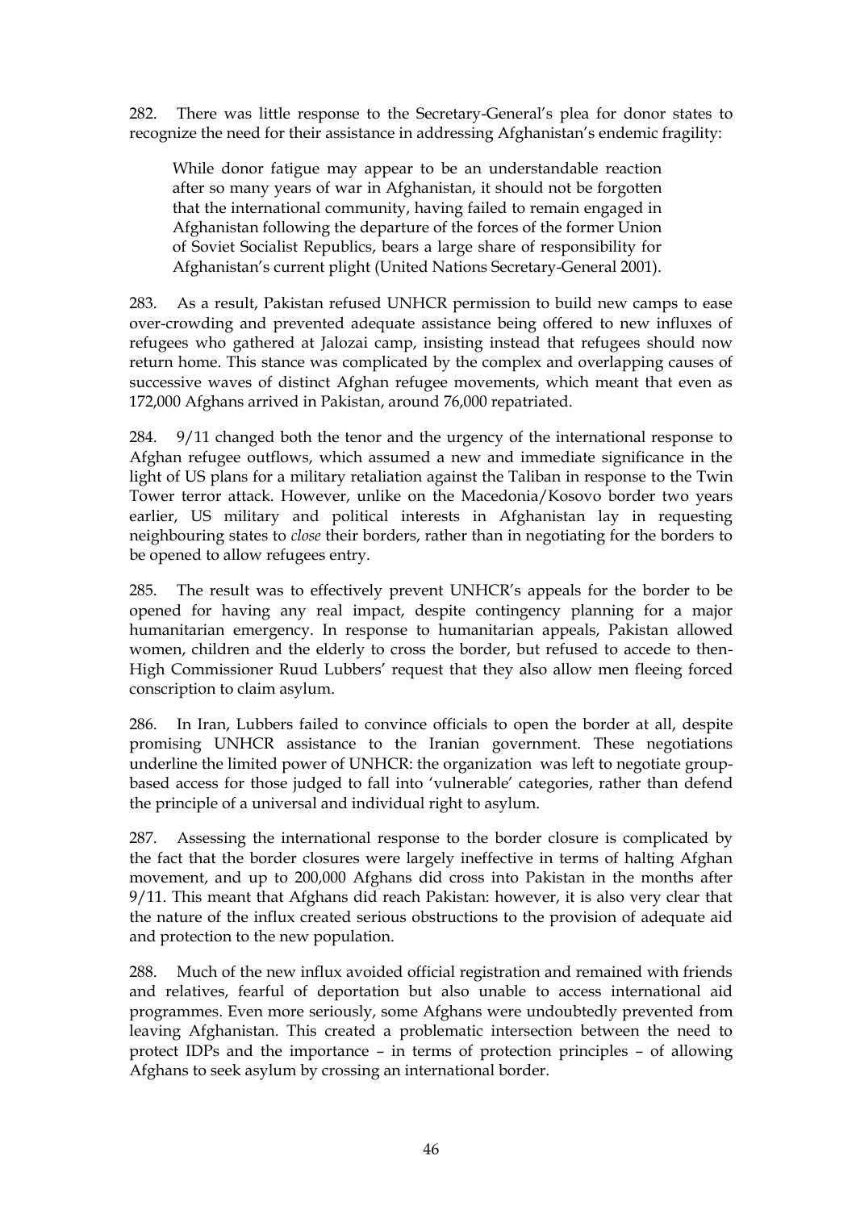282. There was little response to the Secretary-General's plea for donor states to recognize the need for their assistance in addressing Afghanistan's endemic fragility:

> While donor fatigue may appear to be an understandable reaction after so many years of war in Afghanistan, it should not be forgotten that the international community, having failed to remain engaged in Afghanistan following the departure of the forces of the former Union of Soviet Socialist Republics, bears a large share of responsibility for Afghanistan's current plight (United Nations Secretary-General 2001).

283. As a result, Pakistan refused UNHCR permission to build new camps to ease over-crowding and prevented adequate assistance being offered to new influxes of refugees who gathered at Jalozai camp, insisting instead that refugees should now return home. This stance was complicated by the complex and overlapping causes of successive waves of distinct Afghan refugee movements, which meant that even as 172,000 Afghans arrived in Pakistan, around 76,000 repatriated.

284. 9/11 changed both the tenor and the urgency of the international response to Afghan refugee outflows, which assumed a new and immediate significance in the light of US plans for a military retaliation against the Taliban in response to the Twin Tower terror attack. However, unlike on the Macedonia/Kosovo border two years earlier, US military and political interests in Afghanistan lay in requesting neighbouring states to *close* their borders, rather than in negotiating for the borders to be opened to allow refugees entry.

285. The result was to effectively prevent UNHCR's appeals for the border to be opened for having any real impact, despite contingency planning for a major humanitarian emergency. In response to humanitarian appeals, Pakistan allowed women, children and the elderly to cross the border, but refused to accede to then-High Commissioner Ruud Lubbers' request that they also allow men fleeing forced conscription to claim asylum.

286. In Iran, Lubbers failed to convince officials to open the border at all, despite promising UNHCR assistance to the Iranian government. These negotiations underline the limited power of UNHCR: the organization was left to negotiate group-based access for those judged to fall into 'vulnerable' categories, rather than defend the principle of a universal and individual right to asylum.

287. Assessing the international response to the border closure is complicated by the fact that the border closures were largely ineffective in terms of halting Afghan movement, and up to 200,000 Afghans did cross into Pakistan in the months after 9/11. This meant that Afghans did reach Pakistan: however, it is also very clear that the nature of the influx created serious obstructions to the provision of adequate aid and protection to the new population.

288. Much of the new influx avoided official registration and remained with friends and relatives, fearful of deportation but also unable to access international aid programmes. Even more seriously, some Afghans were undoubtedly prevented from leaving Afghanistan. This created a problematic intersection between the need to protect IDPs and the importance – in terms of protection principles – of allowing Afghans to seek asylum by crossing an international border.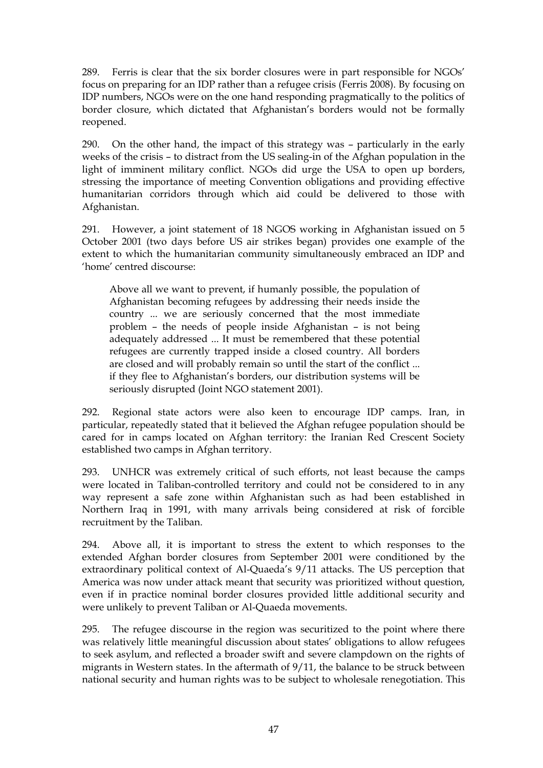289. Ferris is clear that the six border closures were in part responsible for NGOs' focus on preparing for an IDP rather than a refugee crisis (Ferris 2008). By focusing on IDP numbers, NGOs were on the one hand responding pragmatically to the politics of border closure, which dictated that Afghanistan's borders would not be formally reopened.

290. On the other hand, the impact of this strategy was – particularly in the early weeks of the crisis – to distract from the US sealing-in of the Afghan population in the light of imminent military conflict. NGOs did urge the USA to open up borders, stressing the importance of meeting Convention obligations and providing effective humanitarian corridors through which aid could be delivered to those with Afghanistan.

291. However, a joint statement of 18 NGOS working in Afghanistan issued on 5 October 2001 (two days before US air strikes began) provides one example of the extent to which the humanitarian community simultaneously embraced an IDP and 'home' centred discourse:

> Above all we want to prevent, if humanly possible, the population of Afghanistan becoming refugees by addressing their needs inside the country ... we are seriously concerned that the most immediate problem – the needs of people inside Afghanistan – is not being adequately addressed ... It must be remembered that these potential refugees are currently trapped inside a closed country. All borders are closed and will probably remain so until the start of the conflict ... if they flee to Afghanistan's borders, our distribution systems will be seriously disrupted (Joint NGO statement 2001).

292. Regional state actors were also keen to encourage IDP camps. Iran, in particular, repeatedly stated that it believed the Afghan refugee population should be cared for in camps located on Afghan territory: the Iranian Red Crescent Society established two camps in Afghan territory.

293. UNHCR was extremely critical of such efforts, not least because the camps were located in Taliban-controlled territory and could not be considered to in any way represent a safe zone within Afghanistan such as had been established in Northern Iraq in 1991, with many arrivals being considered at risk of forcible recruitment by the Taliban.

294. Above all, it is important to stress the extent to which responses to the extended Afghan border closures from September 2001 were conditioned by the extraordinary political context of Al-Quaeda's 9/11 attacks. The US perception that America was now under attack meant that security was prioritized without question, even if in practice nominal border closures provided little additional security and were unlikely to prevent Taliban or Al-Quaeda movements.

295. The refugee discourse in the region was securitized to the point where there was relatively little meaningful discussion about states' obligations to allow refugees to seek asylum, and reflected a broader swift and severe clampdown on the rights of migrants in Western states. In the aftermath of 9/11, the balance to be struck between national security and human rights was to be subject to wholesale renegotiation. This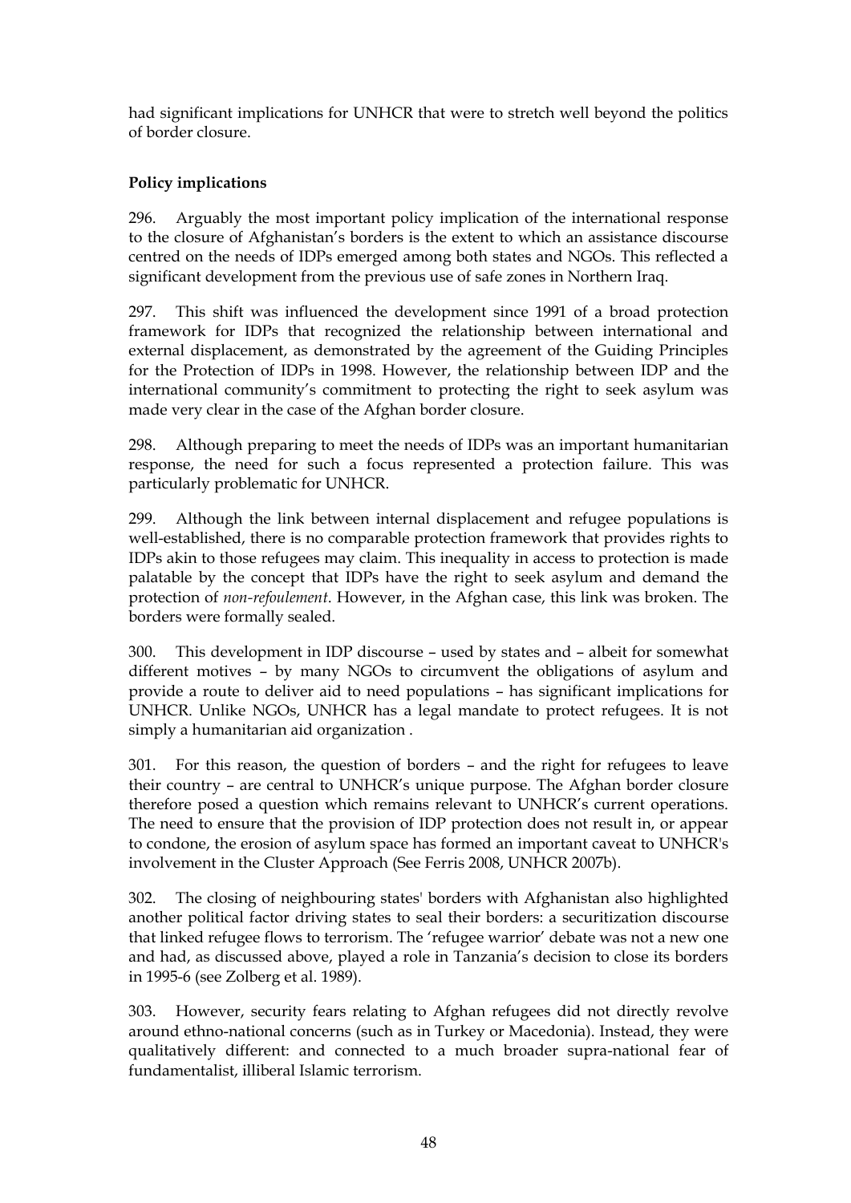had significant implications for UNHCR that were to stretch well beyond the politics of border closure.

**Policy implications**

296. Arguably the most important policy implication of the international response to the closure of Afghanistan's borders is the extent to which an assistance discourse centred on the needs of IDPs emerged among both states and NGOs. This reflected a significant development from the previous use of safe zones in Northern Iraq.

297. This shift was influenced the development since 1991 of a broad protection framework for IDPs that recognized the relationship between international and external displacement, as demonstrated by the agreement of the Guiding Principles for the Protection of IDPs in 1998. However, the relationship between IDP and the international community's commitment to protecting the right to seek asylum was made very clear in the case of the Afghan border closure.

298. Although preparing to meet the needs of IDPs was an important humanitarian response, the need for such a focus represented a protection failure. This was particularly problematic for UNHCR.

299. Although the link between internal displacement and refugee populations is well-established, there is no comparable protection framework that provides rights to IDPs akin to those refugees may claim. This inequality in access to protection is made palatable by the concept that IDPs have the right to seek asylum and demand the protection of *non-refoulement*. However, in the Afghan case, this link was broken. The borders were formally sealed.

300. This development in IDP discourse – used by states and – albeit for somewhat different motives – by many NGOs to circumvent the obligations of asylum and provide a route to deliver aid to need populations – has significant implications for UNHCR. Unlike NGOs, UNHCR has a legal mandate to protect refugees. It is not simply a humanitarian aid organization .

301. For this reason, the question of borders – and the right for refugees to leave their country – are central to UNHCR's unique purpose. The Afghan border closure therefore posed a question which remains relevant to UNHCR's current operations. The need to ensure that the provision of IDP protection does not result in, or appear to condone, the erosion of asylum space has formed an important caveat to UNHCR's involvement in the Cluster Approach (See Ferris 2008, UNHCR 2007b).

302. The closing of neighbouring states' borders with Afghanistan also highlighted another political factor driving states to seal their borders: a securitization discourse that linked refugee flows to terrorism. The 'refugee warrior' debate was not a new one and had, as discussed above, played a role in Tanzania's decision to close its borders in 1995-6 (see Zolberg et al. 1989).

303. However, security fears relating to Afghan refugees did not directly revolve around ethno-national concerns (such as in Turkey or Macedonia). Instead, they were qualitatively different: and connected to a much broader supra-national fear of fundamentalist, illiberal Islamic terrorism.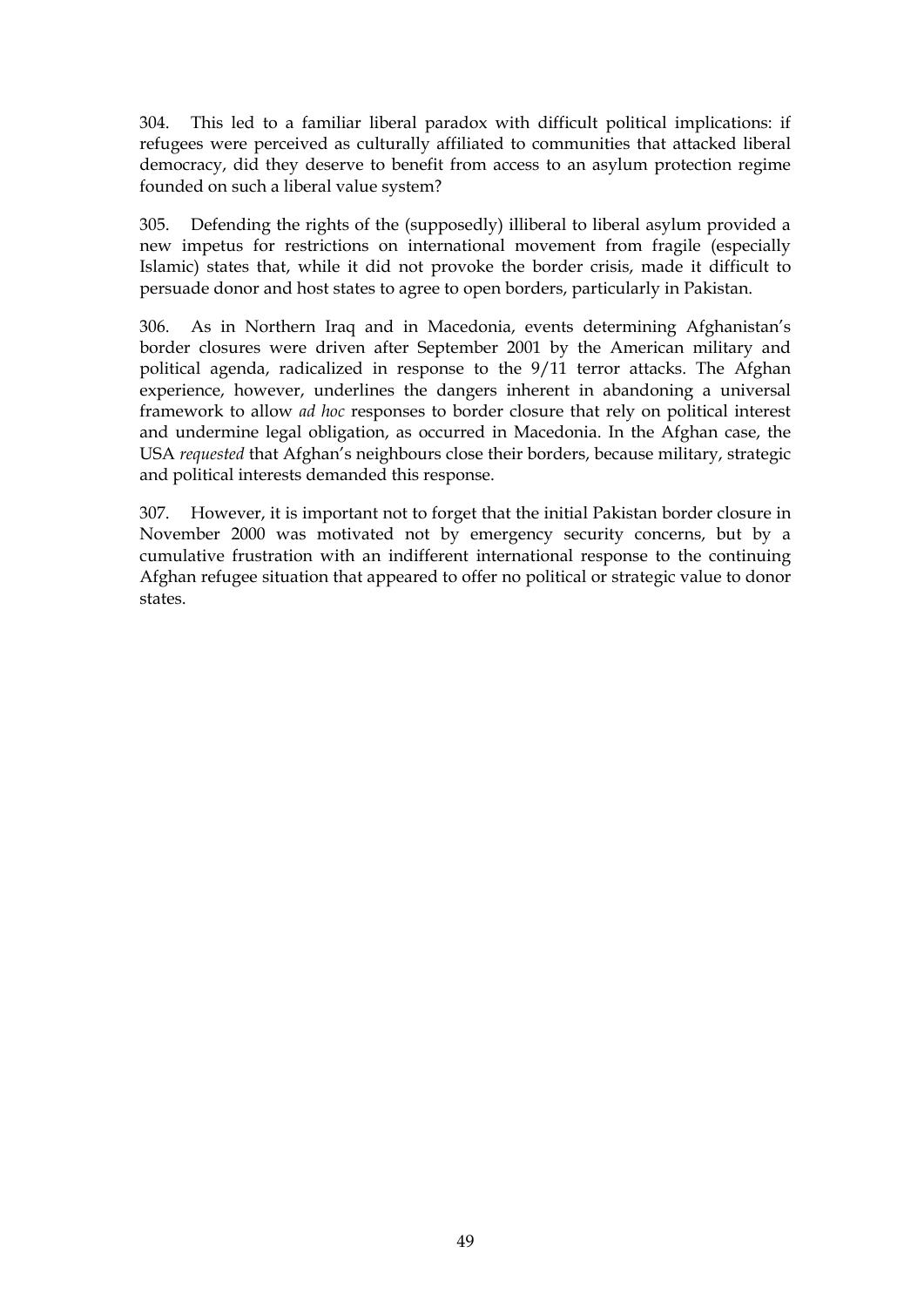304. This led to a familiar liberal paradox with difficult political implications: if refugees were perceived as culturally affiliated to communities that attacked liberal democracy, did they deserve to benefit from access to an asylum protection regime founded on such a liberal value system?

305. Defending the rights of the (supposedly) illiberal to liberal asylum provided a new impetus for restrictions on international movement from fragile (especially Islamic) states that, while it did not provoke the border crisis, made it difficult to persuade donor and host states to agree to open borders, particularly in Pakistan.

306. As in Northern Iraq and in Macedonia, events determining Afghanistan's border closures were driven after September 2001 by the American military and political agenda, radicalized in response to the 9/11 terror attacks. The Afghan experience, however, underlines the dangers inherent in abandoning a universal framework to allow *ad hoc* responses to border closure that rely on political interest and undermine legal obligation, as occurred in Macedonia. In the Afghan case, the USA *requested* that Afghan's neighbours close their borders, because military, strategic and political interests demanded this response.

307. However, it is important not to forget that the initial Pakistan border closure in November 2000 was motivated not by emergency security concerns, but by a cumulative frustration with an indifferent international response to the continuing Afghan refugee situation that appeared to offer no political or strategic value to donor states.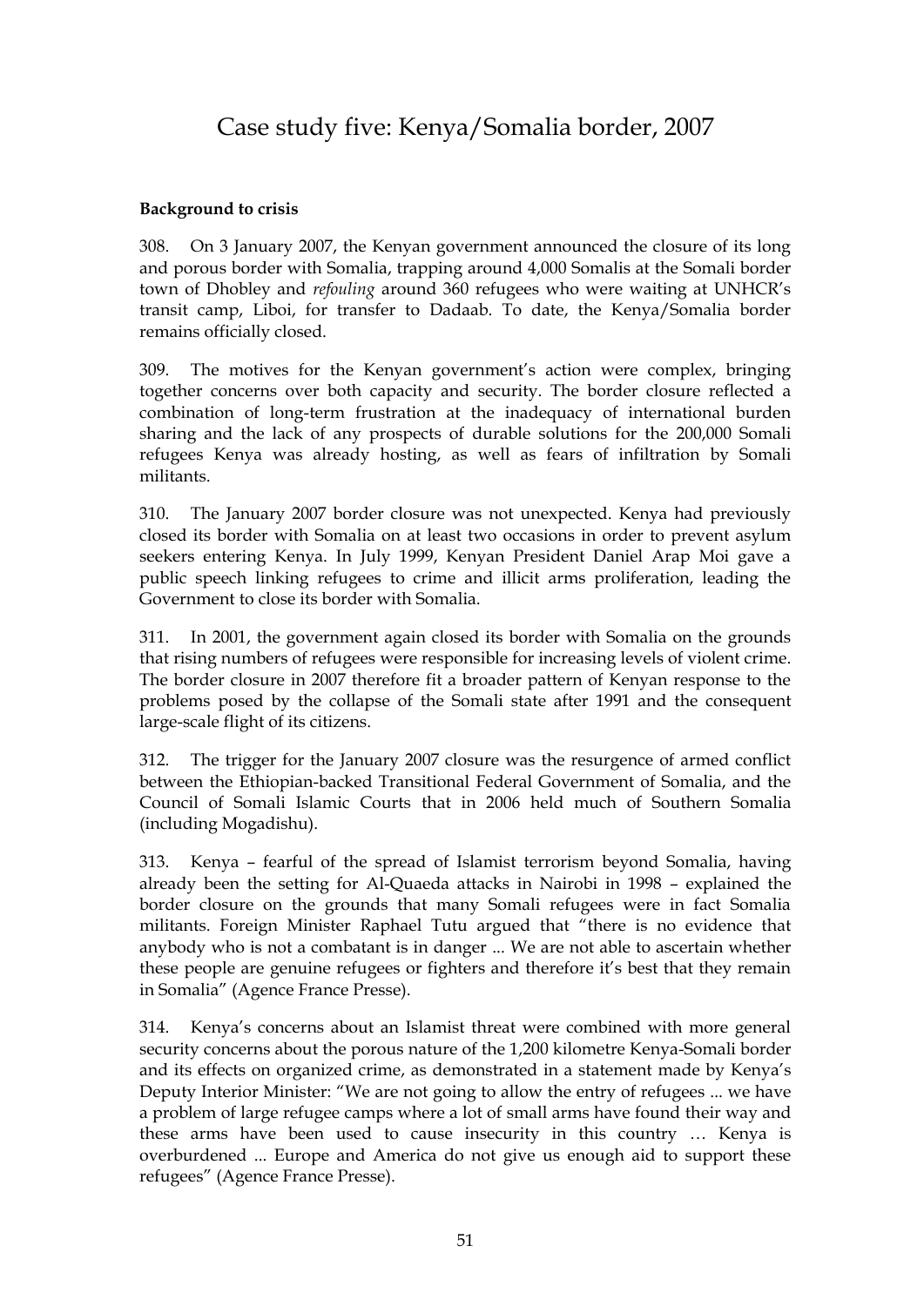# Case study five: Kenya/Somalia border, 2007

**Background to crisis**

308. On 3 January 2007, the Kenyan government announced the closure of its long and porous border with Somalia, trapping around 4,000 Somalis at the Somali border town of Dhobley and *refouling* around 360 refugees who were waiting at UNHCR's transit camp, Liboi, for transfer to Dadaab. To date, the Kenya/Somalia border remains officially closed.

309. The motives for the Kenyan government's action were complex, bringing together concerns over both capacity and security. The border closure reflected a combination of long-term frustration at the inadequacy of international burden sharing and the lack of any prospects of durable solutions for the 200,000 Somali refugees Kenya was already hosting, as well as fears of infiltration by Somali militants.

310. The January 2007 border closure was not unexpected. Kenya had previously closed its border with Somalia on at least two occasions in order to prevent asylum seekers entering Kenya. In July 1999, Kenyan President Daniel Arap Moi gave a public speech linking refugees to crime and illicit arms proliferation, leading the Government to close its border with Somalia.

311. In 2001, the government again closed its border with Somalia on the grounds that rising numbers of refugees were responsible for increasing levels of violent crime. The border closure in 2007 therefore fit a broader pattern of Kenyan response to the problems posed by the collapse of the Somali state after 1991 and the consequent large-scale flight of its citizens.

312. The trigger for the January 2007 closure was the resurgence of armed conflict between the Ethiopian-backed Transitional Federal Government of Somalia, and the Council of Somali Islamic Courts that in 2006 held much of Southern Somalia (including Mogadishu).

313. Kenya – fearful of the spread of Islamist terrorism beyond Somalia, having already been the setting for Al-Quaeda attacks in Nairobi in 1998 – explained the border closure on the grounds that many Somali refugees were in fact Somalia militants. Foreign Minister Raphael Tutu argued that "there is no evidence that anybody who is not a combatant is in danger ... We are not able to ascertain whether these people are genuine refugees or fighters and therefore it's best that they remain in Somalia" (Agence France Presse).

314. Kenya's concerns about an Islamist threat were combined with more general security concerns about the porous nature of the 1,200 kilometre Kenya-Somali border and its effects on organized crime, as demonstrated in a statement made by Kenya's Deputy Interior Minister: "We are not going to allow the entry of refugees ... we have a problem of large refugee camps where a lot of small arms have found their way and these arms have been used to cause insecurity in this country … Kenya is overburdened ... Europe and America do not give us enough aid to support these refugees" (Agence France Presse).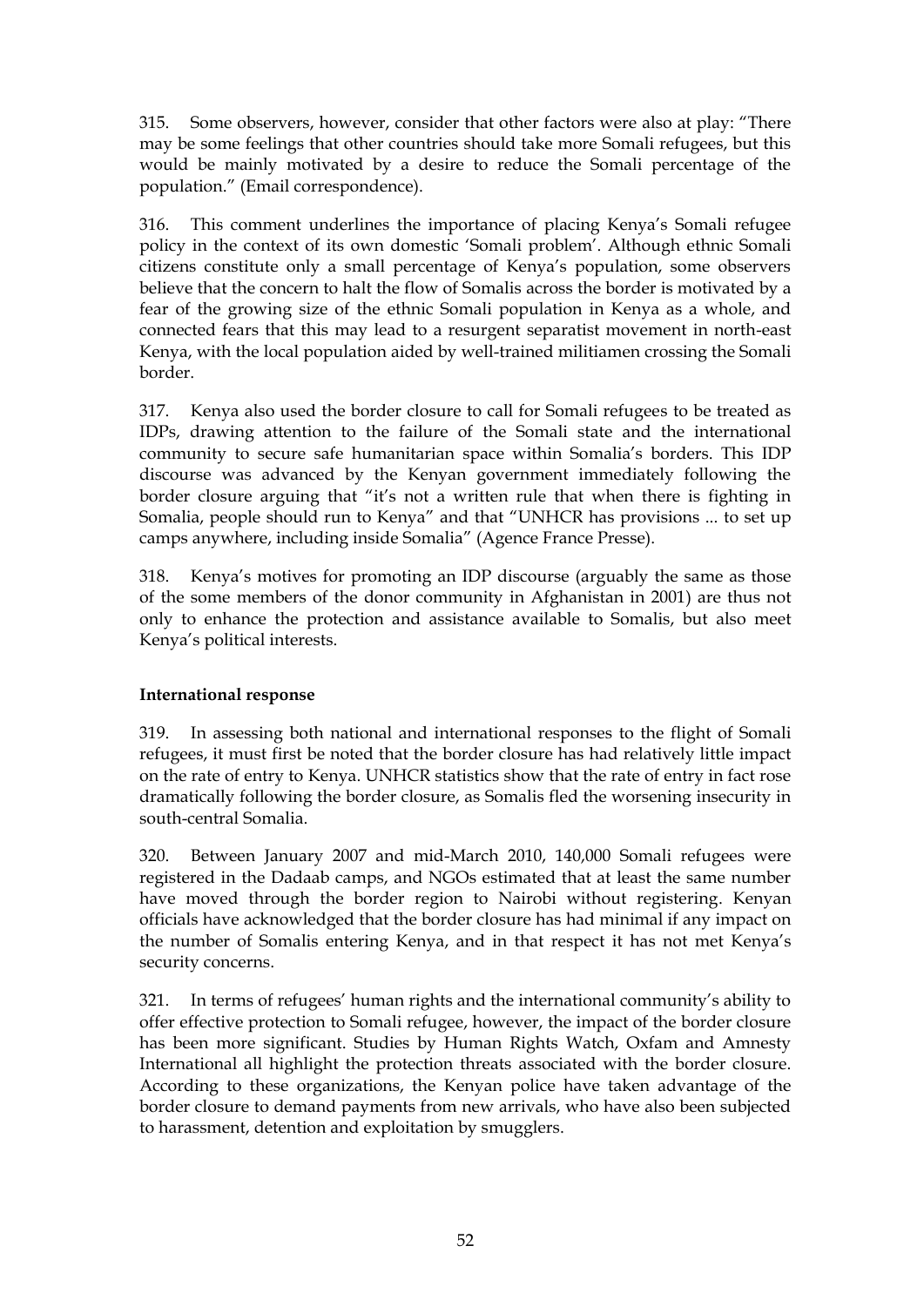315. Some observers, however, consider that other factors were also at play: "There may be some feelings that other countries should take more Somali refugees, but this would be mainly motivated by a desire to reduce the Somali percentage of the population." (Email correspondence).

316. This comment underlines the importance of placing Kenya's Somali refugee policy in the context of its own domestic 'Somali problem'. Although ethnic Somali citizens constitute only a small percentage of Kenya's population, some observers believe that the concern to halt the flow of Somalis across the border is motivated by a fear of the growing size of the ethnic Somali population in Kenya as a whole, and connected fears that this may lead to a resurgent separatist movement in north-east Kenya, with the local population aided by well-trained militiamen crossing the Somali border.

317. Kenya also used the border closure to call for Somali refugees to be treated as IDPs, drawing attention to the failure of the Somali state and the international community to secure safe humanitarian space within Somalia's borders. This IDP discourse was advanced by the Kenyan government immediately following the border closure arguing that "it's not a written rule that when there is fighting in Somalia, people should run to Kenya" and that "UNHCR has provisions ... to set up camps anywhere, including inside Somalia" (Agence France Presse).

318. Kenya's motives for promoting an IDP discourse (arguably the same as those of the some members of the donor community in Afghanistan in 2001) are thus not only to enhance the protection and assistance available to Somalis, but also meet Kenya's political interests.

**International response**

319. In assessing both national and international responses to the flight of Somali refugees, it must first be noted that the border closure has had relatively little impact on the rate of entry to Kenya. UNHCR statistics show that the rate of entry in fact rose dramatically following the border closure, as Somalis fled the worsening insecurity in south-central Somalia.

320. Between January 2007 and mid-March 2010, 140,000 Somali refugees were registered in the Dadaab camps, and NGOs estimated that at least the same number have moved through the border region to Nairobi without registering. Kenyan officials have acknowledged that the border closure has had minimal if any impact on the number of Somalis entering Kenya, and in that respect it has not met Kenya's security concerns.

321. In terms of refugees' human rights and the international community's ability to offer effective protection to Somali refugee, however, the impact of the border closure has been more significant. Studies by Human Rights Watch, Oxfam and Amnesty International all highlight the protection threats associated with the border closure. According to these organizations, the Kenyan police have taken advantage of the border closure to demand payments from new arrivals, who have also been subjected to harassment, detention and exploitation by smugglers.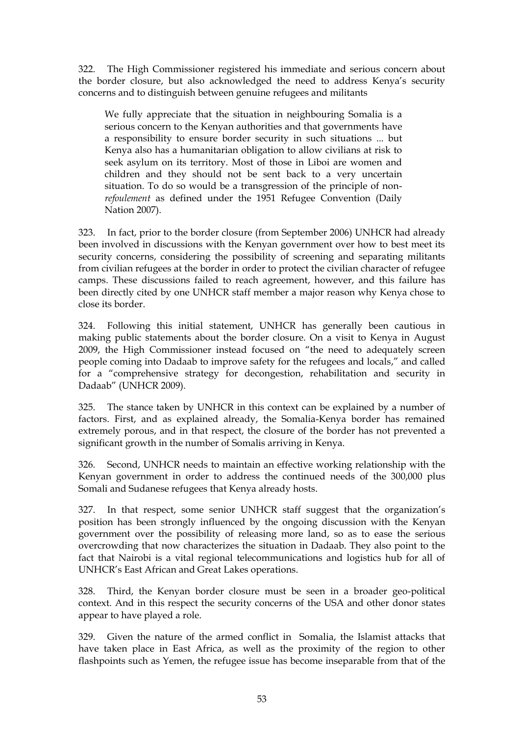322. The High Commissioner registered his immediate and serious concern about the border closure, but also acknowledged the need to address Kenya's security concerns and to distinguish between genuine refugees and militants

> We fully appreciate that the situation in neighbouring Somalia is a serious concern to the Kenyan authorities and that governments have a responsibility to ensure border security in such situations ... but Kenya also has a humanitarian obligation to allow civilians at risk to seek asylum on its territory. Most of those in Liboi are women and children and they should not be sent back to a very uncertain situation. To do so would be a transgression of the principle of non-*refoulement* as defined under the 1951 Refugee Convention (Daily Nation 2007).

323. In fact, prior to the border closure (from September 2006) UNHCR had already been involved in discussions with the Kenyan government over how to best meet its security concerns, considering the possibility of screening and separating militants from civilian refugees at the border in order to protect the civilian character of refugee camps. These discussions failed to reach agreement, however, and this failure has been directly cited by one UNHCR staff member a major reason why Kenya chose to close its border.

324. Following this initial statement, UNHCR has generally been cautious in making public statements about the border closure. On a visit to Kenya in August 2009, the High Commissioner instead focused on "the need to adequately screen people coming into Dadaab to improve safety for the refugees and locals," and called for a "comprehensive strategy for decongestion, rehabilitation and security in Dadaab" (UNHCR 2009).

325. The stance taken by UNHCR in this context can be explained by a number of factors. First, and as explained already, the Somalia-Kenya border has remained extremely porous, and in that respect, the closure of the border has not prevented a significant growth in the number of Somalis arriving in Kenya.

326. Second, UNHCR needs to maintain an effective working relationship with the Kenyan government in order to address the continued needs of the 300,000 plus Somali and Sudanese refugees that Kenya already hosts.

327. In that respect, some senior UNHCR staff suggest that the organization's position has been strongly influenced by the ongoing discussion with the Kenyan government over the possibility of releasing more land, so as to ease the serious overcrowding that now characterizes the situation in Dadaab. They also point to the fact that Nairobi is a vital regional telecommunications and logistics hub for all of UNHCR's East African and Great Lakes operations.

328. Third, the Kenyan border closure must be seen in a broader geo-political context. And in this respect the security concerns of the USA and other donor states appear to have played a role.

329. Given the nature of the armed conflict in Somalia, the Islamist attacks that have taken place in East Africa, as well as the proximity of the region to other flashpoints such as Yemen, the refugee issue has become inseparable from that of the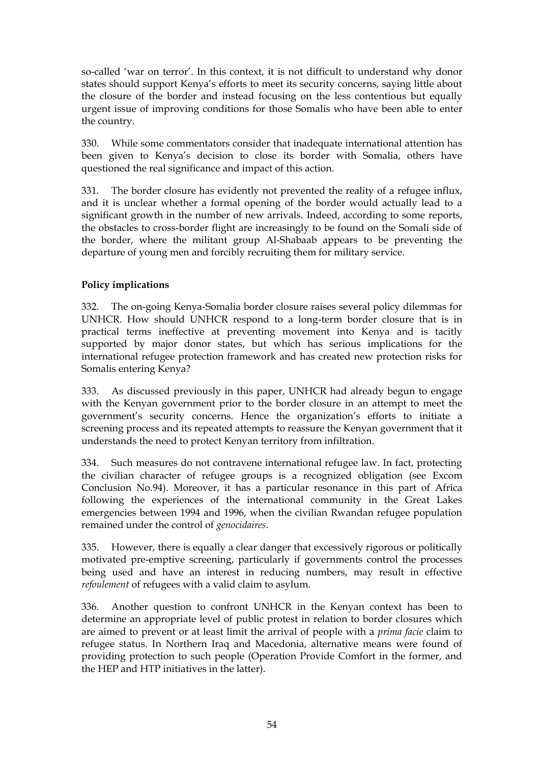so-called 'war on terror'. In this context, it is not difficult to understand why donor states should support Kenya's efforts to meet its security concerns, saying little about the closure of the border and instead focusing on the less contentious but equally urgent issue of improving conditions for those Somalis who have been able to enter the country.

330. While some commentators consider that inadequate international attention has been given to Kenya's decision to close its border with Somalia, others have questioned the real significance and impact of this action.

331. The border closure has evidently not prevented the reality of a refugee influx, and it is unclear whether a formal opening of the border would actually lead to a significant growth in the number of new arrivals. Indeed, according to some reports, the obstacles to cross-border flight are increasingly to be found on the Somali side of the border, where the militant group Al-Shabaab appears to be preventing the departure of young men and forcibly recruiting them for military service.

**Policy implications**

332. The on-going Kenya-Somalia border closure raises several policy dilemmas for UNHCR. How should UNHCR respond to a long-term border closure that is in practical terms ineffective at preventing movement into Kenya and is tacitly supported by major donor states, but which has serious implications for the international refugee protection framework and has created new protection risks for Somalis entering Kenya?

333. As discussed previously in this paper, UNHCR had already begun to engage with the Kenyan government prior to the border closure in an attempt to meet the government's security concerns. Hence the organization's efforts to initiate a screening process and its repeated attempts to reassure the Kenyan government that it understands the need to protect Kenyan territory from infiltration.

334. Such measures do not contravene international refugee law. In fact, protecting the civilian character of refugee groups is a recognized obligation (see Excom Conclusion No.94). Moreover, it has a particular resonance in this part of Africa following the experiences of the international community in the Great Lakes emergencies between 1994 and 1996, when the civilian Rwandan refugee population remained under the control of *genocidaires*.

335. However, there is equally a clear danger that excessively rigorous or politically motivated pre-emptive screening, particularly if governments control the processes being used and have an interest in reducing numbers, may result in effective *refoulement* of refugees with a valid claim to asylum.

336. Another question to confront UNHCR in the Kenyan context has been to determine an appropriate level of public protest in relation to border closures which are aimed to prevent or at least limit the arrival of people with a *prima facie* claim to refugee status. In Northern Iraq and Macedonia, alternative means were found of providing protection to such people (Operation Provide Comfort in the former, and the HEP and HTP initiatives in the latter).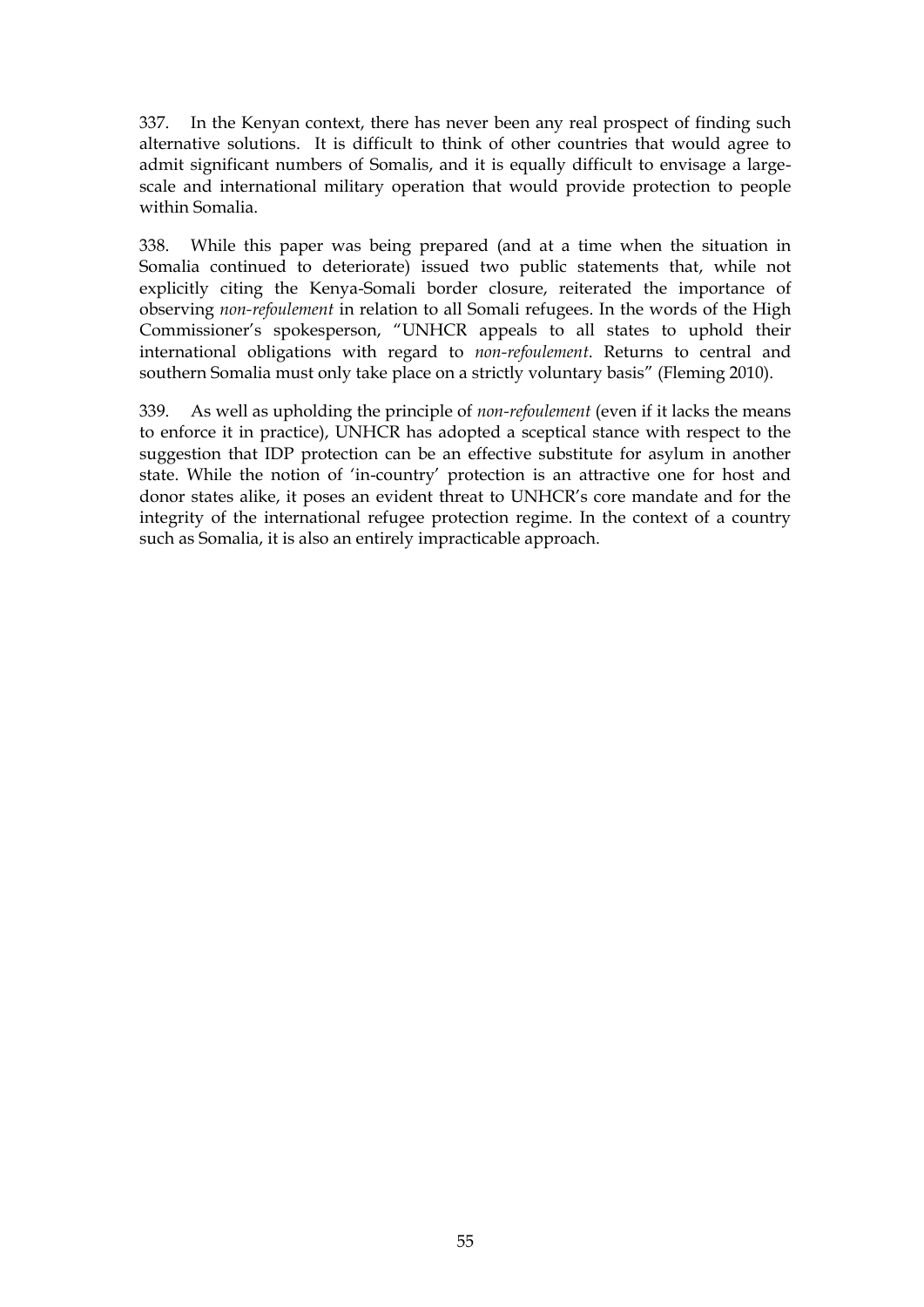337. In the Kenyan context, there has never been any real prospect of finding such alternative solutions. It is difficult to think of other countries that would agree to admit significant numbers of Somalis, and it is equally difficult to envisage a large-scale and international military operation that would provide protection to people within Somalia.

338. While this paper was being prepared (and at a time when the situation in Somalia continued to deteriorate) issued two public statements that, while not explicitly citing the Kenya-Somali border closure, reiterated the importance of observing *non-refoulement* in relation to all Somali refugees. In the words of the High Commissioner's spokesperson, "UNHCR appeals to all states to uphold their international obligations with regard to *non-refoulement*. Returns to central and southern Somalia must only take place on a strictly voluntary basis" (Fleming 2010).

339. As well as upholding the principle of *non-refoulement* (even if it lacks the means to enforce it in practice), UNHCR has adopted a sceptical stance with respect to the suggestion that IDP protection can be an effective substitute for asylum in another state. While the notion of 'in-country' protection is an attractive one for host and donor states alike, it poses an evident threat to UNHCR's core mandate and for the integrity of the international refugee protection regime. In the context of a country such as Somalia, it is also an entirely impracticable approach.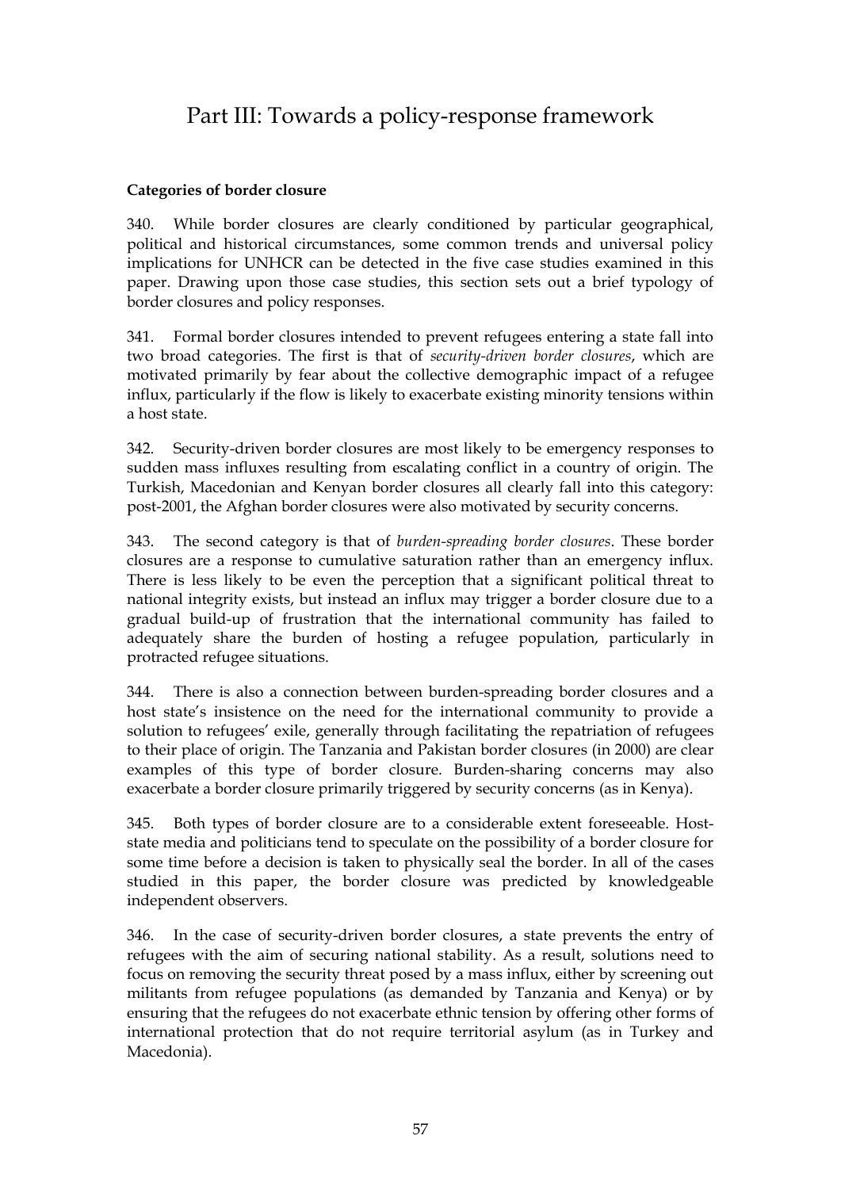# Part III: Towards a policy-response framework

**Categories of border closure**

340. While border closures are clearly conditioned by particular geographical, political and historical circumstances, some common trends and universal policy implications for UNHCR can be detected in the five case studies examined in this paper. Drawing upon those case studies, this section sets out a brief typology of border closures and policy responses.

341. Formal border closures intended to prevent refugees entering a state fall into two broad categories. The first is that of *security-driven border closures*, which are motivated primarily by fear about the collective demographic impact of a refugee influx, particularly if the flow is likely to exacerbate existing minority tensions within a host state.

342. Security-driven border closures are most likely to be emergency responses to sudden mass influxes resulting from escalating conflict in a country of origin. The Turkish, Macedonian and Kenyan border closures all clearly fall into this category: post-2001, the Afghan border closures were also motivated by security concerns.

343. The second category is that of *burden-spreading border closures*. These border closures are a response to cumulative saturation rather than an emergency influx. There is less likely to be even the perception that a significant political threat to national integrity exists, but instead an influx may trigger a border closure due to a gradual build-up of frustration that the international community has failed to adequately share the burden of hosting a refugee population, particularly in protracted refugee situations.

344. There is also a connection between burden-spreading border closures and a host state's insistence on the need for the international community to provide a solution to refugees' exile, generally through facilitating the repatriation of refugees to their place of origin. The Tanzania and Pakistan border closures (in 2000) are clear examples of this type of border closure. Burden-sharing concerns may also exacerbate a border closure primarily triggered by security concerns (as in Kenya).

345. Both types of border closure are to a considerable extent foreseeable. Host-state media and politicians tend to speculate on the possibility of a border closure for some time before a decision is taken to physically seal the border. In all of the cases studied in this paper, the border closure was predicted by knowledgeable independent observers.

346. In the case of security-driven border closures, a state prevents the entry of refugees with the aim of securing national stability. As a result, solutions need to focus on removing the security threat posed by a mass influx, either by screening out militants from refugee populations (as demanded by Tanzania and Kenya) or by ensuring that the refugees do not exacerbate ethnic tension by offering other forms of international protection that do not require territorial asylum (as in Turkey and Macedonia).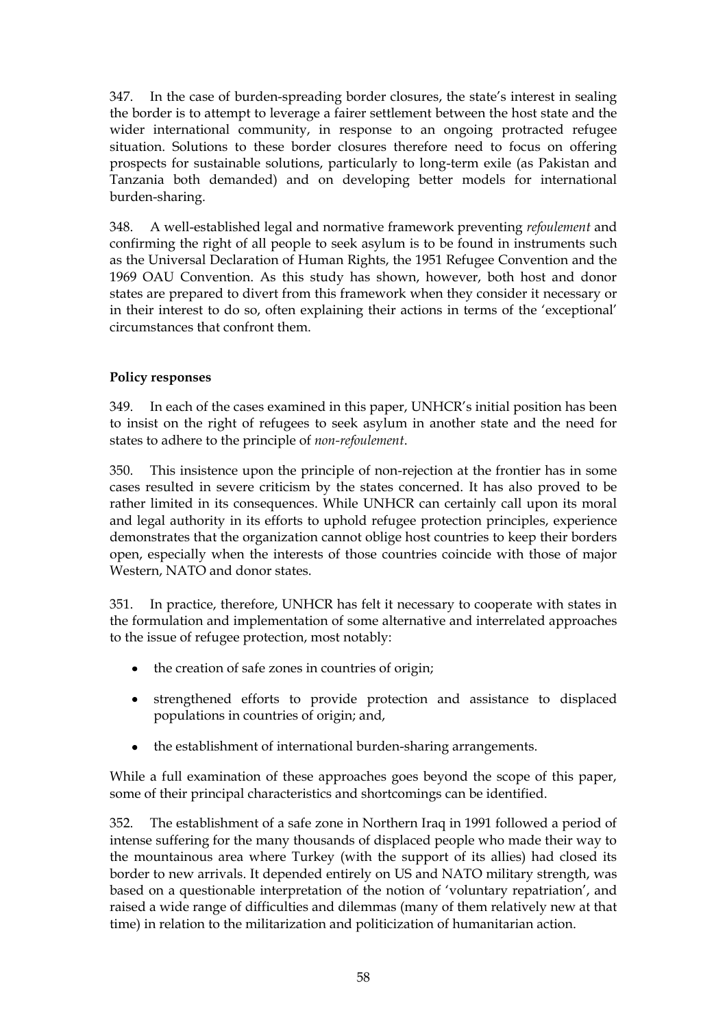347. In the case of burden-spreading border closures, the state's interest in sealing the border is to attempt to leverage a fairer settlement between the host state and the wider international community, in response to an ongoing protracted refugee situation. Solutions to these border closures therefore need to focus on offering prospects for sustainable solutions, particularly to long-term exile (as Pakistan and Tanzania both demanded) and on developing better models for international burden-sharing.

348. A well-established legal and normative framework preventing *refoulement* and confirming the right of all people to seek asylum is to be found in instruments such as the Universal Declaration of Human Rights, the 1951 Refugee Convention and the 1969 OAU Convention. As this study has shown, however, both host and donor states are prepared to divert from this framework when they consider it necessary or in their interest to do so, often explaining their actions in terms of the 'exceptional' circumstances that confront them.

**Policy responses**

349. In each of the cases examined in this paper, UNHCR's initial position has been to insist on the right of refugees to seek asylum in another state and the need for states to adhere to the principle of *non-refoulement*.

350. This insistence upon the principle of non-rejection at the frontier has in some cases resulted in severe criticism by the states concerned. It has also proved to be rather limited in its consequences. While UNHCR can certainly call upon its moral and legal authority in its efforts to uphold refugee protection principles, experience demonstrates that the organization cannot oblige host countries to keep their borders open, especially when the interests of those countries coincide with those of major Western, NATO and donor states.

351. In practice, therefore, UNHCR has felt it necessary to cooperate with states in the formulation and implementation of some alternative and interrelated approaches to the issue of refugee protection, most notably:

- the creation of safe zones in countries of origin;
- strengthened efforts to provide protection and assistance to displaced populations in countries of origin; and,
- the establishment of international burden-sharing arrangements.

While a full examination of these approaches goes beyond the scope of this paper, some of their principal characteristics and shortcomings can be identified.

352. The establishment of a safe zone in Northern Iraq in 1991 followed a period of intense suffering for the many thousands of displaced people who made their way to the mountainous area where Turkey (with the support of its allies) had closed its border to new arrivals. It depended entirely on US and NATO military strength, was based on a questionable interpretation of the notion of 'voluntary repatriation', and raised a wide range of difficulties and dilemmas (many of them relatively new at that time) in relation to the militarization and politicization of humanitarian action.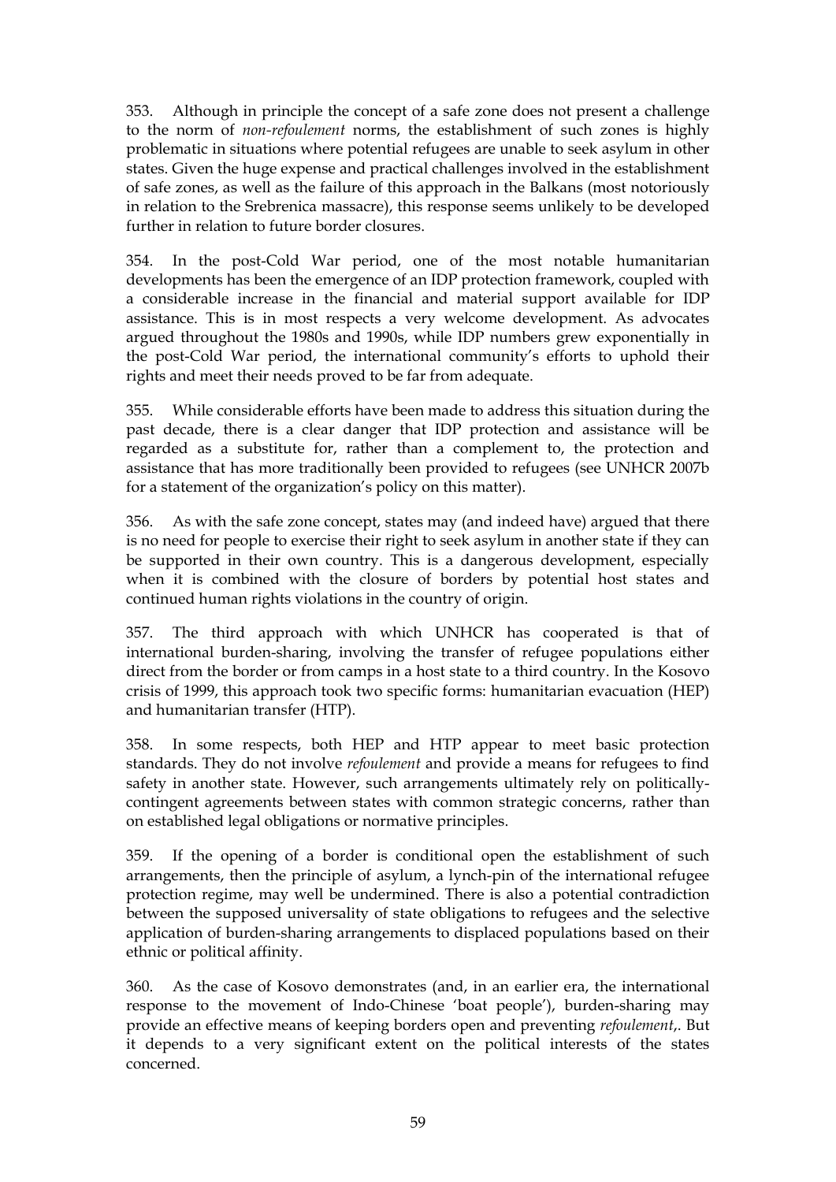353. Although in principle the concept of a safe zone does not present a challenge to the norm of *non-refoulement* norms, the establishment of such zones is highly problematic in situations where potential refugees are unable to seek asylum in other states. Given the huge expense and practical challenges involved in the establishment of safe zones, as well as the failure of this approach in the Balkans (most notoriously in relation to the Srebrenica massacre), this response seems unlikely to be developed further in relation to future border closures.

354. In the post-Cold War period, one of the most notable humanitarian developments has been the emergence of an IDP protection framework, coupled with a considerable increase in the financial and material support available for IDP assistance. This is in most respects a very welcome development. As advocates argued throughout the 1980s and 1990s, while IDP numbers grew exponentially in the post-Cold War period, the international community's efforts to uphold their rights and meet their needs proved to be far from adequate.

355. While considerable efforts have been made to address this situation during the past decade, there is a clear danger that IDP protection and assistance will be regarded as a substitute for, rather than a complement to, the protection and assistance that has more traditionally been provided to refugees (see UNHCR 2007b for a statement of the organization's policy on this matter).

356. As with the safe zone concept, states may (and indeed have) argued that there is no need for people to exercise their right to seek asylum in another state if they can be supported in their own country. This is a dangerous development, especially when it is combined with the closure of borders by potential host states and continued human rights violations in the country of origin.

357. The third approach with which UNHCR has cooperated is that of international burden-sharing, involving the transfer of refugee populations either direct from the border or from camps in a host state to a third country. In the Kosovo crisis of 1999, this approach took two specific forms: humanitarian evacuation (HEP) and humanitarian transfer (HTP).

358. In some respects, both HEP and HTP appear to meet basic protection standards. They do not involve *refoulement* and provide a means for refugees to find safety in another state. However, such arrangements ultimately rely on politically-contingent agreements between states with common strategic concerns, rather than on established legal obligations or normative principles.

359. If the opening of a border is conditional open the establishment of such arrangements, then the principle of asylum, a lynch-pin of the international refugee protection regime, may well be undermined. There is also a potential contradiction between the supposed universality of state obligations to refugees and the selective application of burden-sharing arrangements to displaced populations based on their ethnic or political affinity.

360. As the case of Kosovo demonstrates (and, in an earlier era, the international response to the movement of Indo-Chinese 'boat people'), burden-sharing may provide an effective means of keeping borders open and preventing *refoulement*,. But it depends to a very significant extent on the political interests of the states concerned.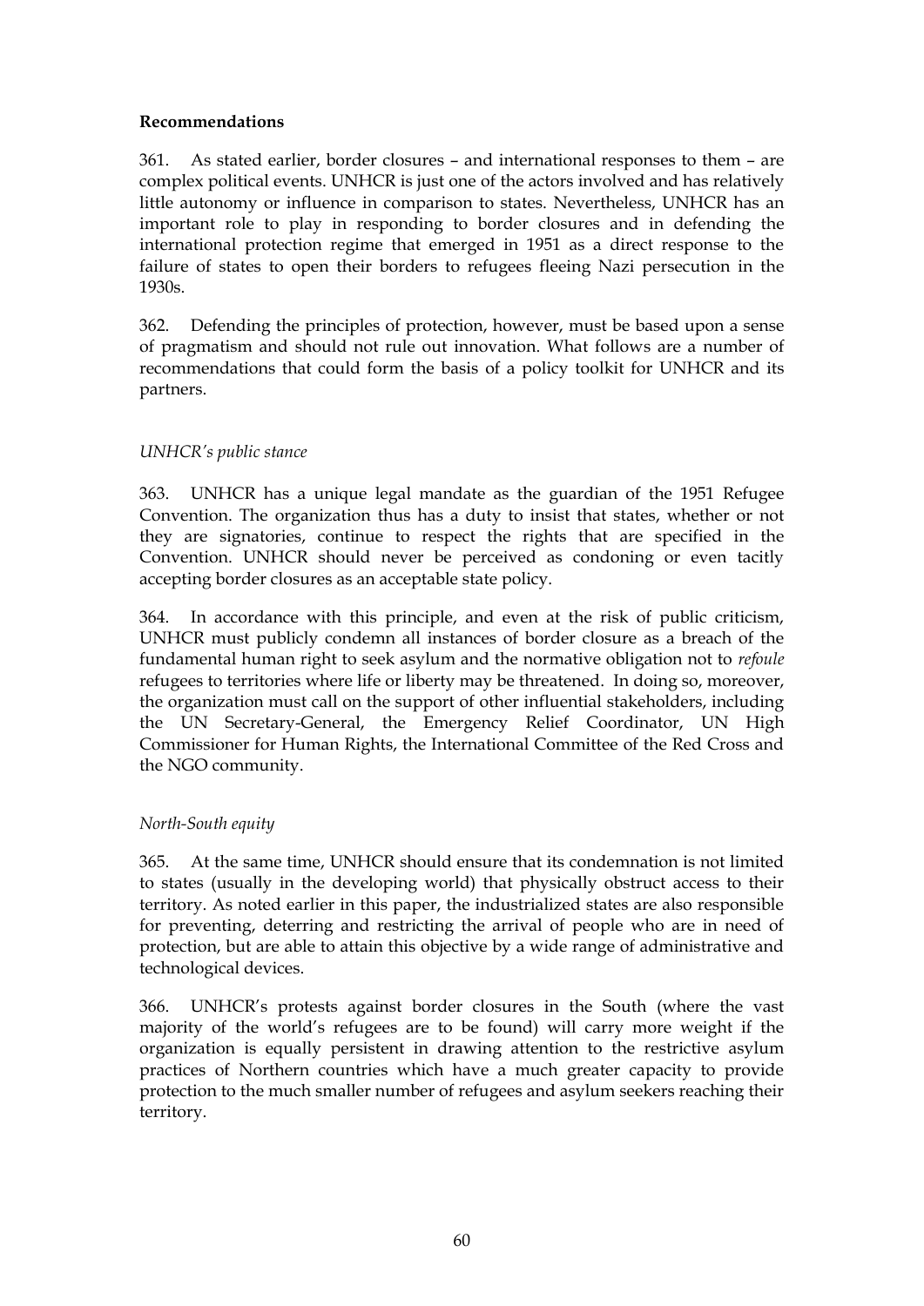**Recommendations**

361. As stated earlier, border closures – and international responses to them – are complex political events. UNHCR is just one of the actors involved and has relatively little autonomy or influence in comparison to states. Nevertheless, UNHCR has an important role to play in responding to border closures and in defending the international protection regime that emerged in 1951 as a direct response to the failure of states to open their borders to refugees fleeing Nazi persecution in the 1930s.

362. Defending the principles of protection, however, must be based upon a sense of pragmatism and should not rule out innovation. What follows are a number of recommendations that could form the basis of a policy toolkit for UNHCR and its partners.

*UNHCR's public stance*

363. UNHCR has a unique legal mandate as the guardian of the 1951 Refugee Convention. The organization thus has a duty to insist that states, whether or not they are signatories, continue to respect the rights that are specified in the Convention. UNHCR should never be perceived as condoning or even tacitly accepting border closures as an acceptable state policy.

364. In accordance with this principle, and even at the risk of public criticism, UNHCR must publicly condemn all instances of border closure as a breach of the fundamental human right to seek asylum and the normative obligation not to *refoule* refugees to territories where life or liberty may be threatened. In doing so, moreover, the organization must call on the support of other influential stakeholders, including the UN Secretary-General, the Emergency Relief Coordinator, UN High Commissioner for Human Rights, the International Committee of the Red Cross and the NGO community.

*North-South equity*

365. At the same time, UNHCR should ensure that its condemnation is not limited to states (usually in the developing world) that physically obstruct access to their territory. As noted earlier in this paper, the industrialized states are also responsible for preventing, deterring and restricting the arrival of people who are in need of protection, but are able to attain this objective by a wide range of administrative and technological devices.

366. UNHCR's protests against border closures in the South (where the vast majority of the world's refugees are to be found) will carry more weight if the organization is equally persistent in drawing attention to the restrictive asylum practices of Northern countries which have a much greater capacity to provide protection to the much smaller number of refugees and asylum seekers reaching their territory.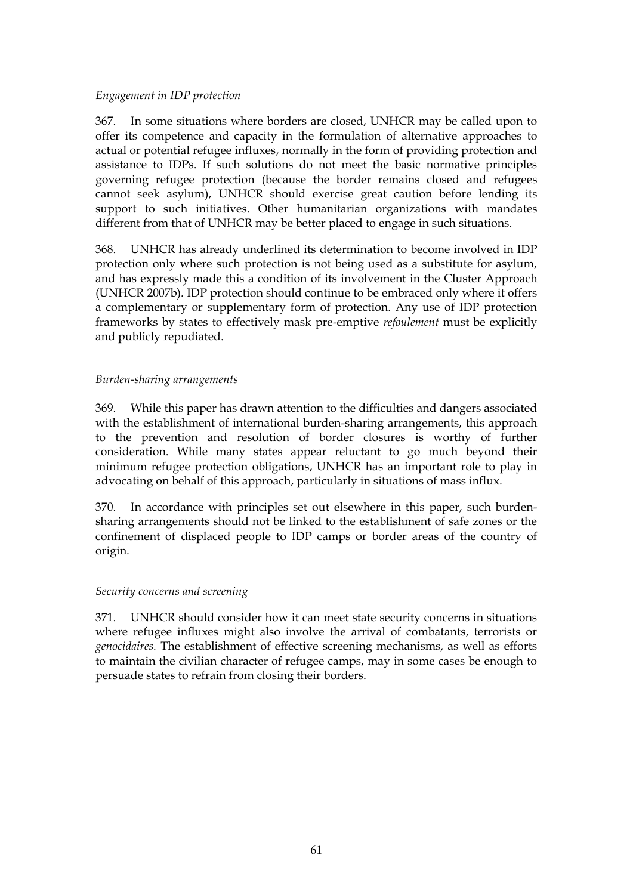*Engagement in IDP protection*

367. In some situations where borders are closed, UNHCR may be called upon to offer its competence and capacity in the formulation of alternative approaches to actual or potential refugee influxes, normally in the form of providing protection and assistance to IDPs. If such solutions do not meet the basic normative principles governing refugee protection (because the border remains closed and refugees cannot seek asylum), UNHCR should exercise great caution before lending its support to such initiatives. Other humanitarian organizations with mandates different from that of UNHCR may be better placed to engage in such situations.

368. UNHCR has already underlined its determination to become involved in IDP protection only where such protection is not being used as a substitute for asylum, and has expressly made this a condition of its involvement in the Cluster Approach (UNHCR 2007b). IDP protection should continue to be embraced only where it offers a complementary or supplementary form of protection. Any use of IDP protection frameworks by states to effectively mask pre-emptive *refoulement* must be explicitly and publicly repudiated.

*Burden-sharing arrangements*

369. While this paper has drawn attention to the difficulties and dangers associated with the establishment of international burden-sharing arrangements, this approach to the prevention and resolution of border closures is worthy of further consideration. While many states appear reluctant to go much beyond their minimum refugee protection obligations, UNHCR has an important role to play in advocating on behalf of this approach, particularly in situations of mass influx.

370. In accordance with principles set out elsewhere in this paper, such burden-sharing arrangements should not be linked to the establishment of safe zones or the confinement of displaced people to IDP camps or border areas of the country of origin.

*Security concerns and screening*

371. UNHCR should consider how it can meet state security concerns in situations where refugee influxes might also involve the arrival of combatants, terrorists or *genocidaires.* The establishment of effective screening mechanisms, as well as efforts to maintain the civilian character of refugee camps, may in some cases be enough to persuade states to refrain from closing their borders.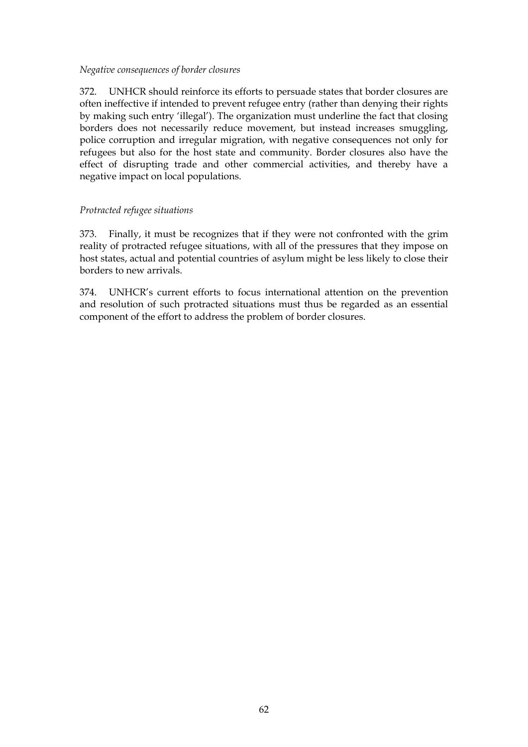*Negative consequences of border closures*

372. UNHCR should reinforce its efforts to persuade states that border closures are often ineffective if intended to prevent refugee entry (rather than denying their rights by making such entry 'illegal'). The organization must underline the fact that closing borders does not necessarily reduce movement, but instead increases smuggling, police corruption and irregular migration, with negative consequences not only for refugees but also for the host state and community. Border closures also have the effect of disrupting trade and other commercial activities, and thereby have a negative impact on local populations.

*Protracted refugee situations*

373. Finally, it must be recognizes that if they were not confronted with the grim reality of protracted refugee situations, with all of the pressures that they impose on host states, actual and potential countries of asylum might be less likely to close their borders to new arrivals.

374. UNHCR's current efforts to focus international attention on the prevention and resolution of such protracted situations must thus be regarded as an essential component of the effort to address the problem of border closures.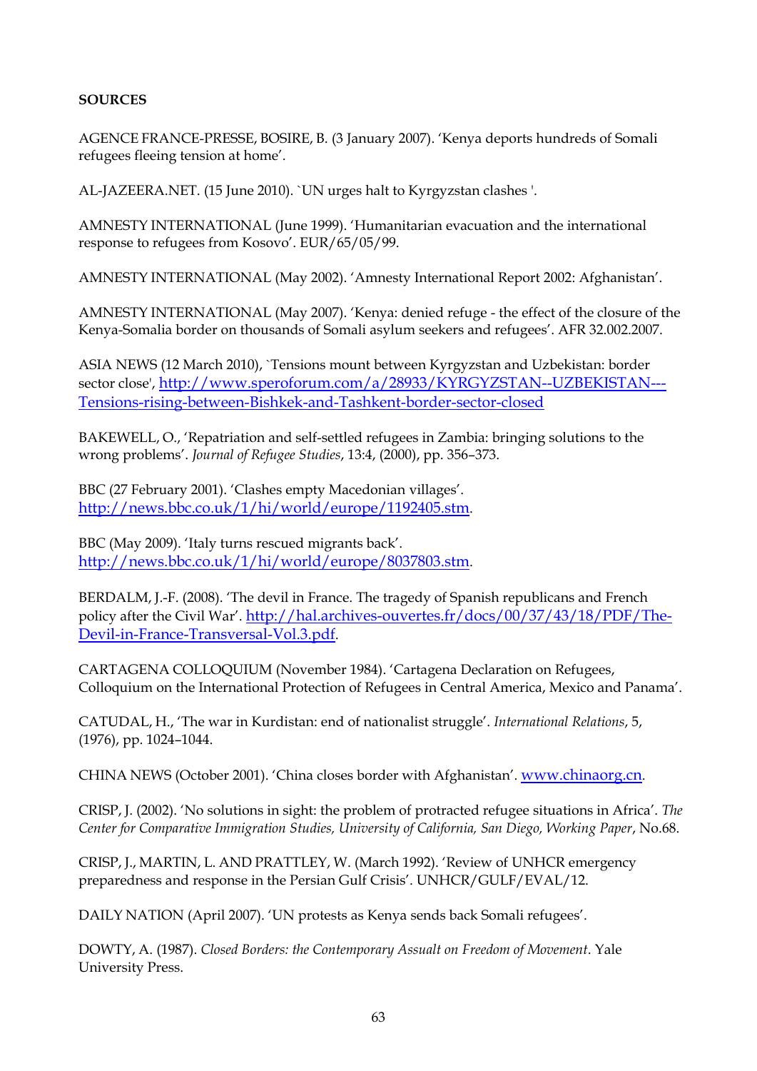**SOURCES**

AGENCE FRANCE-PRESSE, BOSIRE, B. (3 January 2007). 'Kenya deports hundreds of Somali refugees fleeing tension at home'.

AL-JAZEERA.NET. (15 June 2010). `UN urges halt to Kyrgyzstan clashes '.

AMNESTY INTERNATIONAL (June 1999). 'Humanitarian evacuation and the international response to refugees from Kosovo'. EUR/65/05/99.

AMNESTY INTERNATIONAL (May 2002). 'Amnesty International Report 2002: Afghanistan'.

AMNESTY INTERNATIONAL (May 2007). 'Kenya: denied refuge - the effect of the closure of the Kenya-Somalia border on thousands of Somali asylum seekers and refugees'. AFR 32.002.2007.

ASIA NEWS (12 March 2010), `Tensions mount between Kyrgyzstan and Uzbekistan: border sector close', http://www.speroforum.com/a/28933/KYRGYZSTAN--UZBEKISTAN---Tensions-rising-between-Bishkek-and-Tashkent-border-sector-closed

BAKEWELL, O., 'Repatriation and self-settled refugees in Zambia: bringing solutions to the wrong problems'. *Journal of Refugee Studies*, 13:4, (2000), pp. 356–373.

BBC (27 February 2001). 'Clashes empty Macedonian villages'. http://news.bbc.co.uk/1/hi/world/europe/1192405.stm.

BBC (May 2009). 'Italy turns rescued migrants back'. http://news.bbc.co.uk/1/hi/world/europe/8037803.stm.

BERDALM, J.-F. (2008). 'The devil in France. The tragedy of Spanish republicans and French policy after the Civil War'. http://hal.archives-ouvertes.fr/docs/00/37/43/18/PDF/The-Devil-in-France-Transversal-Vol.3.pdf.

CARTAGENA COLLOQUIUM (November 1984). 'Cartagena Declaration on Refugees, Colloquium on the International Protection of Refugees in Central America, Mexico and Panama'.

CATUDAL, H., 'The war in Kurdistan: end of nationalist struggle'. *International Relations*, 5, (1976), pp. 1024–1044.

CHINA NEWS (October 2001). 'China closes border with Afghanistan'. www.chinaorg.cn.

CRISP, J. (2002). 'No solutions in sight: the problem of protracted refugee situations in Africa'. *The Center for Comparative Immigration Studies, University of California, San Diego, Working Paper*, No.68.

CRISP, J., MARTIN, L. AND PRATTLEY, W. (March 1992). 'Review of UNHCR emergency preparedness and response in the Persian Gulf Crisis'. UNHCR/GULF/EVAL/12.

DAILY NATION (April 2007). 'UN protests as Kenya sends back Somali refugees'.

DOWTY, A. (1987). *Closed Borders: the Contemporary Assault on Freedom of Movement*. Yale University Press.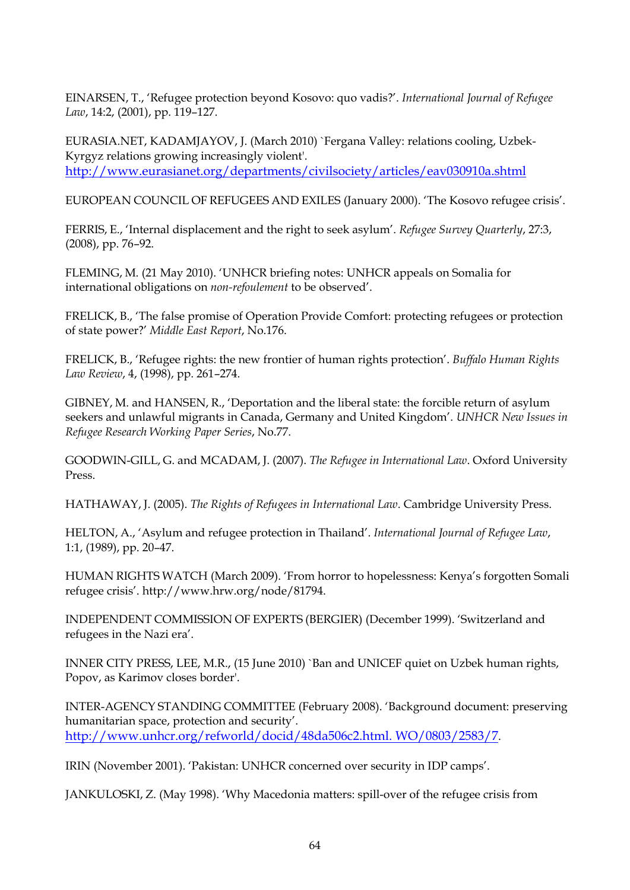EINARSEN, T., 'Refugee protection beyond Kosovo: quo vadis?'. *International Journal of Refugee Law*, 14:2, (2001), pp. 119–127.

EURASIA.NET, KADAMJAYOV, J. (March 2010) `Fergana Valley: relations cooling, Uzbek-Kyrgyz relations growing increasingly violent'. http://www.eurasianet.org/departments/civilsociety/articles/eav030910a.shtml

EUROPEAN COUNCIL OF REFUGEES AND EXILES (January 2000). 'The Kosovo refugee crisis'.

FERRIS, E., 'Internal displacement and the right to seek asylum'. *Refugee Survey Quarterly*, 27:3, (2008), pp. 76–92.

FLEMING, M. (21 May 2010). 'UNHCR briefing notes: UNHCR appeals on Somalia for international obligations on *non-refoulement* to be observed'.

FRELICK, B., 'The false promise of Operation Provide Comfort: protecting refugees or protection of state power?' *Middle East Report*, No.176.

FRELICK, B., 'Refugee rights: the new frontier of human rights protection'. *Buffalo Human Rights Law Review*, 4, (1998), pp. 261–274.

GIBNEY, M. and HANSEN, R., 'Deportation and the liberal state: the forcible return of asylum seekers and unlawful migrants in Canada, Germany and United Kingdom'. *UNHCR New Issues in Refugee Research Working Paper Series*, No.77.

GOODWIN-GILL, G. and MCADAM, J. (2007). *The Refugee in International Law*. Oxford University Press.

HATHAWAY, J. (2005). *The Rights of Refugees in International Law*. Cambridge University Press.

HELTON, A., 'Asylum and refugee protection in Thailand'. *International Journal of Refugee Law*, 1:1, (1989), pp. 20–47.

HUMAN RIGHTS WATCH (March 2009). 'From horror to hopelessness: Kenya's forgotten Somali refugee crisis'. http://www.hrw.org/node/81794.

INDEPENDENT COMMISSION OF EXPERTS (BERGIER) (December 1999). 'Switzerland and refugees in the Nazi era'.

INNER CITY PRESS, LEE, M.R., (15 June 2010) `Ban and UNICEF quiet on Uzbek human rights, Popov, as Karimov closes border'.

INTER-AGENCY STANDING COMMITTEE (February 2008). 'Background document: preserving humanitarian space, protection and security'. http://www.unhcr.org/refworld/docid/48da506c2.html. WO/0803/2583/7.

IRIN (November 2001). 'Pakistan: UNHCR concerned over security in IDP camps'.

JANKULOSKI, Z. (May 1998). 'Why Macedonia matters: spill-over of the refugee crisis from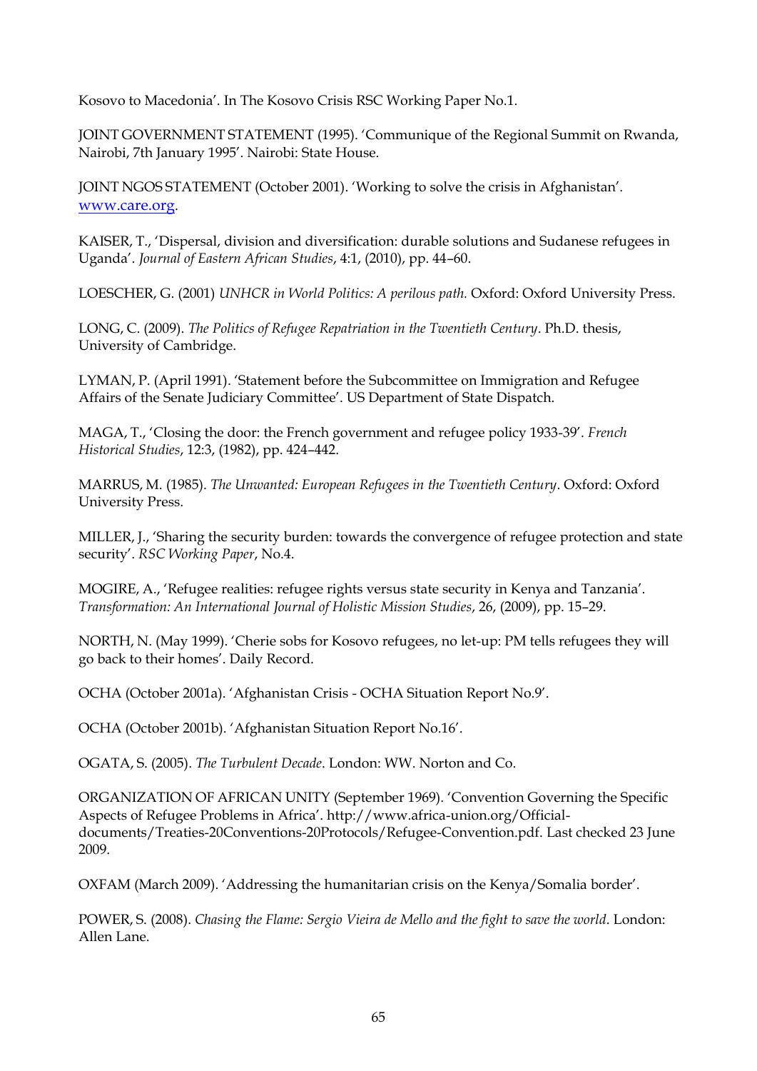Kosovo to Macedonia'. In The Kosovo Crisis RSC Working Paper No.1.

JOINT GOVERNMENT STATEMENT (1995). 'Communique of the Regional Summit on Rwanda, Nairobi, 7th January 1995'. Nairobi: State House.

JOINT NGOS STATEMENT (October 2001). 'Working to solve the crisis in Afghanistan'. www.care.org.

KAISER, T., 'Dispersal, division and diversification: durable solutions and Sudanese refugees in Uganda'. *Journal of Eastern African Studies*, 4:1, (2010), pp. 44–60.

LOESCHER, G. (2001) *UNHCR in World Politics: A perilous path.* Oxford: Oxford University Press.

LONG, C. (2009). *The Politics of Refugee Repatriation in the Twentieth Century*. Ph.D. thesis, University of Cambridge.

LYMAN, P. (April 1991). 'Statement before the Subcommittee on Immigration and Refugee Affairs of the Senate Judiciary Committee'. US Department of State Dispatch.

MAGA, T., 'Closing the door: the French government and refugee policy 1933-39'. *French Historical Studies*, 12:3, (1982), pp. 424–442.

MARRUS, M. (1985). *The Unwanted: European Refugees in the Twentieth Century*. Oxford: Oxford University Press.

MILLER, J., 'Sharing the security burden: towards the convergence of refugee protection and state security'. *RSC Working Paper*, No.4.

MOGIRE, A., 'Refugee realities: refugee rights versus state security in Kenya and Tanzania'. *Transformation: An International Journal of Holistic Mission Studies*, 26, (2009), pp. 15–29.

NORTH, N. (May 1999). 'Cherie sobs for Kosovo refugees, no let-up: PM tells refugees they will go back to their homes'. Daily Record.

OCHA (October 2001a). 'Afghanistan Crisis - OCHA Situation Report No.9'.

OCHA (October 2001b). 'Afghanistan Situation Report No.16'.

OGATA, S. (2005). *The Turbulent Decade*. London: WW. Norton and Co.

ORGANIZATION OF AFRICAN UNITY (September 1969). 'Convention Governing the Specific Aspects of Refugee Problems in Africa'. http://www.africa-union.org/Official-documents/Treaties-20Conventions-20Protocols/Refugee-Convention.pdf. Last checked 23 June 2009.

OXFAM (March 2009). 'Addressing the humanitarian crisis on the Kenya/Somalia border'.

POWER, S. (2008). *Chasing the Flame: Sergio Vieira de Mello and the fight to save the world*. London: Allen Lane.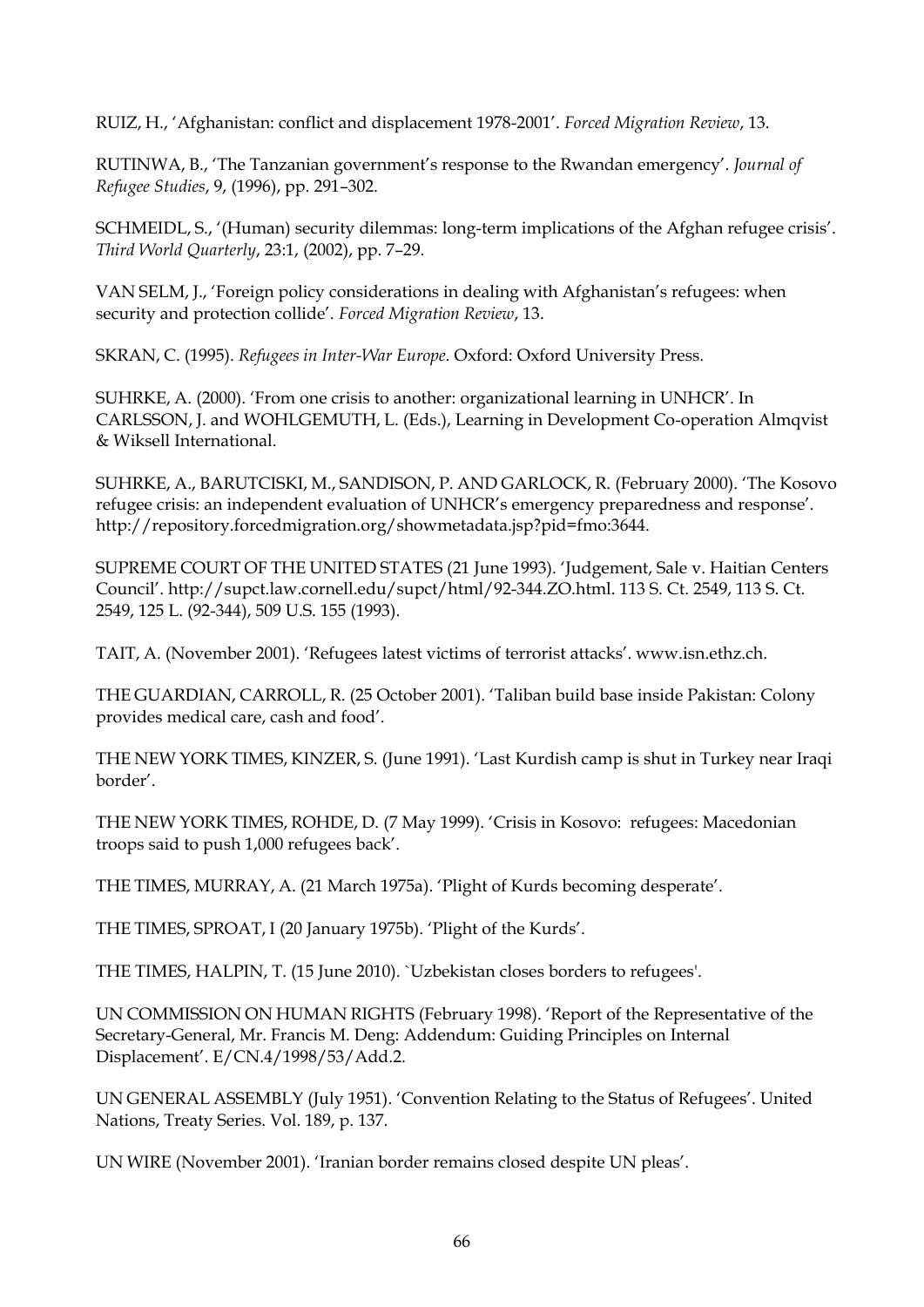RUIZ, H., 'Afghanistan: conflict and displacement 1978-2001'. *Forced Migration Review*, 13.

RUTINWA, B., 'The Tanzanian government's response to the Rwandan emergency'. *Journal of Refugee Studies*, 9, (1996), pp. 291–302.

SCHMEIDL, S., '(Human) security dilemmas: long-term implications of the Afghan refugee crisis'. *Third World Quarterly*, 23:1, (2002), pp. 7–29.

VAN SELM, J., 'Foreign policy considerations in dealing with Afghanistan's refugees: when security and protection collide'. *Forced Migration Review*, 13.

SKRAN, C. (1995). *Refugees in Inter-War Europe*. Oxford: Oxford University Press.

SUHRKE, A. (2000). 'From one crisis to another: organizational learning in UNHCR'. In CARLSSON, J. and WOHLGEMUTH, L. (Eds.), Learning in Development Co-operation Almqvist & Wiksell International.

SUHRKE, A., BARUTCISKI, M., SANDISON, P. AND GARLOCK, R. (February 2000). 'The Kosovo refugee crisis: an independent evaluation of UNHCR's emergency preparedness and response'. http://repository.forcedmigration.org/showmetadata.jsp?pid=fmo:3644.

SUPREME COURT OF THE UNITED STATES (21 June 1993). 'Judgement, Sale v. Haitian Centers Council'. http://supct.law.cornell.edu/supct/html/92-344.ZO.html. 113 S. Ct. 2549, 113 S. Ct. 2549, 125 L. (92-344), 509 U.S. 155 (1993).

TAIT, A. (November 2001). 'Refugees latest victims of terrorist attacks'. www.isn.ethz.ch.

THE GUARDIAN, CARROLL, R. (25 October 2001). 'Taliban build base inside Pakistan: Colony provides medical care, cash and food'.

THE NEW YORK TIMES, KINZER, S. (June 1991). 'Last Kurdish camp is shut in Turkey near Iraqi border'.

THE NEW YORK TIMES, ROHDE, D. (7 May 1999). 'Crisis in Kosovo: refugees: Macedonian troops said to push 1,000 refugees back'.

THE TIMES, MURRAY, A. (21 March 1975a). 'Plight of Kurds becoming desperate'.

THE TIMES, SPROAT, I (20 January 1975b). 'Plight of the Kurds'.

THE TIMES, HALPIN, T. (15 June 2010). `Uzbekistan closes borders to refugees'.

UN COMMISSION ON HUMAN RIGHTS (February 1998). 'Report of the Representative of the Secretary-General, Mr. Francis M. Deng: Addendum: Guiding Principles on Internal Displacement'. E/CN.4/1998/53/Add.2.

UN GENERAL ASSEMBLY (July 1951). 'Convention Relating to the Status of Refugees'. United Nations, Treaty Series. Vol. 189, p. 137.

UN WIRE (November 2001). 'Iranian border remains closed despite UN pleas'.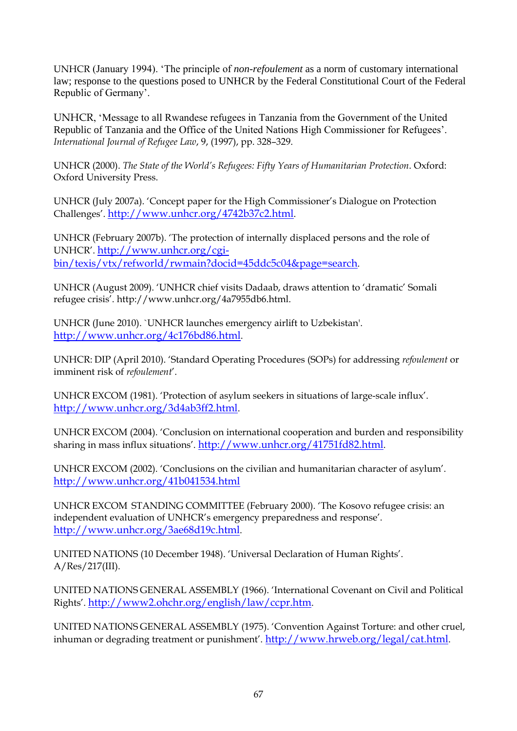UNHCR (January 1994). 'The principle of *non-refoulement* as a norm of customary international law; response to the questions posed to UNHCR by the Federal Constitutional Court of the Federal Republic of Germany'.

UNHCR, 'Message to all Rwandese refugees in Tanzania from the Government of the United Republic of Tanzania and the Office of the United Nations High Commissioner for Refugees'. *International Journal of Refugee Law*, 9, (1997), pp. 328–329.

UNHCR (2000). *The State of the World's Refugees: Fifty Years of Humanitarian Protection*. Oxford: Oxford University Press.

UNHCR (July 2007a). 'Concept paper for the High Commissioner's Dialogue on Protection Challenges'. http://www.unhcr.org/4742b37c2.html.

UNHCR (February 2007b). 'The protection of internally displaced persons and the role of UNHCR'. http://www.unhcr.org/cgi-bin/texis/vtx/refworld/rwmain?docid=45ddc5c04&page=search.

UNHCR (August 2009). 'UNHCR chief visits Dadaab, draws attention to 'dramatic' Somali refugee crisis'. http://www.unhcr.org/4a7955db6.html.

UNHCR (June 2010). `UNHCR launches emergency airlift to Uzbekistan'. http://www.unhcr.org/4c176bd86.html.

UNHCR: DIP (April 2010). 'Standard Operating Procedures (SOPs) for addressing *refoulement* or imminent risk of *refoulement*'.

UNHCR EXCOM (1981). 'Protection of asylum seekers in situations of large-scale influx'. http://www.unhcr.org/3d4ab3ff2.html.

UNHCR EXCOM (2004). 'Conclusion on international cooperation and burden and responsibility sharing in mass influx situations'. http://www.unhcr.org/41751fd82.html.

UNHCR EXCOM (2002). 'Conclusions on the civilian and humanitarian character of asylum'. http://www.unhcr.org/41b041534.html

UNHCR EXCOM STANDING COMMITTEE (February 2000). 'The Kosovo refugee crisis: an independent evaluation of UNHCR's emergency preparedness and response'. http://www.unhcr.org/3ae68d19c.html.

UNITED NATIONS (10 December 1948). 'Universal Declaration of Human Rights'. A/Res/217(III).

UNITED NATIONS GENERAL ASSEMBLY (1966). 'International Covenant on Civil and Political Rights'. http://www2.ohchr.org/english/law/ccpr.htm.

UNITED NATIONS GENERAL ASSEMBLY (1975). 'Convention Against Torture: and other cruel, inhuman or degrading treatment or punishment'. http://www.hrweb.org/legal/cat.html.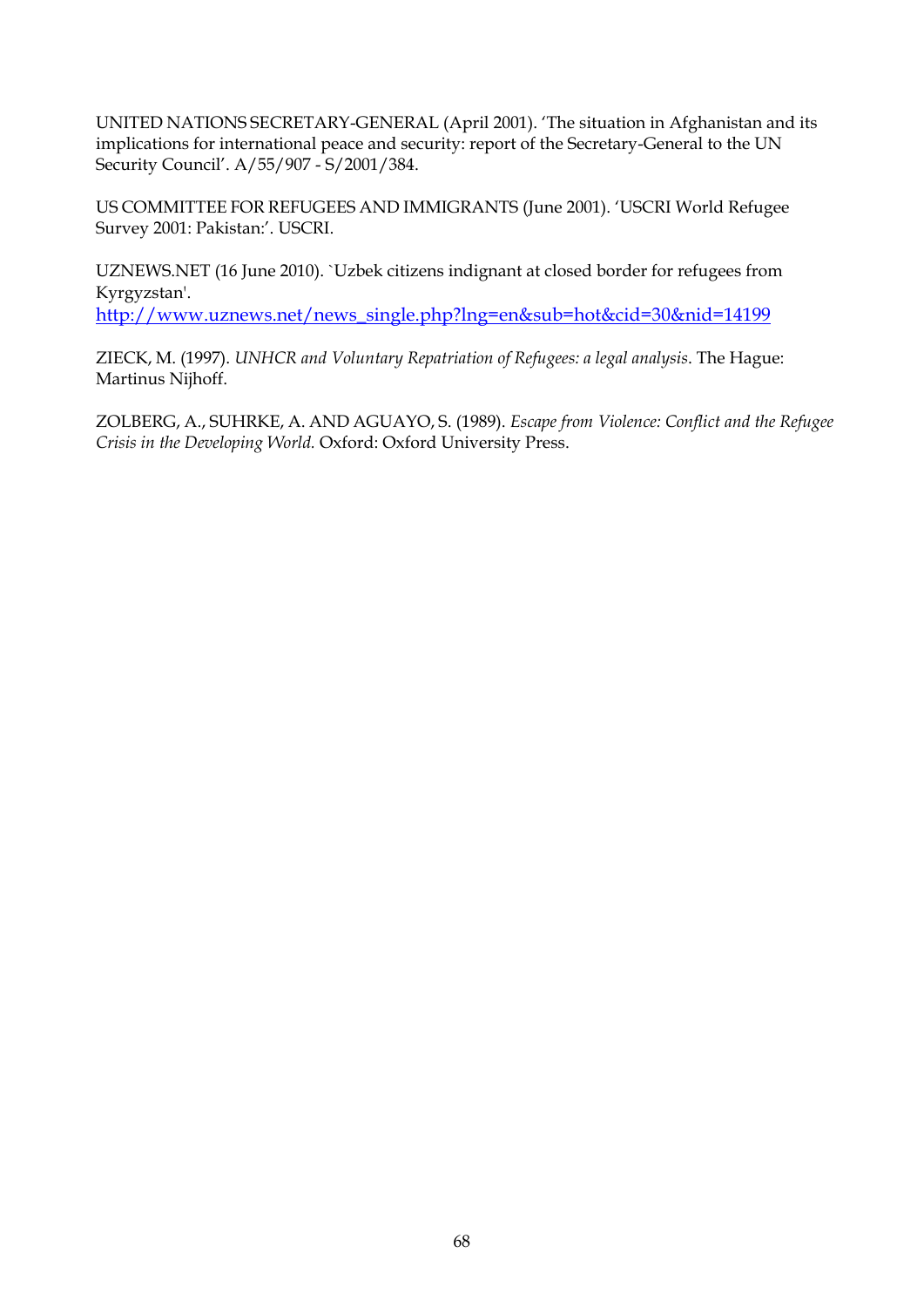UNITED NATIONS SECRETARY-GENERAL (April 2001). 'The situation in Afghanistan and its implications for international peace and security: report of the Secretary-General to the UN Security Council'. A/55/907 - S/2001/384.

US COMMITTEE FOR REFUGEES AND IMMIGRANTS (June 2001). 'USCRI World Refugee Survey 2001: Pakistan:'. USCRI.

UZNEWS.NET (16 June 2010). `Uzbek citizens indignant at closed border for refugees from Kyrgyzstan'.
http://www.uznews.net/news_single.php?lng=en&sub=hot&cid=30&nid=14199

ZIECK, M. (1997). *UNHCR and Voluntary Repatriation of Refugees: a legal analysis*. The Hague: Martinus Nijhoff.

ZOLBERG, A., SUHRKE, A. AND AGUAYO, S. (1989). *Escape from Violence: Conflict and the Refugee Crisis in the Developing World.* Oxford: Oxford University Press.